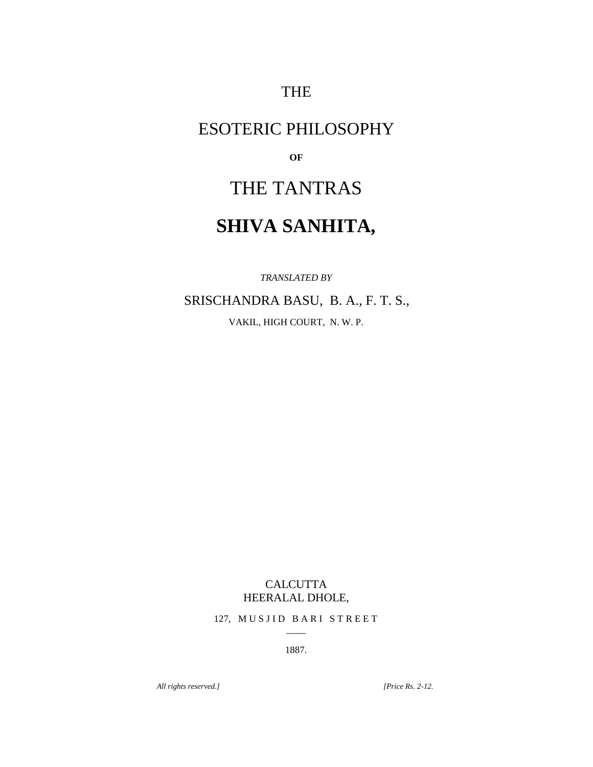# THE

# ESOTERIC PHILOSOPHY

**OF**

# THE TANTRAS

# SHIVA SANHITA,

*TRANSLATED BY*

SRISCHANDRA BASU, B. A., F. T. S.,

VAKIL, HIGH COURT, N. W. P.

CALCUTTA
HEERALAL DHOLE,

127, MUSJID BARI STREET

1887.

*All rights reserved.]* *[Price Rs. 2-12.*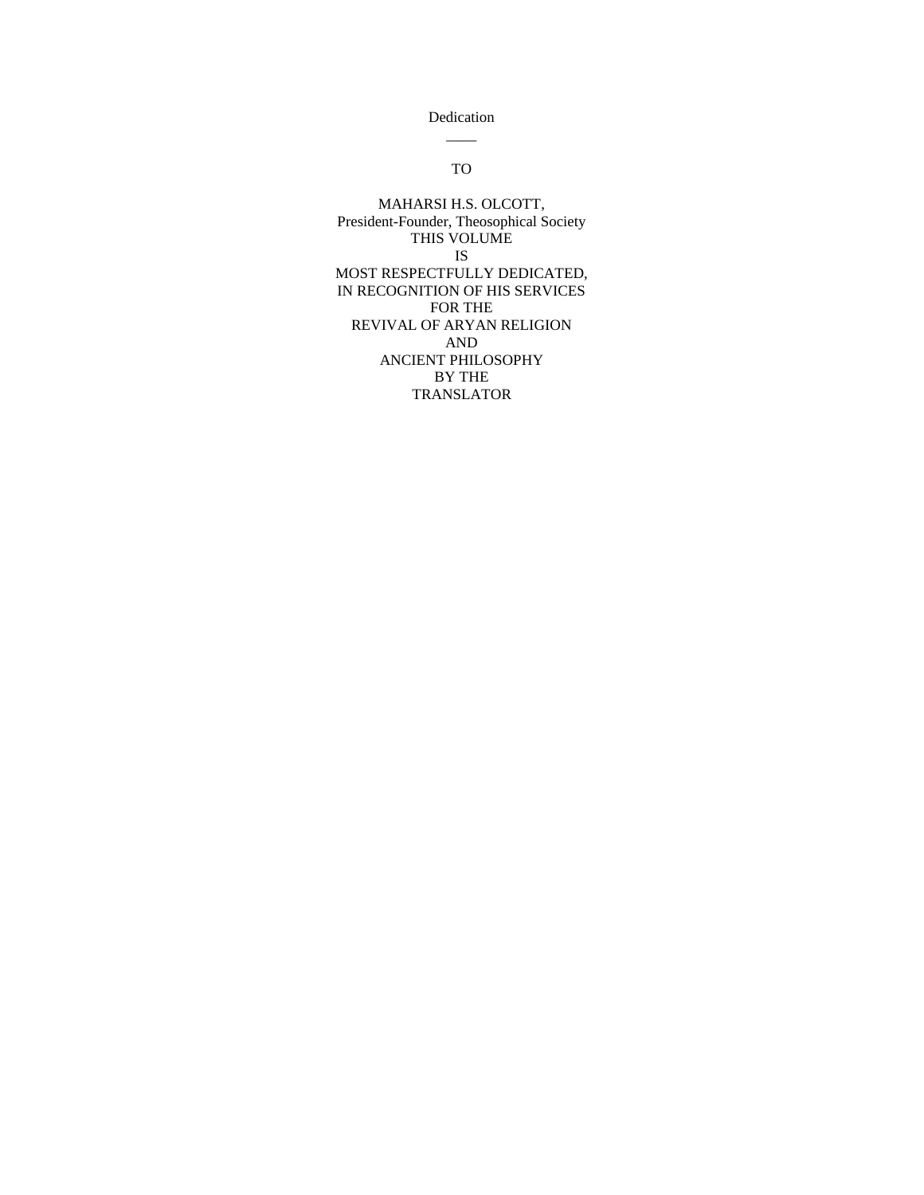# Dedication

TO

MAHARSI H.S. OLCOTT,
President-Founder, Theosophical Society
THIS VOLUME
IS
MOST RESPECTFULLY DEDICATED,
IN RECOGNITION OF HIS SERVICES
FOR THE
REVIVAL OF ARYAN RELIGION
AND
ANCIENT PHILOSOPHY
BY THE
TRANSLATOR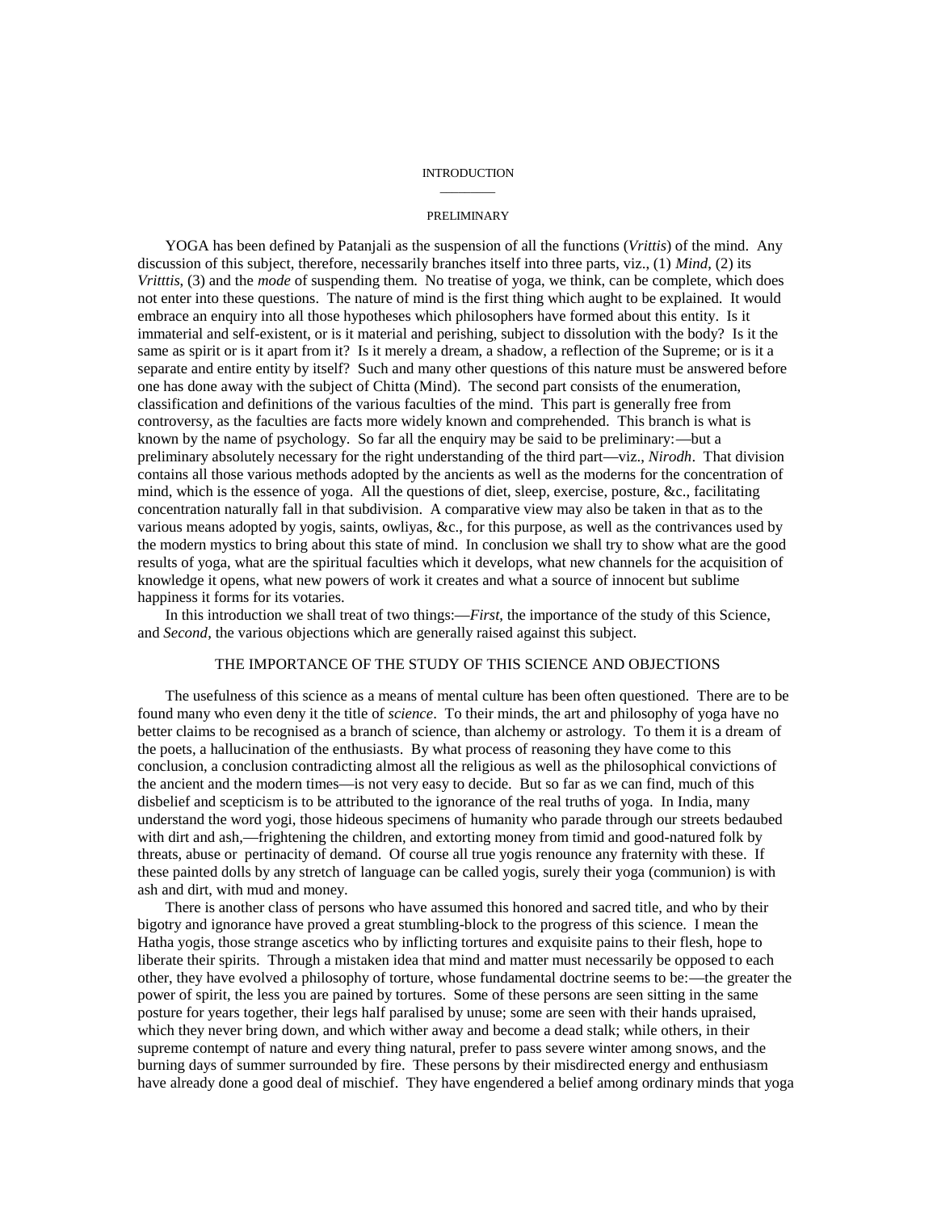# INTRODUCTION

## PRELIMINARY

YOGA has been defined by Patanjali as the suspension of all the functions (*Vrittis*) of the mind. Any discussion of this subject, therefore, necessarily branches itself into three parts, viz., (1) *Mind*, (2) its *Vritttis*, (3) and the *mode* of suspending them. No treatise of yoga, we think, can be complete, which does not enter into these questions. The nature of mind is the first thing which aught to be explained. It would embrace an enquiry into all those hypotheses which philosophers have formed about this entity. Is it immaterial and self-existent, or is it material and perishing, subject to dissolution with the body? Is it the same as spirit or is it apart from it? Is it merely a dream, a shadow, a reflection of the Supreme; or is it a separate and entire entity by itself? Such and many other questions of this nature must be answered before one has done away with the subject of Chitta (Mind). The second part consists of the enumeration, classification and definitions of the various faculties of the mind. This part is generally free from controversy, as the faculties are facts more widely known and comprehended. This branch is what is known by the name of psychology. So far all the enquiry may be said to be preliminary:—but a preliminary absolutely necessary for the right understanding of the third part—viz., *Nirodh*. That division contains all those various methods adopted by the ancients as well as the moderns for the concentration of mind, which is the essence of yoga. All the questions of diet, sleep, exercise, posture, &c., facilitating concentration naturally fall in that subdivision. A comparative view may also be taken in that as to the various means adopted by yogis, saints, owliyas, &c., for this purpose, as well as the contrivances used by the modern mystics to bring about this state of mind. In conclusion we shall try to show what are the good results of yoga, what are the spiritual faculties which it develops, what new channels for the acquisition of knowledge it opens, what new powers of work it creates and what a source of innocent but sublime happiness it forms for its votaries.

In this introduction we shall treat of two things:—*First*, the importance of the study of this Science, and *Second*, the various objections which are generally raised against this subject.

## THE IMPORTANCE OF THE STUDY OF THIS SCIENCE AND OBJECTIONS

The usefulness of this science as a means of mental culture has been often questioned. There are to be found many who even deny it the title of *science*. To their minds, the art and philosophy of yoga have no better claims to be recognised as a branch of science, than alchemy or astrology. To them it is a dream of the poets, a hallucination of the enthusiasts. By what process of reasoning they have come to this conclusion, a conclusion contradicting almost all the religious as well as the philosophical convictions of the ancient and the modern times—is not very easy to decide. But so far as we can find, much of this disbelief and scepticism is to be attributed to the ignorance of the real truths of yoga. In India, many understand the word yogi, those hideous specimens of humanity who parade through our streets bedaubed with dirt and ash,—frightening the children, and extorting money from timid and good-natured folk by threats, abuse or pertinacity of demand. Of course all true yogis renounce any fraternity with these. If these painted dolls by any stretch of language can be called yogis, surely their yoga (communion) is with ash and dirt, with mud and money.

There is another class of persons who have assumed this honored and sacred title, and who by their bigotry and ignorance have proved a great stumbling-block to the progress of this science. I mean the Hatha yogis, those strange ascetics who by inflicting tortures and exquisite pains to their flesh, hope to liberate their spirits. Through a mistaken idea that mind and matter must necessarily be opposed to each other, they have evolved a philosophy of torture, whose fundamental doctrine seems to be:—the greater the power of spirit, the less you are pained by tortures. Some of these persons are seen sitting in the same posture for years together, their legs half paralised by unuse; some are seen with their hands upraised, which they never bring down, and which wither away and become a dead stalk; while others, in their supreme contempt of nature and every thing natural, prefer to pass severe winter among snows, and the burning days of summer surrounded by fire. These persons by their misdirected energy and enthusiasm have already done a good deal of mischief. They have engendered a belief among ordinary minds that yoga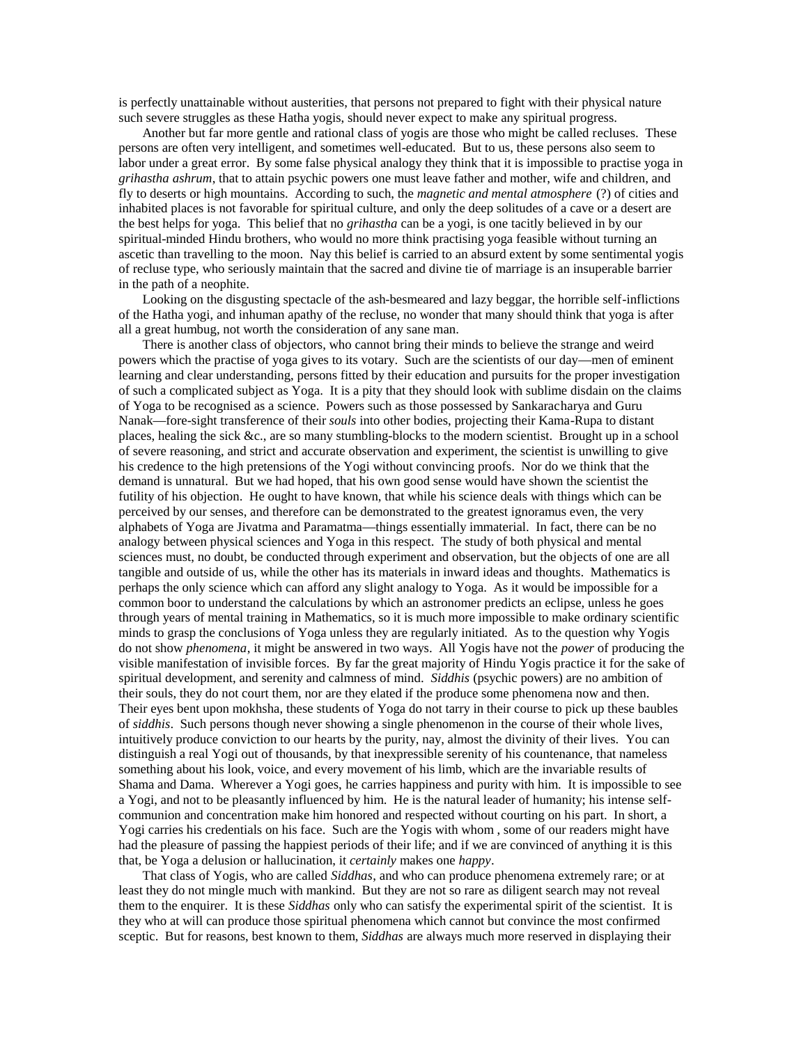is perfectly unattainable without austerities, that persons not prepared to fight with their physical nature such severe struggles as these Hatha yogis, should never expect to make any spiritual progress.

Another but far more gentle and rational class of yogis are those who might be called recluses. These persons are often very intelligent, and sometimes well-educated. But to us, these persons also seem to labor under a great error. By some false physical analogy they think that it is impossible to practise yoga in *grihastha ashrum*, that to attain psychic powers one must leave father and mother, wife and children, and fly to deserts or high mountains. According to such, the *magnetic and mental atmosphere* (?) of cities and inhabited places is not favorable for spiritual culture, and only the deep solitudes of a cave or a desert are the best helps for yoga. This belief that no *grihastha* can be a yogi, is one tacitly believed in by our spiritual-minded Hindu brothers, who would no more think practising yoga feasible without turning an ascetic than travelling to the moon. Nay this belief is carried to an absurd extent by some sentimental yogis of recluse type, who seriously maintain that the sacred and divine tie of marriage is an insuperable barrier in the path of a neophite.

Looking on the disgusting spectacle of the ash-besmeared and lazy beggar, the horrible self-inflictions of the Hatha yogi, and inhuman apathy of the recluse, no wonder that many should think that yoga is after all a great humbug, not worth the consideration of any sane man.

There is another class of objectors, who cannot bring their minds to believe the strange and weird powers which the practise of yoga gives to its votary. Such are the scientists of our day—men of eminent learning and clear understanding, persons fitted by their education and pursuits for the proper investigation of such a complicated subject as Yoga. It is a pity that they should look with sublime disdain on the claims of Yoga to be recognised as a science. Powers such as those possessed by Sankaracharya and Guru Nanak—fore-sight transference of their *souls* into other bodies, projecting their Kama-Rupa to distant places, healing the sick &c., are so many stumbling-blocks to the modern scientist. Brought up in a school of severe reasoning, and strict and accurate observation and experiment, the scientist is unwilling to give his credence to the high pretensions of the Yogi without convincing proofs. Nor do we think that the demand is unnatural. But we had hoped, that his own good sense would have shown the scientist the futility of his objection. He ought to have known, that while his science deals with things which can be perceived by our senses, and therefore can be demonstrated to the greatest ignoramus even, the very alphabets of Yoga are Jivatma and Paramatma—things essentially immaterial. In fact, there can be no analogy between physical sciences and Yoga in this respect. The study of both physical and mental sciences must, no doubt, be conducted through experiment and observation, but the objects of one are all tangible and outside of us, while the other has its materials in inward ideas and thoughts. Mathematics is perhaps the only science which can afford any slight analogy to Yoga. As it would be impossible for a common boor to understand the calculations by which an astronomer predicts an eclipse, unless he goes through years of mental training in Mathematics, so it is much more impossible to make ordinary scientific minds to grasp the conclusions of Yoga unless they are regularly initiated. As to the question why Yogis do not show *phenomena*, it might be answered in two ways. All Yogis have not the *power* of producing the visible manifestation of invisible forces. By far the great majority of Hindu Yogis practice it for the sake of spiritual development, and serenity and calmness of mind. *Siddhis* (psychic powers) are no ambition of their souls, they do not court them, nor are they elated if the produce some phenomena now and then. Their eyes bent upon mokhsha, these students of Yoga do not tarry in their course to pick up these baubles of *siddhis*. Such persons though never showing a single phenomenon in the course of their whole lives, intuitively produce conviction to our hearts by the purity, nay, almost the divinity of their lives. You can distinguish a real Yogi out of thousands, by that inexpressible serenity of his countenance, that nameless something about his look, voice, and every movement of his limb, which are the invariable results of Shama and Dama. Wherever a Yogi goes, he carries happiness and purity with him. It is impossible to see a Yogi, and not to be pleasantly influenced by him. He is the natural leader of humanity; his intense self-communion and concentration make him honored and respected without courting on his part. In short, a Yogi carries his credentials on his face. Such are the Yogis with whom , some of our readers might have had the pleasure of passing the happiest periods of their life; and if we are convinced of anything it is this that, be Yoga a delusion or hallucination, it *certainly* makes one *happy*.

That class of Yogis, who are called *Siddhas*, and who can produce phenomena extremely rare; or at least they do not mingle much with mankind. But they are not so rare as diligent search may not reveal them to the enquirer. It is these *Siddhas* only who can satisfy the experimental spirit of the scientist. It is they who at will can produce those spiritual phenomena which cannot but convince the most confirmed sceptic. But for reasons, best known to them, *Siddhas* are always much more reserved in displaying their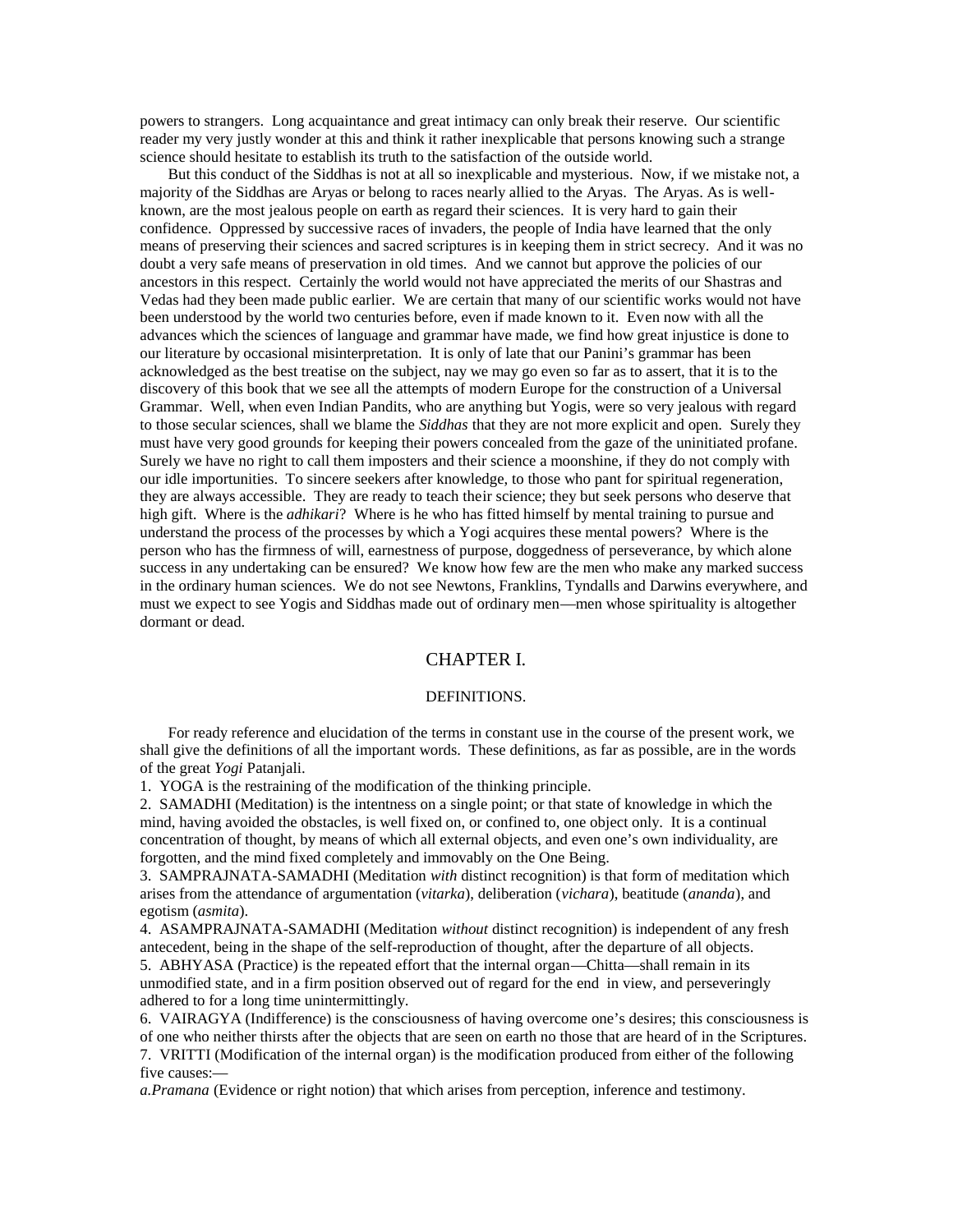powers to strangers. Long acquaintance and great intimacy can only break their reserve. Our scientific reader my very justly wonder at this and think it rather inexplicable that persons knowing such a strange science should hesitate to establish its truth to the satisfaction of the outside world.

But this conduct of the Siddhas is not at all so inexplicable and mysterious. Now, if we mistake not, a majority of the Siddhas are Aryas or belong to races nearly allied to the Aryas. The Aryas. As is well-known, are the most jealous people on earth as regard their sciences. It is very hard to gain their confidence. Oppressed by successive races of invaders, the people of India have learned that the only means of preserving their sciences and sacred scriptures is in keeping them in strict secrecy. And it was no doubt a very safe means of preservation in old times. And we cannot but approve the policies of our ancestors in this respect. Certainly the world would not have appreciated the merits of our Shastras and Vedas had they been made public earlier. We are certain that many of our scientific works would not have been understood by the world two centuries before, even if made known to it. Even now with all the advances which the sciences of language and grammar have made, we find how great injustice is done to our literature by occasional misinterpretation. It is only of late that our Panini's grammar has been acknowledged as the best treatise on the subject, nay we may go even so far as to assert, that it is to the discovery of this book that we see all the attempts of modern Europe for the construction of a Universal Grammar. Well, when even Indian Pandits, who are anything but Yogis, were so very jealous with regard to those secular sciences, shall we blame the *Siddhas* that they are not more explicit and open. Surely they must have very good grounds for keeping their powers concealed from the gaze of the uninitiated profane. Surely we have no right to call them imposters and their science a moonshine, if they do not comply with our idle importunities. To sincere seekers after knowledge, to those who pant for spiritual regeneration, they are always accessible. They are ready to teach their science; they but seek persons who deserve that high gift. Where is the *adhikari*? Where is he who has fitted himself by mental training to pursue and understand the process of the processes by which a Yogi acquires these mental powers? Where is the person who has the firmness of will, earnestness of purpose, doggedness of perseverance, by which alone success in any undertaking can be ensured? We know how few are the men who make any marked success in the ordinary human sciences. We do not see Newtons, Franklins, Tyndalls and Darwins everywhere, and must we expect to see Yogis and Siddhas made out of ordinary men—men whose spirituality is altogether dormant or dead.

# CHAPTER I.

## DEFINITIONS.

For ready reference and elucidation of the terms in constant use in the course of the present work, we shall give the definitions of all the important words. These definitions, as far as possible, are in the words of the great *Yogi* Patanjali.

1. YOGA is the restraining of the modification of the thinking principle.
2. SAMADHI (Meditation) is the intentness on a single point; or that state of knowledge in which the mind, having avoided the obstacles, is well fixed on, or confined to, one object only. It is a continual concentration of thought, by means of which all external objects, and even one's own individuality, are forgotten, and the mind fixed completely and immovably on the One Being.
3. SAMPRAJNATA-SAMADHI (Meditation *with* distinct recognition) is that form of meditation which arises from the attendance of argumentation (*vitarka*), deliberation (*vichara*), beatitude (*ananda*), and egotism (*asmita*).
4. ASAMPRAJNATA-SAMADHI (Meditation *without* distinct recognition) is independent of any fresh antecedent, being in the shape of the self-reproduction of thought, after the departure of all objects.
5. ABHYASA (Practice) is the repeated effort that the internal organ—Chitta—shall remain in its unmodified state, and in a firm position observed out of regard for the end in view, and perseveringly adhered to for a long time unintermittingly.
6. VAIRAGYA (Indifference) is the consciousness of having overcome one's desires; this consciousness is of one who neither thirsts after the objects that are seen on earth no those that are heard of in the Scriptures.
7. VRITTI (Modification of the internal organ) is the modification produced from either of the following five causes:—

*a.Pramana* (Evidence or right notion) that which arises from perception, inference and testimony.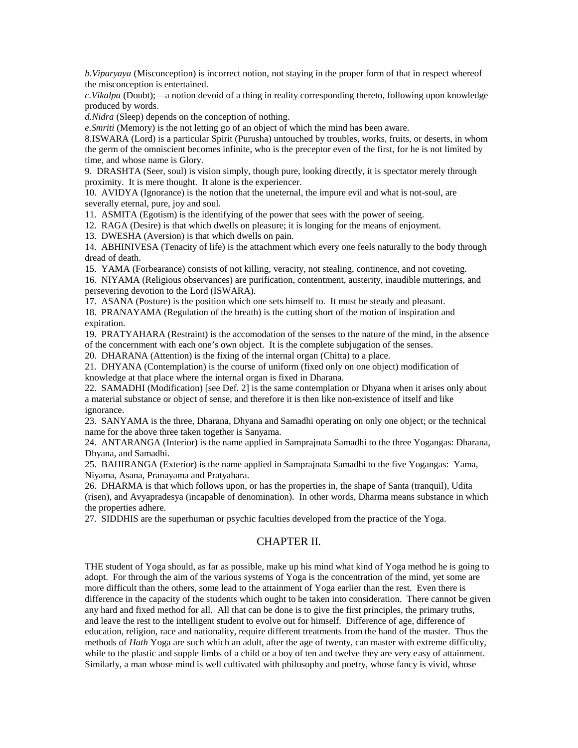*b.Viparyaya* (Misconception) is incorrect notion, not staying in the proper form of that in respect whereof the misconception is entertained.

*c.Vikalpa* (Doubt);—a notion devoid of a thing in reality corresponding thereto, following upon knowledge produced by words.

*d.Nidra* (Sleep) depends on the conception of nothing.

*e.Smriti* (Memory) is the not letting go of an object of which the mind has been aware.

8.ISWARA (Lord) is a particular Spirit (Purusha) untouched by troubles, works, fruits, or deserts, in whom the germ of the omniscient becomes infinite, who is the preceptor even of the first, for he is not limited by time, and whose name is Glory.

9. DRASHTA (Seer, soul) is vision simply, though pure, looking directly, it is spectator merely through proximity. It is mere thought. It alone is the experiencer.

10. AVIDYA (Ignorance) is the notion that the uneternal, the impure evil and what is not-soul, are severally eternal, pure, joy and soul.

11. ASMITA (Egotism) is the identifying of the power that sees with the power of seeing.

12. RAGA (Desire) is that which dwells on pleasure; it is longing for the means of enjoyment.

13. DWESHA (Aversion) is that which dwells on pain.

14. ABHINIVESA (Tenacity of life) is the attachment which every one feels naturally to the body through dread of death.

15. YAMA (Forbearance) consists of not killing, veracity, not stealing, continence, and not coveting.

16. NIYAMA (Religious observances) are purification, contentment, austerity, inaudible mutterings, and persevering devotion to the Lord (ISWARA).

17. ASANA (Posture) is the position which one sets himself to. It must be steady and pleasant.

18. PRANAYAMA (Regulation of the breath) is the cutting short of the motion of inspiration and expiration.

19. PRATYAHARA (Restraint) is the accomodation of the senses to the nature of the mind, in the absence of the concernment with each one's own object. It is the complete subjugation of the senses.

20. DHARANA (Attention) is the fixing of the internal organ (Chitta) to a place.

21. DHYANA (Contemplation) is the course of uniform (fixed only on one object) modification of knowledge at that place where the internal organ is fixed in Dharana.

22. SAMADHI (Modification) [see Def. 2] is the same contemplation or Dhyana when it arises only about a material substance or object of sense, and therefore it is then like non-existence of itself and like ignorance.

23. SANYAMA is the three, Dharana, Dhyana and Samadhi operating on only one object; or the technical name for the above three taken together is Sanyama.

24. ANTARANGA (Interior) is the name applied in Samprajnata Samadhi to the three Yogangas: Dharana, Dhyana, and Samadhi.

25. BAHIRANGA (Exterior) is the name applied in Samprajnata Samadhi to the five Yogangas: Yama, Niyama, Asana, Pranayama and Pratyahara.

26. DHARMA is that which follows upon, or has the properties in, the shape of Santa (tranquil), Udita (risen), and Avyapradesya (incapable of denomination). In other words, Dharma means substance in which the properties adhere.

27. SIDDHIS are the superhuman or psychic faculties developed from the practice of the Yoga.

## CHAPTER II.

THE student of Yoga should, as far as possible, make up his mind what kind of Yoga method he is going to adopt. For through the aim of the various systems of Yoga is the concentration of the mind, yet some are more difficult than the others, some lead to the attainment of Yoga earlier than the rest. Even there is difference in the capacity of the students which ought to be taken into consideration. There cannot be given any hard and fixed method for all. All that can be done is to give the first principles, the primary truths, and leave the rest to the intelligent student to evolve out for himself. Difference of age, difference of education, religion, race and nationality, require different treatments from the hand of the master. Thus the methods of *Hath* Yoga are such which an adult, after the age of twenty, can master with extreme difficulty, while to the plastic and supple limbs of a child or a boy of ten and twelve they are very easy of attainment. Similarly, a man whose mind is well cultivated with philosophy and poetry, whose fancy is vivid, whose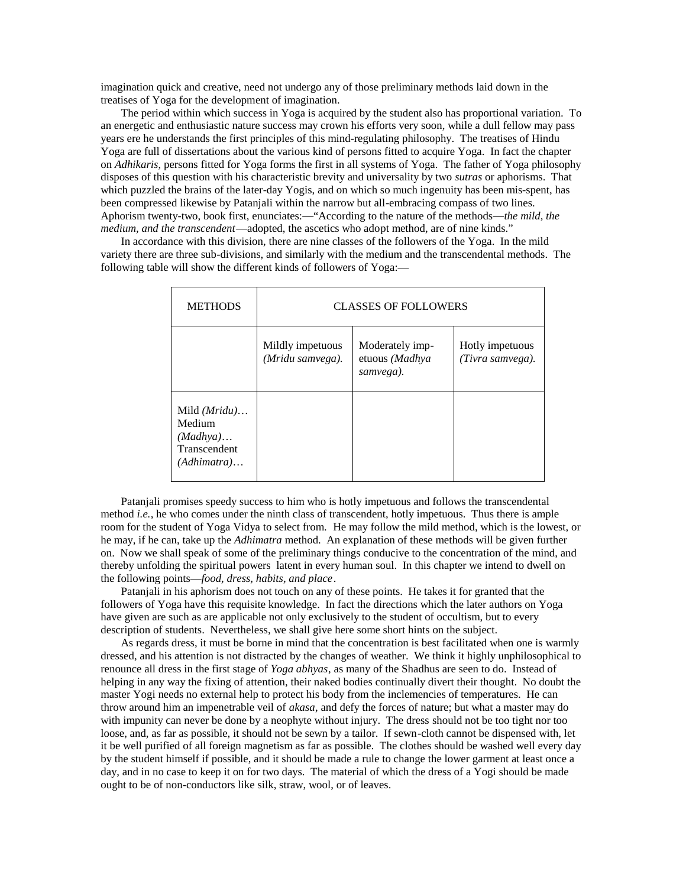imagination quick and creative, need not undergo any of those preliminary methods laid down in the treatises of Yoga for the development of imagination.

The period within which success in Yoga is acquired by the student also has proportional variation. To an energetic and enthusiastic nature success may crown his efforts very soon, while a dull fellow may pass years ere he understands the first principles of this mind-regulating philosophy. The treatises of Hindu Yoga are full of dissertations about the various kind of persons fitted to acquire Yoga. In fact the chapter on *Adhikaris*, persons fitted for Yoga forms the first in all systems of Yoga. The father of Yoga philosophy disposes of this question with his characteristic brevity and universality by two *sutras* or aphorisms. That which puzzled the brains of the later-day Yogis, and on which so much ingenuity has been mis-spent, has been compressed likewise by Patanjali within the narrow but all-embracing compass of two lines. Aphorism twenty-two, book first, enunciates:—"According to the nature of the methods—*the mild, the medium, and the transcendent*—adopted, the ascetics who adopt method, are of nine kinds."

In accordance with this division, there are nine classes of the followers of the Yoga. In the mild variety there are three sub-divisions, and similarly with the medium and the transcendental methods. The following table will show the different kinds of followers of Yoga:—

| METHODS | CLASSES OF FOLLOWERS | | |
|---|---|---|---|
| | Mildly impetuous *(Mridu samvega).* | Moderately imp-etuous *(Madhya samvega).* | Hotly impetuous *(Tivra samvega).* |
| Mild *(Mridu)*… Medium *(Madhya)*… Transcendent *(Adhimatra)*… | | | |

Patanjali promises speedy success to him who is hotly impetuous and follows the transcendental method *i.e.*, he who comes under the ninth class of transcendent, hotly impetuous. Thus there is ample room for the student of Yoga Vidya to select from. He may follow the mild method, which is the lowest, or he may, if he can, take up the *Adhimatra* method. An explanation of these methods will be given further on. Now we shall speak of some of the preliminary things conducive to the concentration of the mind, and thereby unfolding the spiritual powers latent in every human soul. In this chapter we intend to dwell on the following points—*food, dress, habits, and place*.

Patanjali in his aphorism does not touch on any of these points. He takes it for granted that the followers of Yoga have this requisite knowledge. In fact the directions which the later authors on Yoga have given are such as are applicable not only exclusively to the student of occultism, but to every description of students. Nevertheless, we shall give here some short hints on the subject.

As regards dress, it must be borne in mind that the concentration is best facilitated when one is warmly dressed, and his attention is not distracted by the changes of weather. We think it highly unphilosophical to renounce all dress in the first stage of *Yoga abhyas*, as many of the Shadhus are seen to do. Instead of helping in any way the fixing of attention, their naked bodies continually divert their thought. No doubt the master Yogi needs no external help to protect his body from the inclemencies of temperatures. He can throw around him an impenetrable veil of *akasa*, and defy the forces of nature; but what a master may do with impunity can never be done by a neophyte without injury. The dress should not be too tight nor too loose, and, as far as possible, it should not be sewn by a tailor. If sewn-cloth cannot be dispensed with, let it be well purified of all foreign magnetism as far as possible. The clothes should be washed well every day by the student himself if possible, and it should be made a rule to change the lower garment at least once a day, and in no case to keep it on for two days. The material of which the dress of a Yogi should be made ought to be of non-conductors like silk, straw, wool, or of leaves.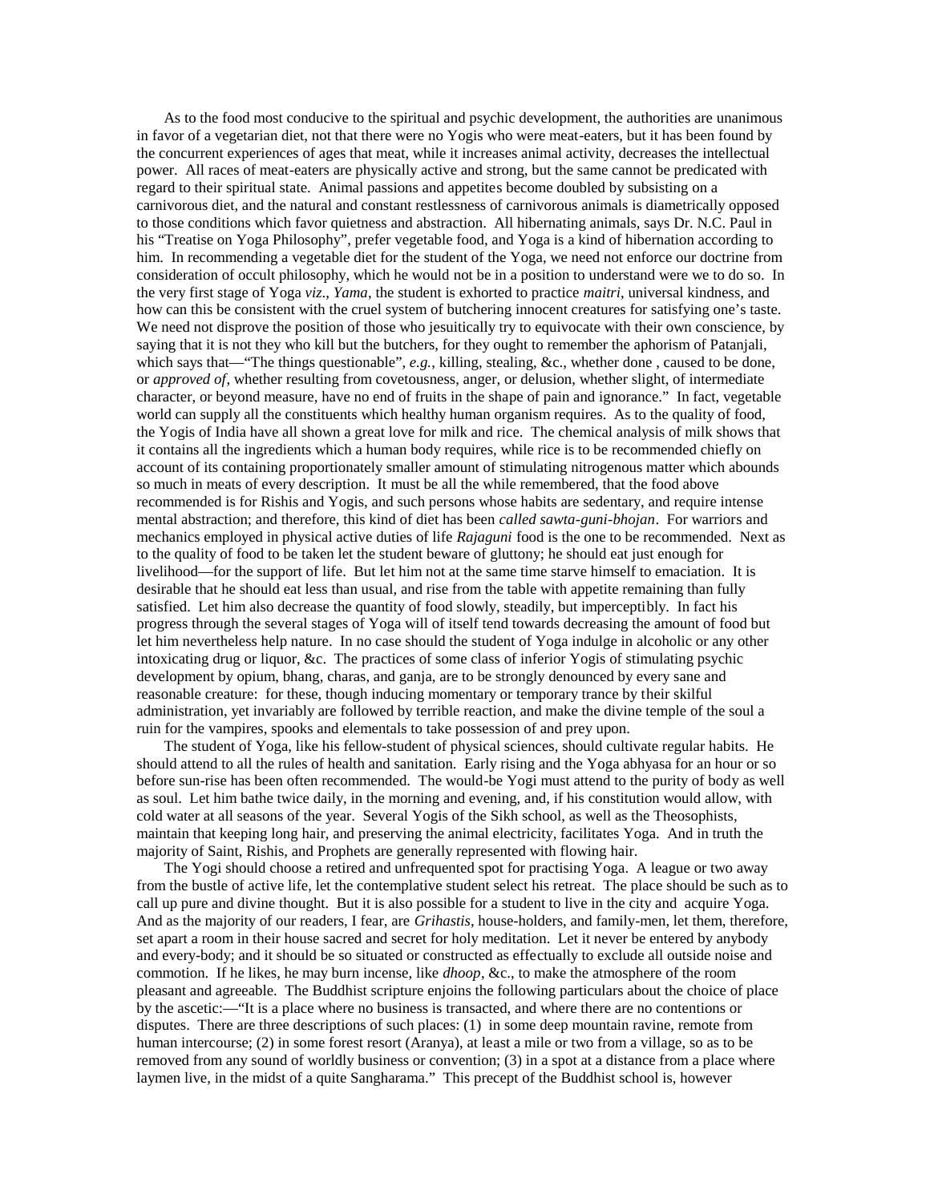As to the food most conducive to the spiritual and psychic development, the authorities are unanimous in favor of a vegetarian diet, not that there were no Yogis who were meat-eaters, but it has been found by the concurrent experiences of ages that meat, while it increases animal activity, decreases the intellectual power. All races of meat-eaters are physically active and strong, but the same cannot be predicated with regard to their spiritual state. Animal passions and appetites become doubled by subsisting on a carnivorous diet, and the natural and constant restlessness of carnivorous animals is diametrically opposed to those conditions which favor quietness and abstraction. All hibernating animals, says Dr. N.C. Paul in his "Treatise on Yoga Philosophy", prefer vegetable food, and Yoga is a kind of hibernation according to him. In recommending a vegetable diet for the student of the Yoga, we need not enforce our doctrine from consideration of occult philosophy, which he would not be in a position to understand were we to do so. In the very first stage of Yoga *viz*., *Yama*, the student is exhorted to practice *maitri*, universal kindness, and how can this be consistent with the cruel system of butchering innocent creatures for satisfying one's taste. We need not disprove the position of those who jesuitically try to equivocate with their own conscience, by saying that it is not they who kill but the butchers, for they ought to remember the aphorism of Patanjali, which says that—"The things questionable", *e.g.*, killing, stealing, &c., whether done , caused to be done, or *approved of*, whether resulting from covetousness, anger, or delusion, whether slight, of intermediate character, or beyond measure, have no end of fruits in the shape of pain and ignorance." In fact, vegetable world can supply all the constituents which healthy human organism requires. As to the quality of food, the Yogis of India have all shown a great love for milk and rice. The chemical analysis of milk shows that it contains all the ingredients which a human body requires, while rice is to be recommended chiefly on account of its containing proportionately smaller amount of stimulating nitrogenous matter which abounds so much in meats of every description. It must be all the while remembered, that the food above recommended is for Rishis and Yogis, and such persons whose habits are sedentary, and require intense mental abstraction; and therefore, this kind of diet has been *called sawta-guni-bhojan*. For warriors and mechanics employed in physical active duties of life *Rajaguni* food is the one to be recommended. Next as to the quality of food to be taken let the student beware of gluttony; he should eat just enough for livelihood—for the support of life. But let him not at the same time starve himself to emaciation. It is desirable that he should eat less than usual, and rise from the table with appetite remaining than fully satisfied. Let him also decrease the quantity of food slowly, steadily, but imperceptibly. In fact his progress through the several stages of Yoga will of itself tend towards decreasing the amount of food but let him nevertheless help nature. In no case should the student of Yoga indulge in alcoholic or any other intoxicating drug or liquor, &c. The practices of some class of inferior Yogis of stimulating psychic development by opium, bhang, charas, and ganja, are to be strongly denounced by every sane and reasonable creature: for these, though inducing momentary or temporary trance by their skilful administration, yet invariably are followed by terrible reaction, and make the divine temple of the soul a ruin for the vampires, spooks and elementals to take possession of and prey upon.

The student of Yoga, like his fellow-student of physical sciences, should cultivate regular habits. He should attend to all the rules of health and sanitation. Early rising and the Yoga abhyasa for an hour or so before sun-rise has been often recommended. The would-be Yogi must attend to the purity of body as well as soul. Let him bathe twice daily, in the morning and evening, and, if his constitution would allow, with cold water at all seasons of the year. Several Yogis of the Sikh school, as well as the Theosophists, maintain that keeping long hair, and preserving the animal electricity, facilitates Yoga. And in truth the majority of Saint, Rishis, and Prophets are generally represented with flowing hair.

The Yogi should choose a retired and unfrequented spot for practising Yoga. A league or two away from the bustle of active life, let the contemplative student select his retreat. The place should be such as to call up pure and divine thought. But it is also possible for a student to live in the city and acquire Yoga. And as the majority of our readers, I fear, are *Grihastis*, house-holders, and family-men, let them, therefore, set apart a room in their house sacred and secret for holy meditation. Let it never be entered by anybody and every-body; and it should be so situated or constructed as effectually to exclude all outside noise and commotion. If he likes, he may burn incense, like *dhoop*, &c., to make the atmosphere of the room pleasant and agreeable. The Buddhist scripture enjoins the following particulars about the choice of place by the ascetic:—"It is a place where no business is transacted, and where there are no contentions or disputes. There are three descriptions of such places: (1) in some deep mountain ravine, remote from human intercourse; (2) in some forest resort (Aranya), at least a mile or two from a village, so as to be removed from any sound of worldly business or convention; (3) in a spot at a distance from a place where laymen live, in the midst of a quite Sangharama." This precept of the Buddhist school is, however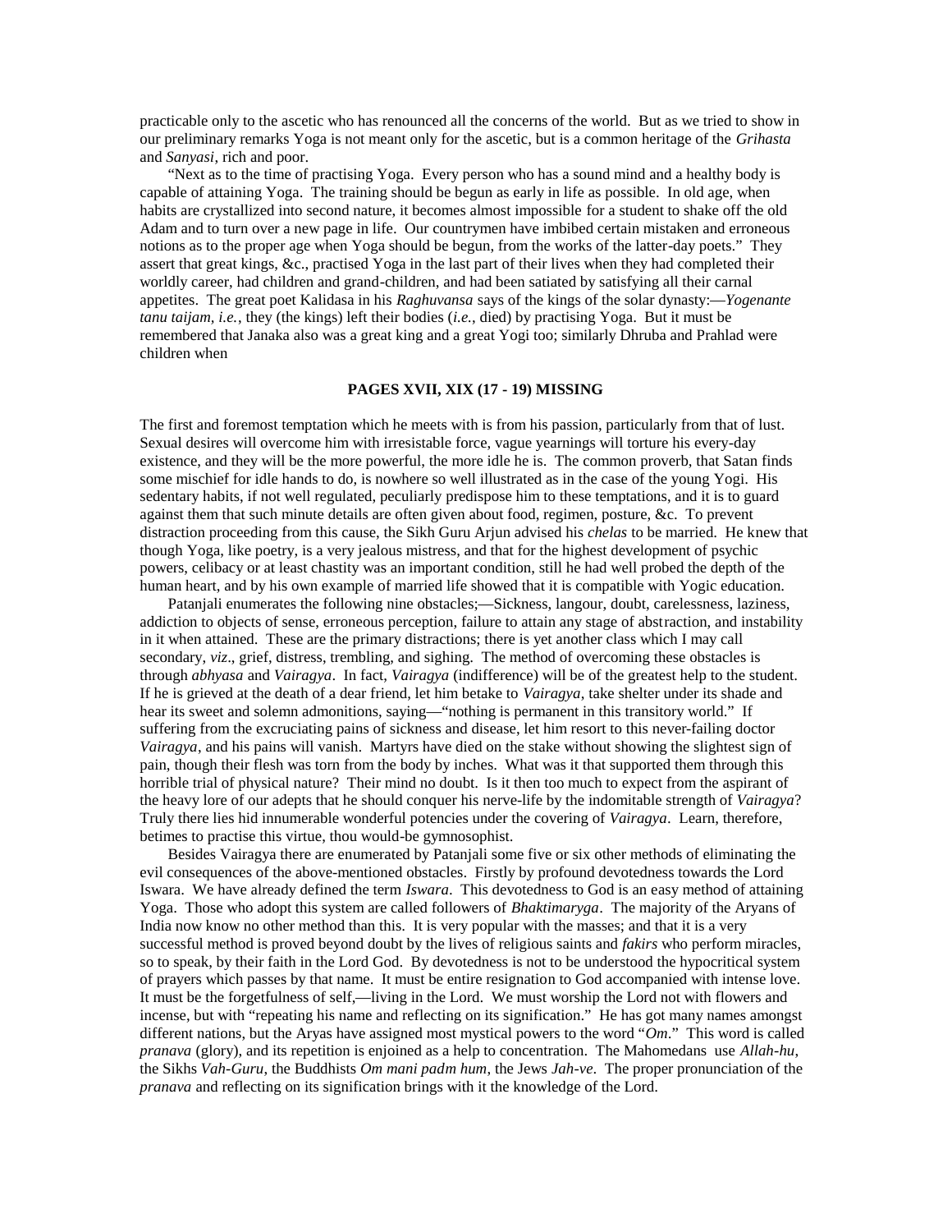practicable only to the ascetic who has renounced all the concerns of the world. But as we tried to show in our preliminary remarks Yoga is not meant only for the ascetic, but is a common heritage of the *Grihasta* and *Sanyasi*, rich and poor.

"Next as to the time of practising Yoga. Every person who has a sound mind and a healthy body is capable of attaining Yoga. The training should be begun as early in life as possible. In old age, when habits are crystallized into second nature, it becomes almost impossible for a student to shake off the old Adam and to turn over a new page in life. Our countrymen have imbibed certain mistaken and erroneous notions as to the proper age when Yoga should be begun, from the works of the latter-day poets." They assert that great kings, &c., practised Yoga in the last part of their lives when they had completed their worldly career, had children and grand-children, and had been satiated by satisfying all their carnal appetites. The great poet Kalidasa in his *Raghuvansa* says of the kings of the solar dynasty:—*Yogenante tanu taijam, i.e.*, they (the kings) left their bodies (*i.e.*, died) by practising Yoga. But it must be remembered that Janaka also was a great king and a great Yogi too; similarly Dhruba and Prahlad were children when

**PAGES XVII, XIX (17 - 19) MISSING**

The first and foremost temptation which he meets with is from his passion, particularly from that of lust. Sexual desires will overcome him with irresistable force, vague yearnings will torture his every-day existence, and they will be the more powerful, the more idle he is. The common proverb, that Satan finds some mischief for idle hands to do, is nowhere so well illustrated as in the case of the young Yogi. His sedentary habits, if not well regulated, peculiarly predispose him to these temptations, and it is to guard against them that such minute details are often given about food, regimen, posture, &c. To prevent distraction proceeding from this cause, the Sikh Guru Arjun advised his *chelas* to be married. He knew that though Yoga, like poetry, is a very jealous mistress, and that for the highest development of psychic powers, celibacy or at least chastity was an important condition, still he had well probed the depth of the human heart, and by his own example of married life showed that it is compatible with Yogic education.

Patanjali enumerates the following nine obstacles;—Sickness, langour, doubt, carelessness, laziness, addiction to objects of sense, erroneous perception, failure to attain any stage of abstraction, and instability in it when attained. These are the primary distractions; there is yet another class which I may call secondary, *viz*., grief, distress, trembling, and sighing. The method of overcoming these obstacles is through *abhyasa* and *Vairagya*. In fact, *Vairagya* (indifference) will be of the greatest help to the student. If he is grieved at the death of a dear friend, let him betake to *Vairagya*, take shelter under its shade and hear its sweet and solemn admonitions, saying—"nothing is permanent in this transitory world." If suffering from the excruciating pains of sickness and disease, let him resort to this never-failing doctor *Vairagya*, and his pains will vanish. Martyrs have died on the stake without showing the slightest sign of pain, though their flesh was torn from the body by inches. What was it that supported them through this horrible trial of physical nature? Their mind no doubt. Is it then too much to expect from the aspirant of the heavy lore of our adepts that he should conquer his nerve-life by the indomitable strength of *Vairagya*? Truly there lies hid innumerable wonderful potencies under the covering of *Vairagya*. Learn, therefore, betimes to practise this virtue, thou would-be gymnosophist.

Besides Vairagya there are enumerated by Patanjali some five or six other methods of eliminating the evil consequences of the above-mentioned obstacles. Firstly by profound devotedness towards the Lord Iswara. We have already defined the term *Iswara*. This devotedness to God is an easy method of attaining Yoga. Those who adopt this system are called followers of *Bhaktimaryga*. The majority of the Aryans of India now know no other method than this. It is very popular with the masses; and that it is a very successful method is proved beyond doubt by the lives of religious saints and *fakirs* who perform miracles, so to speak, by their faith in the Lord God. By devotedness is not to be understood the hypocritical system of prayers which passes by that name. It must be entire resignation to God accompanied with intense love. It must be the forgetfulness of self,—living in the Lord. We must worship the Lord not with flowers and incense, but with "repeating his name and reflecting on its signification." He has got many names amongst different nations, but the Aryas have assigned most mystical powers to the word "*Om*." This word is called *pranava* (glory), and its repetition is enjoined as a help to concentration. The Mahomedans use *Allah-hu*, the Sikhs *Vah-Guru*, the Buddhists *Om mani padm hum*, the Jews *Jah-ve*. The proper pronunciation of the *pranava* and reflecting on its signification brings with it the knowledge of the Lord.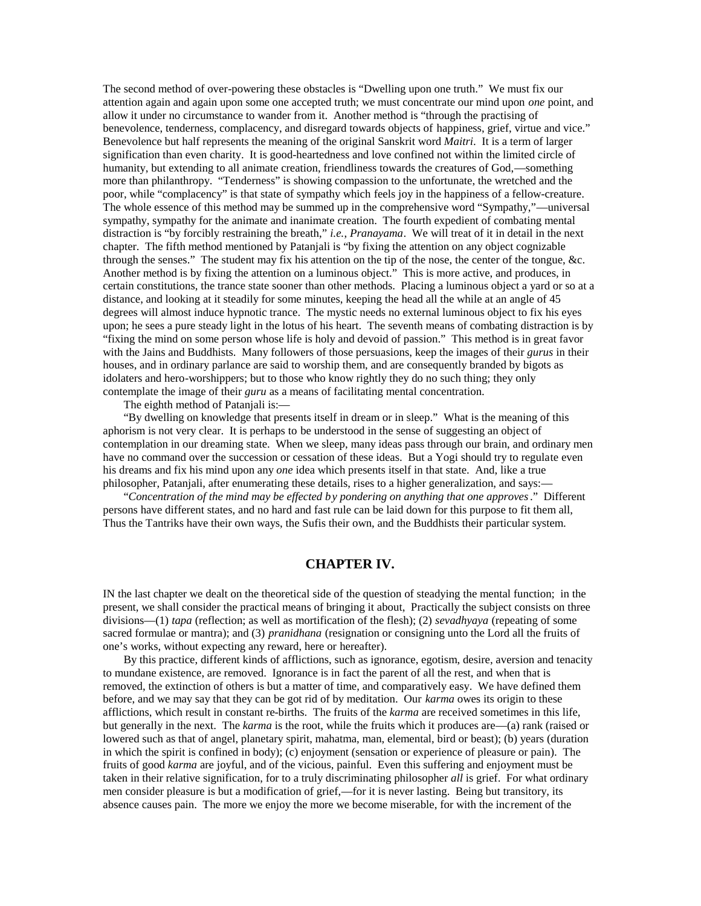The second method of over-powering these obstacles is "Dwelling upon one truth." We must fix our attention again and again upon some one accepted truth; we must concentrate our mind upon *one* point, and allow it under no circumstance to wander from it. Another method is "through the practising of benevolence, tenderness, complacency, and disregard towards objects of happiness, grief, virtue and vice." Benevolence but half represents the meaning of the original Sanskrit word *Maitri*. It is a term of larger signification than even charity. It is good-heartedness and love confined not within the limited circle of humanity, but extending to all animate creation, friendliness towards the creatures of God,—something more than philanthropy. "Tenderness" is showing compassion to the unfortunate, the wretched and the poor, while "complacency" is that state of sympathy which feels joy in the happiness of a fellow-creature. The whole essence of this method may be summed up in the comprehensive word "Sympathy,"—universal sympathy, sympathy for the animate and inanimate creation. The fourth expedient of combating mental distraction is "by forcibly restraining the breath," *i.e., Pranayama*. We will treat of it in detail in the next chapter. The fifth method mentioned by Patanjali is "by fixing the attention on any object cognizable through the senses." The student may fix his attention on the tip of the nose, the center of the tongue, &c. Another method is by fixing the attention on a luminous object." This is more active, and produces, in certain constitutions, the trance state sooner than other methods. Placing a luminous object a yard or so at a distance, and looking at it steadily for some minutes, keeping the head all the while at an angle of 45 degrees will almost induce hypnotic trance. The mystic needs no external luminous object to fix his eyes upon; he sees a pure steady light in the lotus of his heart. The seventh means of combating distraction is by "fixing the mind on some person whose life is holy and devoid of passion." This method is in great favor with the Jains and Buddhists. Many followers of those persuasions, keep the images of their *gurus* in their houses, and in ordinary parlance are said to worship them, and are consequently branded by bigots as idolaters and hero-worshippers; but to those who know rightly they do no such thing; they only contemplate the image of their *guru* as a means of facilitating mental concentration.

The eighth method of Patanjali is:—

"By dwelling on knowledge that presents itself in dream or in sleep." What is the meaning of this aphorism is not very clear. It is perhaps to be understood in the sense of suggesting an object of contemplation in our dreaming state. When we sleep, many ideas pass through our brain, and ordinary men have no command over the succession or cessation of these ideas. But a Yogi should try to regulate even his dreams and fix his mind upon any *one* idea which presents itself in that state. And, like a true philosopher, Patanjali, after enumerating these details, rises to a higher generalization, and says:—

"*Concentration of the mind may be effected by pondering on anything that one approves*." Different persons have different states, and no hard and fast rule can be laid down for this purpose to fit them all, Thus the Tantriks have their own ways, the Sufis their own, and the Buddhists their particular system.

## CHAPTER IV.

IN the last chapter we dealt on the theoretical side of the question of steadying the mental function; in the present, we shall consider the practical means of bringing it about, Practically the subject consists on three divisions—(1) *tapa* (reflection; as well as mortification of the flesh); (2) *sevadhyaya* (repeating of some sacred formulae or mantra); and (3) *pranidhana* (resignation or consigning unto the Lord all the fruits of one's works, without expecting any reward, here or hereafter).

By this practice, different kinds of afflictions, such as ignorance, egotism, desire, aversion and tenacity to mundane existence, are removed. Ignorance is in fact the parent of all the rest, and when that is removed, the extinction of others is but a matter of time, and comparatively easy. We have defined them before, and we may say that they can be got rid of by meditation. Our *karma* owes its origin to these afflictions, which result in constant re-births. The fruits of the *karma* are received sometimes in this life, but generally in the next. The *karma* is the root, while the fruits which it produces are—(a) rank (raised or lowered such as that of angel, planetary spirit, mahatma, man, elemental, bird or beast); (b) years (duration in which the spirit is confined in body); (c) enjoyment (sensation or experience of pleasure or pain). The fruits of good *karma* are joyful, and of the vicious, painful. Even this suffering and enjoyment must be taken in their relative signification, for to a truly discriminating philosopher *all* is grief. For what ordinary men consider pleasure is but a modification of grief,—for it is never lasting. Being but transitory, its absence causes pain. The more we enjoy the more we become miserable, for with the increment of the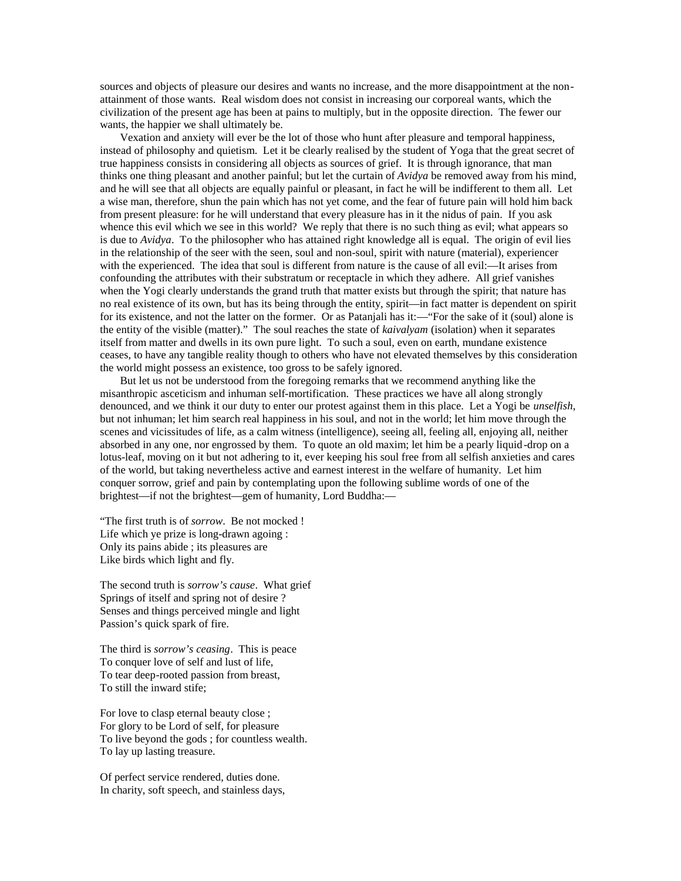sources and objects of pleasure our desires and wants no increase, and the more disappointment at the non-attainment of those wants. Real wisdom does not consist in increasing our corporeal wants, which the civilization of the present age has been at pains to multiply, but in the opposite direction. The fewer our wants, the happier we shall ultimately be.

Vexation and anxiety will ever be the lot of those who hunt after pleasure and temporal happiness, instead of philosophy and quietism. Let it be clearly realised by the student of Yoga that the great secret of true happiness consists in considering all objects as sources of grief. It is through ignorance, that man thinks one thing pleasant and another painful; but let the curtain of *Avidya* be removed away from his mind, and he will see that all objects are equally painful or pleasant, in fact he will be indifferent to them all. Let a wise man, therefore, shun the pain which has not yet come, and the fear of future pain will hold him back from present pleasure: for he will understand that every pleasure has in it the nidus of pain. If you ask whence this evil which we see in this world? We reply that there is no such thing as evil; what appears so is due to *Avidya*. To the philosopher who has attained right knowledge all is equal. The origin of evil lies in the relationship of the seer with the seen, soul and non-soul, spirit with nature (material), experiencer with the experienced. The idea that soul is different from nature is the cause of all evil:—It arises from confounding the attributes with their substratum or receptacle in which they adhere. All grief vanishes when the Yogi clearly understands the grand truth that matter exists but through the spirit; that nature has no real existence of its own, but has its being through the entity, spirit—in fact matter is dependent on spirit for its existence, and not the latter on the former. Or as Patanjali has it:—"For the sake of it (soul) alone is the entity of the visible (matter)." The soul reaches the state of *kaivalyam* (isolation) when it separates itself from matter and dwells in its own pure light. To such a soul, even on earth, mundane existence ceases, to have any tangible reality though to others who have not elevated themselves by this consideration the world might possess an existence, too gross to be safely ignored.

But let us not be understood from the foregoing remarks that we recommend anything like the misanthropic asceticism and inhuman self-mortification. These practices we have all along strongly denounced, and we think it our duty to enter our protest against them in this place. Let a Yogi be *unselfish*, but not inhuman; let him search real happiness in his soul, and not in the world; let him move through the scenes and vicissitudes of life, as a calm witness (intelligence), seeing all, feeling all, enjoying all, neither absorbed in any one, nor engrossed by them. To quote an old maxim; let him be a pearly liquid-drop on a lotus-leaf, moving on it but not adhering to it, ever keeping his soul free from all selfish anxieties and cares of the world, but taking nevertheless active and earnest interest in the welfare of humanity. Let him conquer sorrow, grief and pain by contemplating upon the following sublime words of one of the brightest—if not the brightest—gem of humanity, Lord Buddha:—

"The first truth is of *sorrow*. Be not mocked !  
Life which ye prize is long-drawn agoing :  
Only its pains abide ; its pleasures are  
Like birds which light and fly.

The second truth is *sorrow's cause*. What grief  
Springs of itself and spring not of desire ?  
Senses and things perceived mingle and light  
Passion's quick spark of fire.

The third is *sorrow's ceasing*. This is peace  
To conquer love of self and lust of life,  
To tear deep-rooted passion from breast,  
To still the inward stife;

For love to clasp eternal beauty close ;  
For glory to be Lord of self, for pleasure  
To live beyond the gods ; for countless wealth.  
To lay up lasting treasure.

Of perfect service rendered, duties done.  
In charity, soft speech, and stainless days,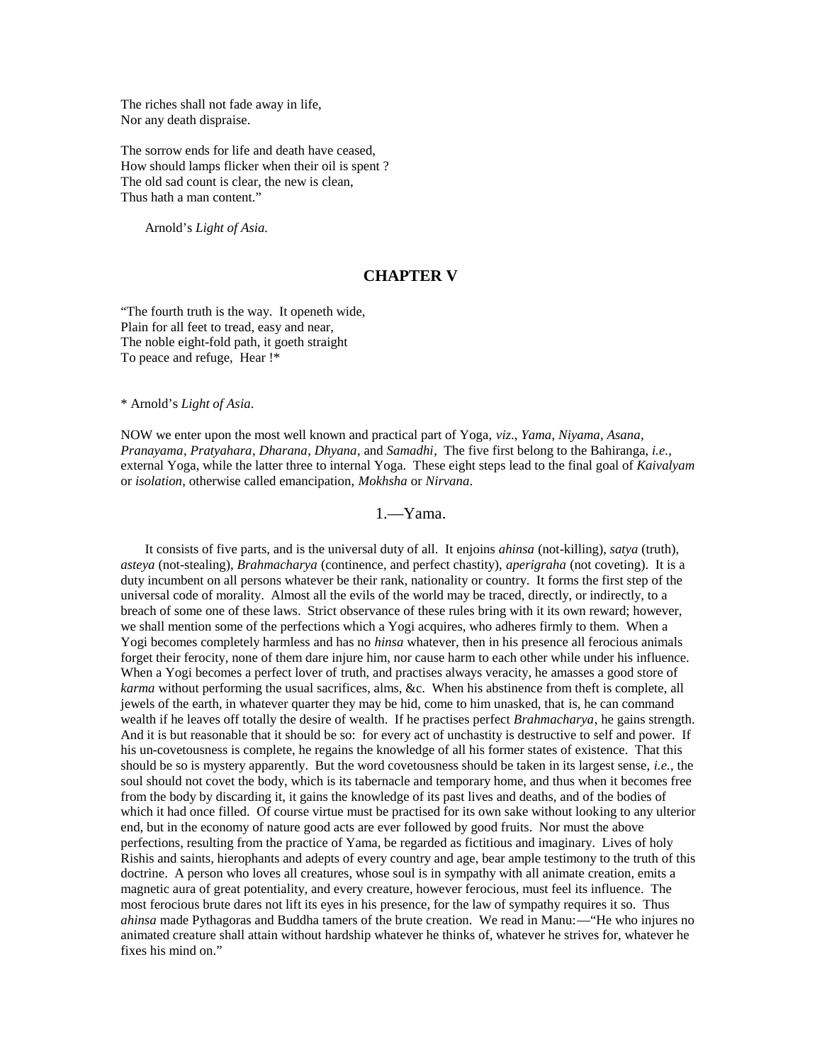The riches shall not fade away in life,
Nor any death dispraise.

The sorrow ends for life and death have ceased,
How should lamps flicker when their oil is spent ?
The old sad count is clear, the new is clean,
Thus hath a man content."

Arnold's *Light of Asia.*

## CHAPTER V

"The fourth truth is the way. It openeth wide,
Plain for all feet to tread, easy and near,
The noble eight-fold path, it goeth straight
To peace and refuge, Hear !*

\* Arnold's *Light of Asia*.

NOW we enter upon the most well known and practical part of Yoga, *viz.*, *Yama*, *Niyama*, *Asana*, *Pranayama*, *Pratyahara*, *Dharana*, *Dhyana*, and *Samadhi*, The five first belong to the Bahiranga, *i.e.*, external Yoga, while the latter three to internal Yoga. These eight steps lead to the final goal of *Kaivalyam* or *isolation*, otherwise called emancipation, *Mokhsha* or *Nirvana*.

### 1.—Yama.

It consists of five parts, and is the universal duty of all. It enjoins *ahinsa* (not-killing), *satya* (truth), *asteya* (not-stealing), *Brahmacharya* (continence, and perfect chastity), *aperigraha* (not coveting). It is a duty incumbent on all persons whatever be their rank, nationality or country. It forms the first step of the universal code of morality. Almost all the evils of the world may be traced, directly, or indirectly, to a breach of some one of these laws. Strict observance of these rules bring with it its own reward; however, we shall mention some of the perfections which a Yogi acquires, who adheres firmly to them. When a Yogi becomes completely harmless and has no *hinsa* whatever, then in his presence all ferocious animals forget their ferocity, none of them dare injure him, nor cause harm to each other while under his influence. When a Yogi becomes a perfect lover of truth, and practises always veracity, he amasses a good store of *karma* without performing the usual sacrifices, alms, &c. When his abstinence from theft is complete, all jewels of the earth, in whatever quarter they may be hid, come to him unasked, that is, he can command wealth if he leaves off totally the desire of wealth. If he practises perfect *Brahmacharya*, he gains strength. And it is but reasonable that it should be so: for every act of unchastity is destructive to self and power. If his un-covetousness is complete, he regains the knowledge of all his former states of existence. That this should be so is mystery apparently. But the word covetousness should be taken in its largest sense, *i.e.*, the soul should not covet the body, which is its tabernacle and temporary home, and thus when it becomes free from the body by discarding it, it gains the knowledge of its past lives and deaths, and of the bodies of which it had once filled. Of course virtue must be practised for its own sake without looking to any ulterior end, but in the economy of nature good acts are ever followed by good fruits. Nor must the above perfections, resulting from the practice of Yama, be regarded as fictitious and imaginary. Lives of holy Rishis and saints, hierophants and adepts of every country and age, bear ample testimony to the truth of this doctrine. A person who loves all creatures, whose soul is in sympathy with all animate creation, emits a magnetic aura of great potentiality, and every creature, however ferocious, must feel its influence. The most ferocious brute dares not lift its eyes in his presence, for the law of sympathy requires it so. Thus *ahinsa* made Pythagoras and Buddha tamers of the brute creation. We read in Manu:—"He who injures no animated creature shall attain without hardship whatever he thinks of, whatever he strives for, whatever he fixes his mind on."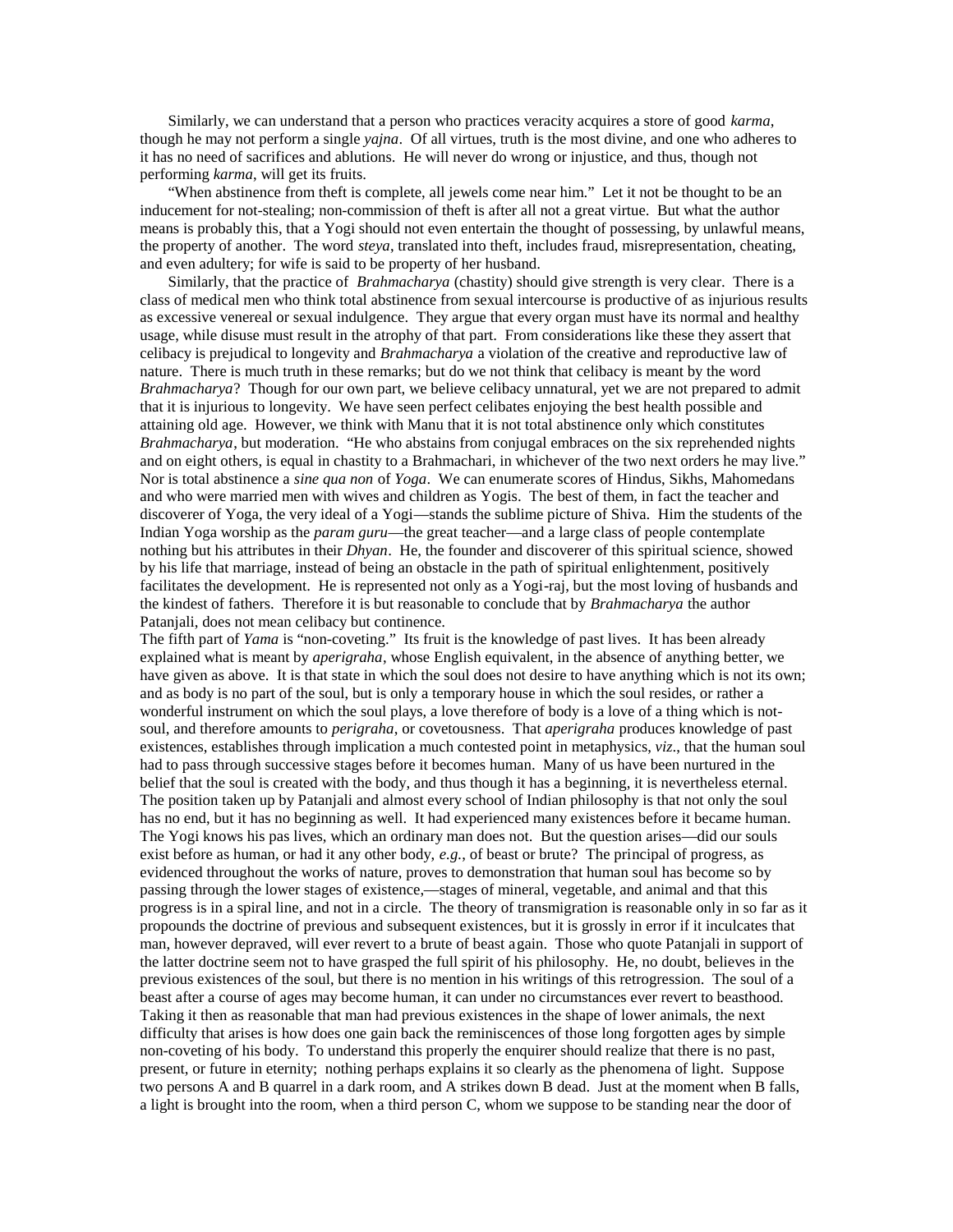Similarly, we can understand that a person who practices veracity acquires a store of good *karma*, though he may not perform a single *yajna*. Of all virtues, truth is the most divine, and one who adheres to it has no need of sacrifices and ablutions. He will never do wrong or injustice, and thus, though not performing *karma*, will get its fruits.

"When abstinence from theft is complete, all jewels come near him." Let it not be thought to be an inducement for not-stealing; non-commission of theft is after all not a great virtue. But what the author means is probably this, that a Yogi should not even entertain the thought of possessing, by unlawful means, the property of another. The word *steya*, translated into theft, includes fraud, misrepresentation, cheating, and even adultery; for wife is said to be property of her husband.

Similarly, that the practice of *Brahmacharya* (chastity) should give strength is very clear. There is a class of medical men who think total abstinence from sexual intercourse is productive of as injurious results as excessive venereal or sexual indulgence. They argue that every organ must have its normal and healthy usage, while disuse must result in the atrophy of that part. From considerations like these they assert that celibacy is prejudical to longevity and *Brahmacharya* a violation of the creative and reproductive law of nature. There is much truth in these remarks; but do we not think that celibacy is meant by the word *Brahmacharya*? Though for our own part, we believe celibacy unnatural, yet we are not prepared to admit that it is injurious to longevity. We have seen perfect celibates enjoying the best health possible and attaining old age. However, we think with Manu that it is not total abstinence only which constitutes *Brahmacharya*, but moderation. "He who abstains from conjugal embraces on the six reprehended nights and on eight others, is equal in chastity to a Brahmachari, in whichever of the two next orders he may live." Nor is total abstinence a *sine qua non* of *Yoga*. We can enumerate scores of Hindus, Sikhs, Mahomedans and who were married men with wives and children as Yogis. The best of them, in fact the teacher and discoverer of Yoga, the very ideal of a Yogi—stands the sublime picture of Shiva. Him the students of the Indian Yoga worship as the *param guru*—the great teacher—and a large class of people contemplate nothing but his attributes in their *Dhyan*. He, the founder and discoverer of this spiritual science, showed by his life that marriage, instead of being an obstacle in the path of spiritual enlightenment, positively facilitates the development. He is represented not only as a Yogi-raj, but the most loving of husbands and the kindest of fathers. Therefore it is but reasonable to conclude that by *Brahmacharya* the author Patanjali, does not mean celibacy but continence.

The fifth part of *Yama* is "non-coveting." Its fruit is the knowledge of past lives. It has been already explained what is meant by *aperigraha*, whose English equivalent, in the absence of anything better, we have given as above. It is that state in which the soul does not desire to have anything which is not its own; and as body is no part of the soul, but is only a temporary house in which the soul resides, or rather a wonderful instrument on which the soul plays, a love therefore of body is a love of a thing which is not-soul, and therefore amounts to *perigraha*, or covetousness. That *aperigraha* produces knowledge of past existences, establishes through implication a much contested point in metaphysics, *viz*., that the human soul had to pass through successive stages before it becomes human. Many of us have been nurtured in the belief that the soul is created with the body, and thus though it has a beginning, it is nevertheless eternal. The position taken up by Patanjali and almost every school of Indian philosophy is that not only the soul has no end, but it has no beginning as well. It had experienced many existences before it became human. The Yogi knows his pas lives, which an ordinary man does not. But the question arises—did our souls exist before as human, or had it any other body, *e.g.*, of beast or brute? The principal of progress, as evidenced throughout the works of nature, proves to demonstration that human soul has become so by passing through the lower stages of existence,—stages of mineral, vegetable, and animal and that this progress is in a spiral line, and not in a circle. The theory of transmigration is reasonable only in so far as it propounds the doctrine of previous and subsequent existences, but it is grossly in error if it inculcates that man, however depraved, will ever revert to a brute of beast again. Those who quote Patanjali in support of the latter doctrine seem not to have grasped the full spirit of his philosophy. He, no doubt, believes in the previous existences of the soul, but there is no mention in his writings of this retrogression. The soul of a beast after a course of ages may become human, it can under no circumstances ever revert to beasthood. Taking it then as reasonable that man had previous existences in the shape of lower animals, the next difficulty that arises is how does one gain back the reminiscences of those long forgotten ages by simple non-coveting of his body. To understand this properly the enquirer should realize that there is no past, present, or future in eternity; nothing perhaps explains it so clearly as the phenomena of light. Suppose two persons A and B quarrel in a dark room, and A strikes down B dead. Just at the moment when B falls, a light is brought into the room, when a third person C, whom we suppose to be standing near the door of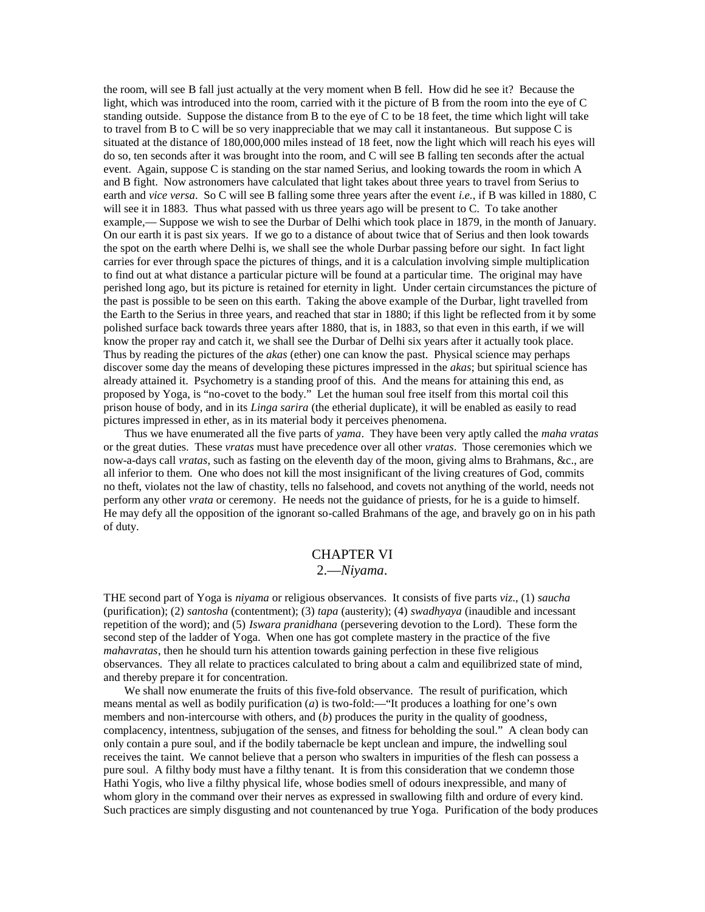the room, will see B fall just actually at the very moment when B fell. How did he see it? Because the light, which was introduced into the room, carried with it the picture of B from the room into the eye of C standing outside. Suppose the distance from B to the eye of C to be 18 feet, the time which light will take to travel from B to C will be so very inappreciable that we may call it instantaneous. But suppose C is situated at the distance of 180,000,000 miles instead of 18 feet, now the light which will reach his eyes will do so, ten seconds after it was brought into the room, and C will see B falling ten seconds after the actual event. Again, suppose C is standing on the star named Serius, and looking towards the room in which A and B fight. Now astronomers have calculated that light takes about three years to travel from Serius to earth and *vice versa*. So C will see B falling some three years after the event *i.e.*, if B was killed in 1880, C will see it in 1883. Thus what passed with us three years ago will be present to C. To take another example,— Suppose we wish to see the Durbar of Delhi which took place in 1879, in the month of January. On our earth it is past six years. If we go to a distance of about twice that of Serius and then look towards the spot on the earth where Delhi is, we shall see the whole Durbar passing before our sight. In fact light carries for ever through space the pictures of things, and it is a calculation involving simple multiplication to find out at what distance a particular picture will be found at a particular time. The original may have perished long ago, but its picture is retained for eternity in light. Under certain circumstances the picture of the past is possible to be seen on this earth. Taking the above example of the Durbar, light travelled from the Earth to the Serius in three years, and reached that star in 1880; if this light be reflected from it by some polished surface back towards three years after 1880, that is, in 1883, so that even in this earth, if we will know the proper ray and catch it, we shall see the Durbar of Delhi six years after it actually took place. Thus by reading the pictures of the *akas* (ether) one can know the past. Physical science may perhaps discover some day the means of developing these pictures impressed in the *akas*; but spiritual science has already attained it. Psychometry is a standing proof of this. And the means for attaining this end, as proposed by Yoga, is "no-covet to the body." Let the human soul free itself from this mortal coil this prison house of body, and in its *Linga sarira* (the etherial duplicate), it will be enabled as easily to read pictures impressed in ether, as in its material body it perceives phenomena.

Thus we have enumerated all the five parts of *yama*. They have been very aptly called the *maha vratas* or the great duties. These *vratas* must have precedence over all other *vratas*. Those ceremonies which we now-a-days call *vratas*, such as fasting on the eleventh day of the moon, giving alms to Brahmans, &c., are all inferior to them. One who does not kill the most insignificant of the living creatures of God, commits no theft, violates not the law of chastity, tells no falsehood, and covets not anything of the world, needs not perform any other *vrata* or ceremony. He needs not the guidance of priests, for he is a guide to himself. He may defy all the opposition of the ignorant so-called Brahmans of the age, and bravely go on in his path of duty.

## CHAPTER VI

### 2.—*Niyama*.

THE second part of Yoga is *niyama* or religious observances. It consists of five parts *viz*., (1) *saucha* (purification); (2) *santosha* (contentment); (3) *tapa* (austerity); (4) *swadhyaya* (inaudible and incessant repetition of the word); and (5) *Iswara pranidhana* (persevering devotion to the Lord). These form the second step of the ladder of Yoga. When one has got complete mastery in the practice of the five *mahavratas*, then he should turn his attention towards gaining perfection in these five religious observances. They all relate to practices calculated to bring about a calm and equilibrized state of mind, and thereby prepare it for concentration.

We shall now enumerate the fruits of this five-fold observance. The result of purification, which means mental as well as bodily purification (*a*) is two-fold:—"It produces a loathing for one's own members and non-intercourse with others, and (*b*) produces the purity in the quality of goodness, complacency, intentness, subjugation of the senses, and fitness for beholding the soul." A clean body can only contain a pure soul, and if the bodily tabernacle be kept unclean and impure, the indwelling soul receives the taint. We cannot believe that a person who swalters in impurities of the flesh can possess a pure soul. A filthy body must have a filthy tenant. It is from this consideration that we condemn those Hathi Yogis, who live a filthy physical life, whose bodies smell of odours inexpressible, and many of whom glory in the command over their nerves as expressed in swallowing filth and ordure of every kind. Such practices are simply disgusting and not countenanced by true Yoga. Purification of the body produces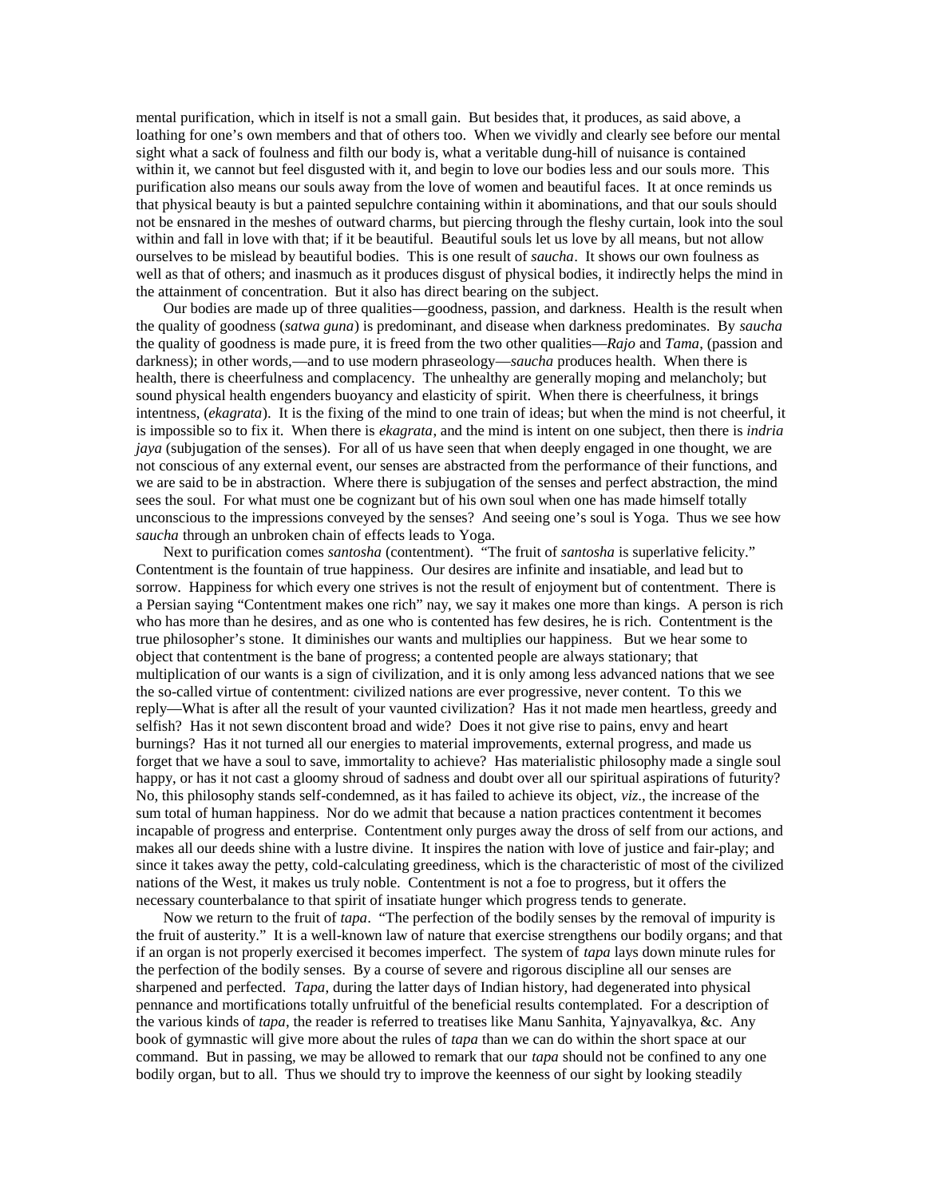mental purification, which in itself is not a small gain. But besides that, it produces, as said above, a loathing for one's own members and that of others too. When we vividly and clearly see before our mental sight what a sack of foulness and filth our body is, what a veritable dung-hill of nuisance is contained within it, we cannot but feel disgusted with it, and begin to love our bodies less and our souls more. This purification also means our souls away from the love of women and beautiful faces. It at once reminds us that physical beauty is but a painted sepulchre containing within it abominations, and that our souls should not be ensnared in the meshes of outward charms, but piercing through the fleshy curtain, look into the soul within and fall in love with that; if it be beautiful. Beautiful souls let us love by all means, but not allow ourselves to be mislead by beautiful bodies. This is one result of *saucha*. It shows our own foulness as well as that of others; and inasmuch as it produces disgust of physical bodies, it indirectly helps the mind in the attainment of concentration. But it also has direct bearing on the subject.

Our bodies are made up of three qualities—goodness, passion, and darkness. Health is the result when the quality of goodness (*satwa guna*) is predominant, and disease when darkness predominates. By *saucha* the quality of goodness is made pure, it is freed from the two other qualities—*Rajo* and *Tama*, (passion and darkness); in other words,—and to use modern phraseology—*saucha* produces health. When there is health, there is cheerfulness and complacency. The unhealthy are generally moping and melancholy; but sound physical health engenders buoyancy and elasticity of spirit. When there is cheerfulness, it brings intentness, (*ekagrata*). It is the fixing of the mind to one train of ideas; but when the mind is not cheerful, it is impossible so to fix it. When there is *ekagrata*, and the mind is intent on one subject, then there is *indria jaya* (subjugation of the senses). For all of us have seen that when deeply engaged in one thought, we are not conscious of any external event, our senses are abstracted from the performance of their functions, and we are said to be in abstraction. Where there is subjugation of the senses and perfect abstraction, the mind sees the soul. For what must one be cognizant but of his own soul when one has made himself totally unconscious to the impressions conveyed by the senses? And seeing one's soul is Yoga. Thus we see how *saucha* through an unbroken chain of effects leads to Yoga.

Next to purification comes *santosha* (contentment). "The fruit of *santosha* is superlative felicity." Contentment is the fountain of true happiness. Our desires are infinite and insatiable, and lead but to sorrow. Happiness for which every one strives is not the result of enjoyment but of contentment. There is a Persian saying "Contentment makes one rich" nay, we say it makes one more than kings. A person is rich who has more than he desires, and as one who is contented has few desires, he is rich. Contentment is the true philosopher's stone. It diminishes our wants and multiplies our happiness. But we hear some to object that contentment is the bane of progress; a contented people are always stationary; that multiplication of our wants is a sign of civilization, and it is only among less advanced nations that we see the so-called virtue of contentment: civilized nations are ever progressive, never content. To this we reply—What is after all the result of your vaunted civilization? Has it not made men heartless, greedy and selfish? Has it not sewn discontent broad and wide? Does it not give rise to pains, envy and heart burnings? Has it not turned all our energies to material improvements, external progress, and made us forget that we have a soul to save, immortality to achieve? Has materialistic philosophy made a single soul happy, or has it not cast a gloomy shroud of sadness and doubt over all our spiritual aspirations of futurity? No, this philosophy stands self-condemned, as it has failed to achieve its object, *viz*., the increase of the sum total of human happiness. Nor do we admit that because a nation practices contentment it becomes incapable of progress and enterprise. Contentment only purges away the dross of self from our actions, and makes all our deeds shine with a lustre divine. It inspires the nation with love of justice and fair-play; and since it takes away the petty, cold-calculating greediness, which is the characteristic of most of the civilized nations of the West, it makes us truly noble. Contentment is not a foe to progress, but it offers the necessary counterbalance to that spirit of insatiate hunger which progress tends to generate.

Now we return to the fruit of *tapa*. "The perfection of the bodily senses by the removal of impurity is the fruit of austerity." It is a well-known law of nature that exercise strengthens our bodily organs; and that if an organ is not properly exercised it becomes imperfect. The system of *tapa* lays down minute rules for the perfection of the bodily senses. By a course of severe and rigorous discipline all our senses are sharpened and perfected. *Tapa*, during the latter days of Indian history, had degenerated into physical pennance and mortifications totally unfruitful of the beneficial results contemplated. For a description of the various kinds of *tapa*, the reader is referred to treatises like Manu Sanhita, Yajnyavalkya, &c. Any book of gymnastic will give more about the rules of *tapa* than we can do within the short space at our command. But in passing, we may be allowed to remark that our *tapa* should not be confined to any one bodily organ, but to all. Thus we should try to improve the keenness of our sight by looking steadily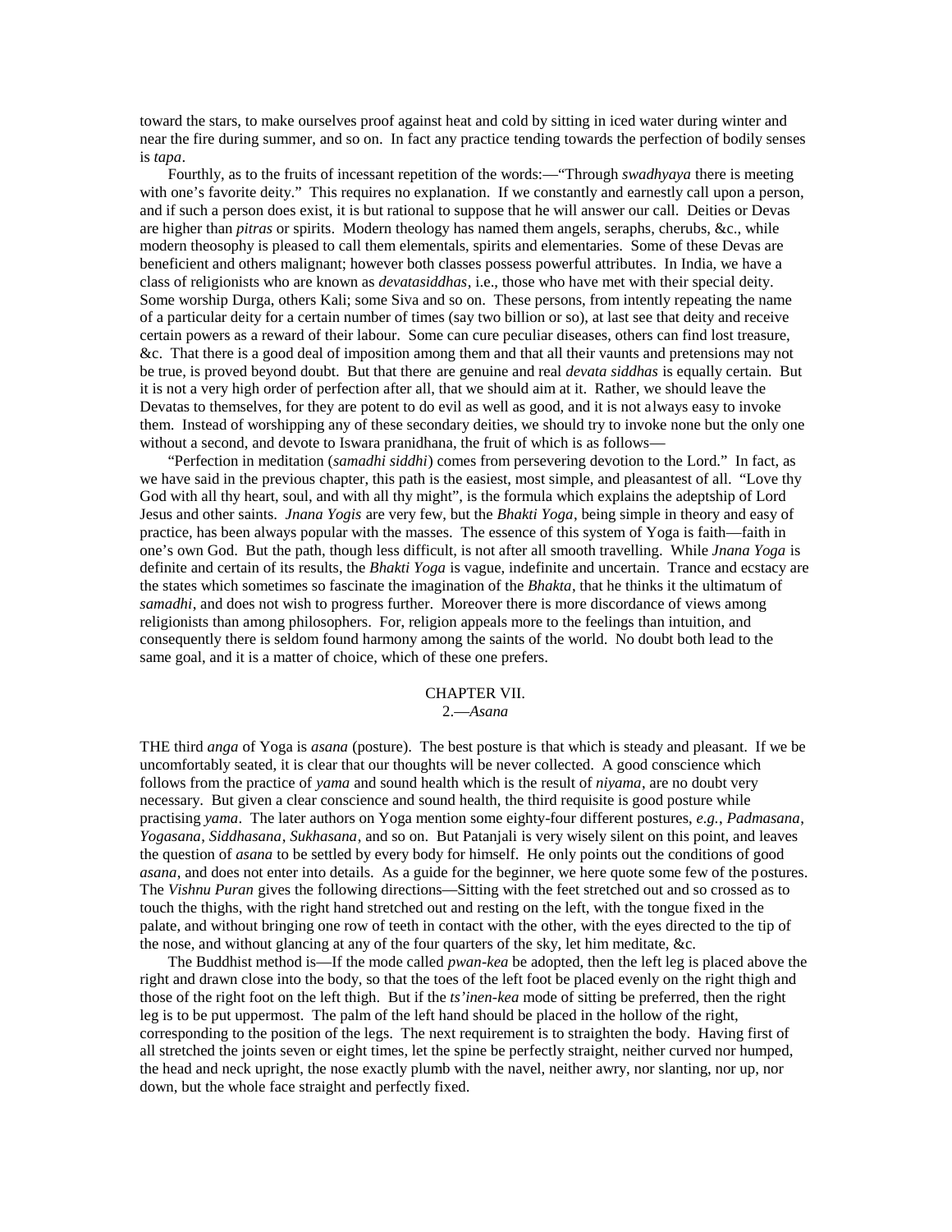toward the stars, to make ourselves proof against heat and cold by sitting in iced water during winter and near the fire during summer, and so on. In fact any practice tending towards the perfection of bodily senses is *tapa*.

Fourthly, as to the fruits of incessant repetition of the words:—"Through *swadhyaya* there is meeting with one's favorite deity." This requires no explanation. If we constantly and earnestly call upon a person, and if such a person does exist, it is but rational to suppose that he will answer our call. Deities or Devas are higher than *pitras* or spirits. Modern theology has named them angels, seraphs, cherubs, &c., while modern theosophy is pleased to call them elementals, spirits and elementaries. Some of these Devas are beneficient and others malignant; however both classes possess powerful attributes. In India, we have a class of religionists who are known as *devatasiddhas*, i.e., those who have met with their special deity. Some worship Durga, others Kali; some Siva and so on. These persons, from intently repeating the name of a particular deity for a certain number of times (say two billion or so), at last see that deity and receive certain powers as a reward of their labour. Some can cure peculiar diseases, others can find lost treasure, &c. That there is a good deal of imposition among them and that all their vaunts and pretensions may not be true, is proved beyond doubt. But that there are genuine and real *devata siddhas* is equally certain. But it is not a very high order of perfection after all, that we should aim at it. Rather, we should leave the Devatas to themselves, for they are potent to do evil as well as good, and it is not always easy to invoke them. Instead of worshipping any of these secondary deities, we should try to invoke none but the only one without a second, and devote to Iswara pranidhana, the fruit of which is as follows—

"Perfection in meditation (*samadhi siddhi*) comes from persevering devotion to the Lord." In fact, as we have said in the previous chapter, this path is the easiest, most simple, and pleasantest of all. "Love thy God with all thy heart, soul, and with all thy might", is the formula which explains the adeptship of Lord Jesus and other saints. *Jnana Yogis* are very few, but the *Bhakti Yoga*, being simple in theory and easy of practice, has been always popular with the masses. The essence of this system of Yoga is faith—faith in one's own God. But the path, though less difficult, is not after all smooth travelling. While *Jnana Yoga* is definite and certain of its results, the *Bhakti Yoga* is vague, indefinite and uncertain. Trance and ecstacy are the states which sometimes so fascinate the imagination of the *Bhakta*, that he thinks it the ultimatum of *samadhi*, and does not wish to progress further. Moreover there is more discordance of views among religionists than among philosophers. For, religion appeals more to the feelings than intuition, and consequently there is seldom found harmony among the saints of the world. No doubt both lead to the same goal, and it is a matter of choice, which of these one prefers.

## CHAPTER VII.

### 2.—*Asana*

THE third *anga* of Yoga is *asana* (posture). The best posture is that which is steady and pleasant. If we be uncomfortably seated, it is clear that our thoughts will be never collected. A good conscience which follows from the practice of *yama* and sound health which is the result of *niyama*, are no doubt very necessary. But given a clear conscience and sound health, the third requisite is good posture while practising *yama*. The later authors on Yoga mention some eighty-four different postures, *e.g.*, *Padmasana*, *Yogasana*, *Siddhasana*, *Sukhasana*, and so on. But Patanjali is very wisely silent on this point, and leaves the question of *asana* to be settled by every body for himself. He only points out the conditions of good *asana*, and does not enter into details. As a guide for the beginner, we here quote some few of the postures. The *Vishnu Puran* gives the following directions—Sitting with the feet stretched out and so crossed as to touch the thighs, with the right hand stretched out and resting on the left, with the tongue fixed in the palate, and without bringing one row of teeth in contact with the other, with the eyes directed to the tip of the nose, and without glancing at any of the four quarters of the sky, let him meditate, &c.

The Buddhist method is—If the mode called *pwan-kea* be adopted, then the left leg is placed above the right and drawn close into the body, so that the toes of the left foot be placed evenly on the right thigh and those of the right foot on the left thigh. But if the *ts'inen-kea* mode of sitting be preferred, then the right leg is to be put uppermost. The palm of the left hand should be placed in the hollow of the right, corresponding to the position of the legs. The next requirement is to straighten the body. Having first of all stretched the joints seven or eight times, let the spine be perfectly straight, neither curved nor humped, the head and neck upright, the nose exactly plumb with the navel, neither awry, nor slanting, nor up, nor down, but the whole face straight and perfectly fixed.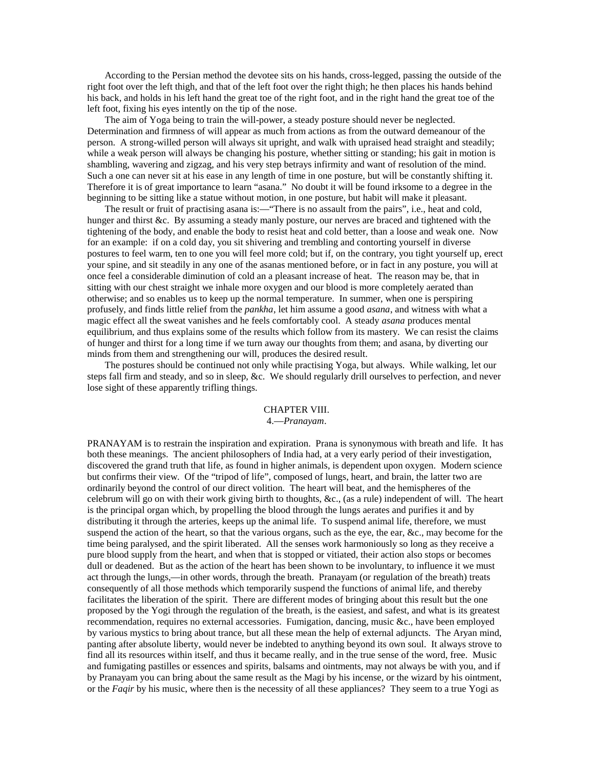According to the Persian method the devotee sits on his hands, cross-legged, passing the outside of the right foot over the left thigh, and that of the left foot over the right thigh; he then places his hands behind his back, and holds in his left hand the great toe of the right foot, and in the right hand the great toe of the left foot, fixing his eyes intently on the tip of the nose.

The aim of Yoga being to train the will-power, a steady posture should never be neglected. Determination and firmness of will appear as much from actions as from the outward demeanour of the person. A strong-willed person will always sit upright, and walk with upraised head straight and steadily; while a weak person will always be changing his posture, whether sitting or standing; his gait in motion is shambling, wavering and zigzag, and his very step betrays infirmity and want of resolution of the mind. Such a one can never sit at his ease in any length of time in one posture, but will be constantly shifting it. Therefore it is of great importance to learn "asana." No doubt it will be found irksome to a degree in the beginning to be sitting like a statue without motion, in one posture, but habit will make it pleasant.

The result or fruit of practising asana is:—"There is no assault from the pairs", i.e., heat and cold, hunger and thirst &c. By assuming a steady manly posture, our nerves are braced and tightened with the tightening of the body, and enable the body to resist heat and cold better, than a loose and weak one. Now for an example: if on a cold day, you sit shivering and trembling and contorting yourself in diverse postures to feel warm, ten to one you will feel more cold; but if, on the contrary, you tight yourself up, erect your spine, and sit steadily in any one of the asanas mentioned before, or in fact in any posture, you will at once feel a considerable diminution of cold an a pleasant increase of heat. The reason may be, that in sitting with our chest straight we inhale more oxygen and our blood is more completely aerated than otherwise; and so enables us to keep up the normal temperature. In summer, when one is perspiring profusely, and finds little relief from the *pankha*, let him assume a good *asana*, and witness with what a magic effect all the sweat vanishes and he feels comfortably cool. A steady *asana* produces mental equilibrium, and thus explains some of the results which follow from its mastery. We can resist the claims of hunger and thirst for a long time if we turn away our thoughts from them; and asana, by diverting our minds from them and strengthening our will, produces the desired result.

The postures should be continued not only while practising Yoga, but always. While walking, let our steps fall firm and steady, and so in sleep, &c. We should regularly drill ourselves to perfection, and never lose sight of these apparently trifling things.

## CHAPTER VIII.

### 4.—*Pranayam*.

PRANAYAM is to restrain the inspiration and expiration. Prana is synonymous with breath and life. It has both these meanings. The ancient philosophers of India had, at a very early period of their investigation, discovered the grand truth that life, as found in higher animals, is dependent upon oxygen. Modern science but confirms their view. Of the "tripod of life", composed of lungs, heart, and brain, the latter two are ordinarily beyond the control of our direct volition. The heart will beat, and the hemispheres of the celebrum will go on with their work giving birth to thoughts, &c., (as a rule) independent of will. The heart is the principal organ which, by propelling the blood through the lungs aerates and purifies it and by distributing it through the arteries, keeps up the animal life. To suspend animal life, therefore, we must suspend the action of the heart, so that the various organs, such as the eye, the ear, &c., may become for the time being paralysed, and the spirit liberated. All the senses work harmoniously so long as they receive a pure blood supply from the heart, and when that is stopped or vitiated, their action also stops or becomes dull or deadened. But as the action of the heart has been shown to be involuntary, to influence it we must act through the lungs,—in other words, through the breath. Pranayam (or regulation of the breath) treats consequently of all those methods which temporarily suspend the functions of animal life, and thereby facilitates the liberation of the spirit. There are different modes of bringing about this result but the one proposed by the Yogi through the regulation of the breath, is the easiest, and safest, and what is its greatest recommendation, requires no external accessories. Fumigation, dancing, music &c., have been employed by various mystics to bring about trance, but all these mean the help of external adjuncts. The Aryan mind, panting after absolute liberty, would never be indebted to anything beyond its own soul. It always strove to find all its resources within itself, and thus it became really, and in the true sense of the word, free. Music and fumigating pastilles or essences and spirits, balsams and ointments, may not always be with you, and if by Pranayam you can bring about the same result as the Magi by his incense, or the wizard by his ointment, or the *Faqir* by his music, where then is the necessity of all these appliances? They seem to a true Yogi as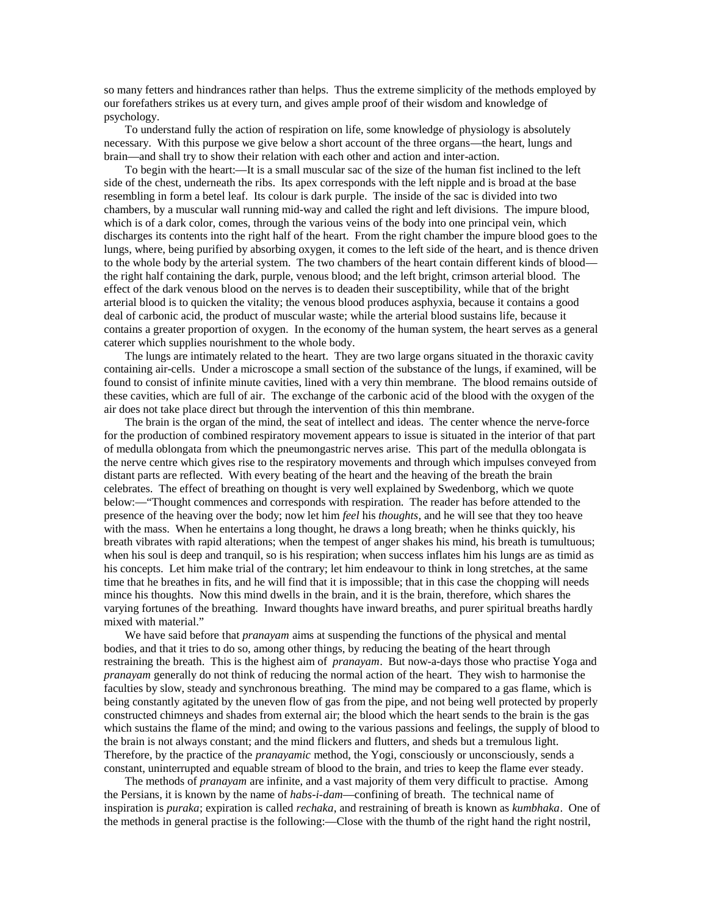so many fetters and hindrances rather than helps. Thus the extreme simplicity of the methods employed by our forefathers strikes us at every turn, and gives ample proof of their wisdom and knowledge of psychology.

To understand fully the action of respiration on life, some knowledge of physiology is absolutely necessary. With this purpose we give below a short account of the three organs—the heart, lungs and brain—and shall try to show their relation with each other and action and inter-action.

To begin with the heart:—It is a small muscular sac of the size of the human fist inclined to the left side of the chest, underneath the ribs. Its apex corresponds with the left nipple and is broad at the base resembling in form a betel leaf. Its colour is dark purple. The inside of the sac is divided into two chambers, by a muscular wall running mid-way and called the right and left divisions. The impure blood, which is of a dark color, comes, through the various veins of the body into one principal vein, which discharges its contents into the right half of the heart. From the right chamber the impure blood goes to the lungs, where, being purified by absorbing oxygen, it comes to the left side of the heart, and is thence driven to the whole body by the arterial system. The two chambers of the heart contain different kinds of blood—the right half containing the dark, purple, venous blood; and the left bright, crimson arterial blood. The effect of the dark venous blood on the nerves is to deaden their susceptibility, while that of the bright arterial blood is to quicken the vitality; the venous blood produces asphyxia, because it contains a good deal of carbonic acid, the product of muscular waste; while the arterial blood sustains life, because it contains a greater proportion of oxygen. In the economy of the human system, the heart serves as a general caterer which supplies nourishment to the whole body.

The lungs are intimately related to the heart. They are two large organs situated in the thoraxic cavity containing air-cells. Under a microscope a small section of the substance of the lungs, if examined, will be found to consist of infinite minute cavities, lined with a very thin membrane. The blood remains outside of these cavities, which are full of air. The exchange of the carbonic acid of the blood with the oxygen of the air does not take place direct but through the intervention of this thin membrane.

The brain is the organ of the mind, the seat of intellect and ideas. The center whence the nerve-force for the production of combined respiratory movement appears to issue is situated in the interior of that part of medulla oblongata from which the pneumongastric nerves arise. This part of the medulla oblongata is the nerve centre which gives rise to the respiratory movements and through which impulses conveyed from distant parts are reflected. With every beating of the heart and the heaving of the breath the brain celebrates. The effect of breathing on thought is very well explained by Swedenborg, which we quote below:—"Thought commences and corresponds with respiration. The reader has before attended to the presence of the heaving over the body; now let him *feel* his *thoughts*, and he will see that they too heave with the mass. When he entertains a long thought, he draws a long breath; when he thinks quickly, his breath vibrates with rapid alterations; when the tempest of anger shakes his mind, his breath is tumultuous; when his soul is deep and tranquil, so is his respiration; when success inflates him his lungs are as timid as his concepts. Let him make trial of the contrary; let him endeavour to think in long stretches, at the same time that he breathes in fits, and he will find that it is impossible; that in this case the chopping will needs mince his thoughts. Now this mind dwells in the brain, and it is the brain, therefore, which shares the varying fortunes of the breathing. Inward thoughts have inward breaths, and purer spiritual breaths hardly mixed with material."

We have said before that *pranayam* aims at suspending the functions of the physical and mental bodies, and that it tries to do so, among other things, by reducing the beating of the heart through restraining the breath. This is the highest aim of *pranayam*. But now-a-days those who practise Yoga and *pranayam* generally do not think of reducing the normal action of the heart. They wish to harmonise the faculties by slow, steady and synchronous breathing. The mind may be compared to a gas flame, which is being constantly agitated by the uneven flow of gas from the pipe, and not being well protected by properly constructed chimneys and shades from external air; the blood which the heart sends to the brain is the gas which sustains the flame of the mind; and owing to the various passions and feelings, the supply of blood to the brain is not always constant; and the mind flickers and flutters, and sheds but a tremulous light. Therefore, by the practice of the *pranayamic* method, the Yogi, consciously or unconsciously, sends a constant, uninterrupted and equable stream of blood to the brain, and tries to keep the flame ever steady.

The methods of *pranayam* are infinite, and a vast majority of them very difficult to practise. Among the Persians, it is known by the name of *habs-i-dam*—confining of breath. The technical name of inspiration is *puraka*; expiration is called *rechaka*, and restraining of breath is known as *kumbhaka*. One of the methods in general practise is the following:—Close with the thumb of the right hand the right nostril,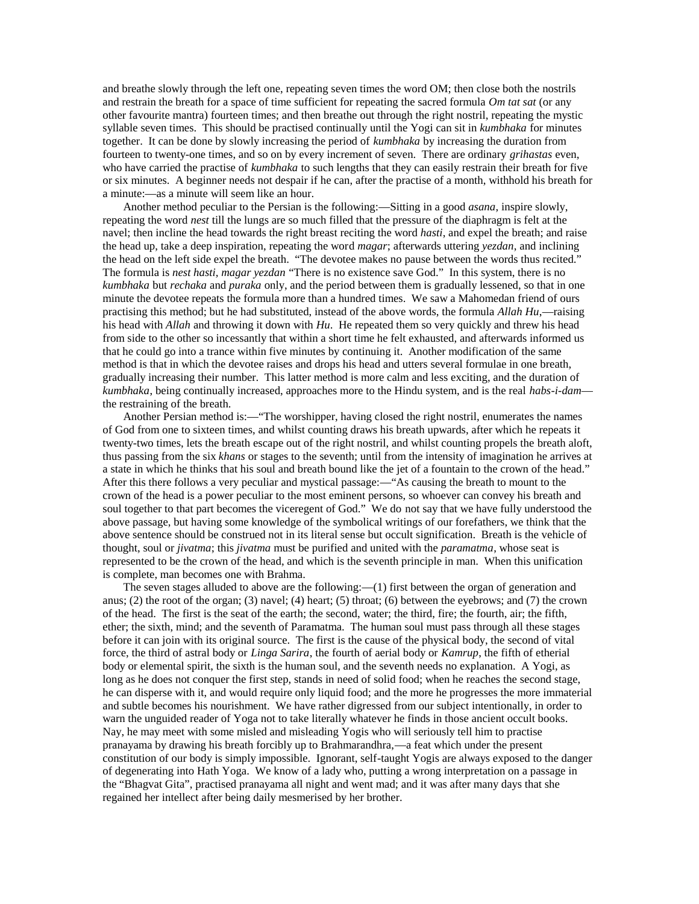and breathe slowly through the left one, repeating seven times the word OM; then close both the nostrils and restrain the breath for a space of time sufficient for repeating the sacred formula *Om tat sat* (or any other favourite mantra) fourteen times; and then breathe out through the right nostril, repeating the mystic syllable seven times. This should be practised continually until the Yogi can sit in *kumbhaka* for minutes together. It can be done by slowly increasing the period of *kumbhaka* by increasing the duration from fourteen to twenty-one times, and so on by every increment of seven. There are ordinary *grihastas* even, who have carried the practise of *kumbhaka* to such lengths that they can easily restrain their breath for five or six minutes. A beginner needs not despair if he can, after the practise of a month, withhold his breath for a minute:—as a minute will seem like an hour.

Another method peculiar to the Persian is the following:—Sitting in a good *asana*, inspire slowly, repeating the word *nest* till the lungs are so much filled that the pressure of the diaphragm is felt at the navel; then incline the head towards the right breast reciting the word *hasti*, and expel the breath; and raise the head up, take a deep inspiration, repeating the word *magar*; afterwards uttering *yezdan*, and inclining the head on the left side expel the breath. "The devotee makes no pause between the words thus recited." The formula is *nest hasti, magar yezdan* "There is no existence save God." In this system, there is no *kumbhaka* but *rechaka* and *puraka* only, and the period between them is gradually lessened, so that in one minute the devotee repeats the formula more than a hundred times. We saw a Mahomedan friend of ours practising this method; but he had substituted, instead of the above words, the formula *Allah Hu*,—raising his head with *Allah* and throwing it down with *Hu*. He repeated them so very quickly and threw his head from side to the other so incessantly that within a short time he felt exhausted, and afterwards informed us that he could go into a trance within five minutes by continuing it. Another modification of the same method is that in which the devotee raises and drops his head and utters several formulae in one breath, gradually increasing their number. This latter method is more calm and less exciting, and the duration of *kumbhaka*, being continually increased, approaches more to the Hindu system, and is the real *habs-i-dam*—the restraining of the breath.

Another Persian method is:—"The worshipper, having closed the right nostril, enumerates the names of God from one to sixteen times, and whilst counting draws his breath upwards, after which he repeats it twenty-two times, lets the breath escape out of the right nostril, and whilst counting propels the breath aloft, thus passing from the six *khans* or stages to the seventh; until from the intensity of imagination he arrives at a state in which he thinks that his soul and breath bound like the jet of a fountain to the crown of the head." After this there follows a very peculiar and mystical passage:—"As causing the breath to mount to the crown of the head is a power peculiar to the most eminent persons, so whoever can convey his breath and soul together to that part becomes the viceregent of God." We do not say that we have fully understood the above passage, but having some knowledge of the symbolical writings of our forefathers, we think that the above sentence should be construed not in its literal sense but occult signification. Breath is the vehicle of thought, soul or *jivatma*; this *jivatma* must be purified and united with the *paramatma*, whose seat is represented to be the crown of the head, and which is the seventh principle in man. When this unification is complete, man becomes one with Brahma.

The seven stages alluded to above are the following:—(1) first between the organ of generation and anus; (2) the root of the organ; (3) navel; (4) heart; (5) throat; (6) between the eyebrows; and (7) the crown of the head. The first is the seat of the earth; the second, water; the third, fire; the fourth, air; the fifth, ether; the sixth, mind; and the seventh of Paramatma. The human soul must pass through all these stages before it can join with its original source. The first is the cause of the physical body, the second of vital force, the third of astral body or *Linga Sarira*, the fourth of aerial body or *Kamrup*, the fifth of etherial body or elemental spirit, the sixth is the human soul, and the seventh needs no explanation. A Yogi, as long as he does not conquer the first step, stands in need of solid food; when he reaches the second stage, he can disperse with it, and would require only liquid food; and the more he progresses the more immaterial and subtle becomes his nourishment. We have rather digressed from our subject intentionally, in order to warn the unguided reader of Yoga not to take literally whatever he finds in those ancient occult books. Nay, he may meet with some misled and misleading Yogis who will seriously tell him to practise pranayama by drawing his breath forcibly up to Brahmarandhra,—a feat which under the present constitution of our body is simply impossible. Ignorant, self-taught Yogis are always exposed to the danger of degenerating into Hath Yoga. We know of a lady who, putting a wrong interpretation on a passage in the "Bhagvat Gita", practised pranayama all night and went mad; and it was after many days that she regained her intellect after being daily mesmerised by her brother.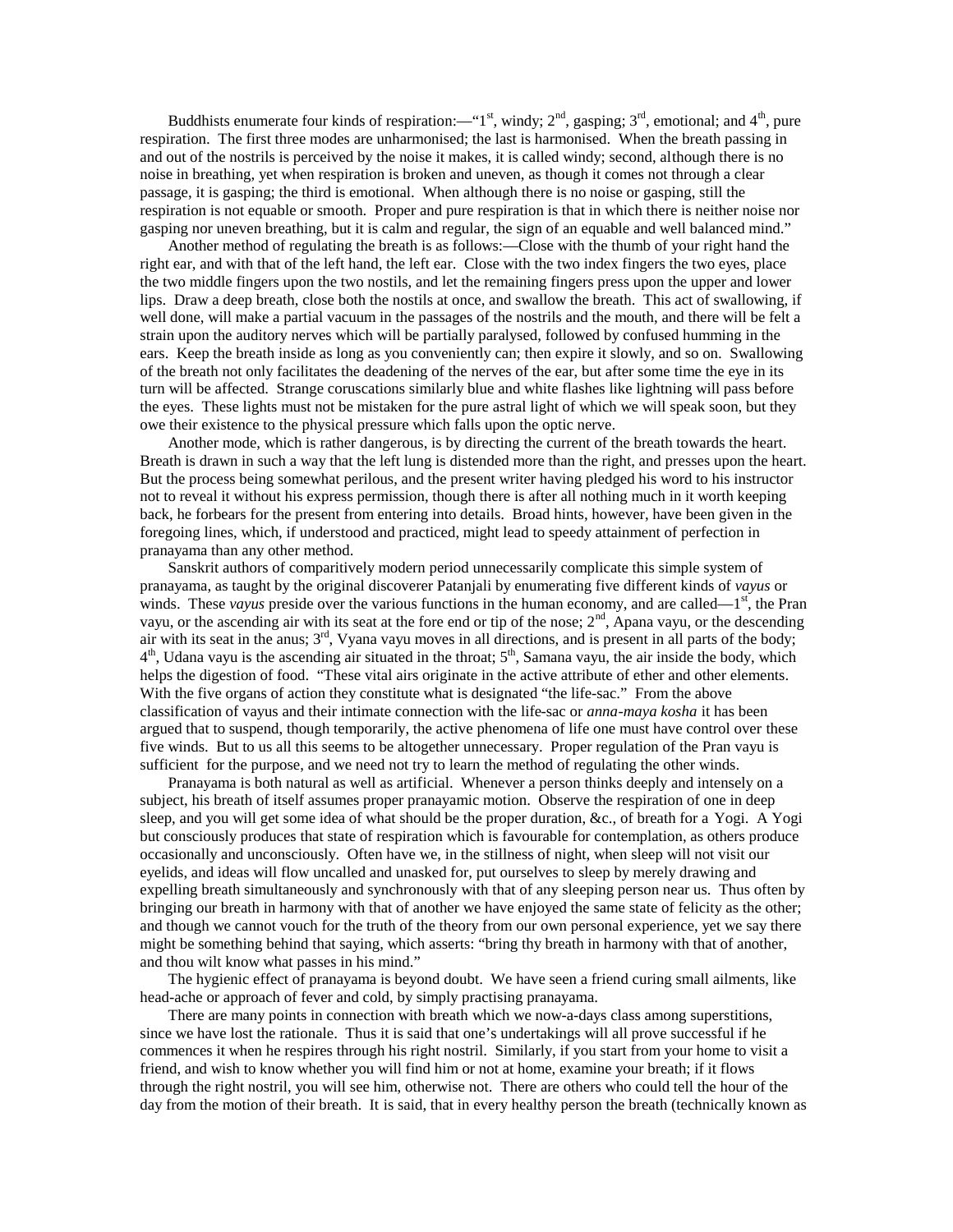Buddhists enumerate four kinds of respiration:—"1st, windy; 2nd, gasping; 3rd, emotional; and 4th, pure respiration. The first three modes are unharmonised; the last is harmonised. When the breath passing in and out of the nostrils is perceived by the noise it makes, it is called windy; second, although there is no noise in breathing, yet when respiration is broken and uneven, as though it comes not through a clear passage, it is gasping; the third is emotional. When although there is no noise or gasping, still the respiration is not equable or smooth. Proper and pure respiration is that in which there is neither noise nor gasping nor uneven breathing, but it is calm and regular, the sign of an equable and well balanced mind."

Another method of regulating the breath is as follows:—Close with the thumb of your right hand the right ear, and with that of the left hand, the left ear. Close with the two index fingers the two eyes, place the two middle fingers upon the two nostils, and let the remaining fingers press upon the upper and lower lips. Draw a deep breath, close both the nostils at once, and swallow the breath. This act of swallowing, if well done, will make a partial vacuum in the passages of the nostrils and the mouth, and there will be felt a strain upon the auditory nerves which will be partially paralysed, followed by confused humming in the ears. Keep the breath inside as long as you conveniently can; then expire it slowly, and so on. Swallowing of the breath not only facilitates the deadening of the nerves of the ear, but after some time the eye in its turn will be affected. Strange coruscations similarly blue and white flashes like lightning will pass before the eyes. These lights must not be mistaken for the pure astral light of which we will speak soon, but they owe their existence to the physical pressure which falls upon the optic nerve.

Another mode, which is rather dangerous, is by directing the current of the breath towards the heart. Breath is drawn in such a way that the left lung is distended more than the right, and presses upon the heart. But the process being somewhat perilous, and the present writer having pledged his word to his instructor not to reveal it without his express permission, though there is after all nothing much in it worth keeping back, he forbears for the present from entering into details. Broad hints, however, have been given in the foregoing lines, which, if understood and practiced, might lead to speedy attainment of perfection in pranayama than any other method.

Sanskrit authors of comparitively modern period unnecessarily complicate this simple system of pranayama, as taught by the original discoverer Patanjali by enumerating five different kinds of *vayus* or winds. These *vayus* preside over the various functions in the human economy, and are called—1st, the Pran vayu, or the ascending air with its seat at the fore end or tip of the nose; 2nd, Apana vayu, or the descending air with its seat in the anus; 3rd, Vyana vayu moves in all directions, and is present in all parts of the body; 4th, Udana vayu is the ascending air situated in the throat; 5th, Samana vayu, the air inside the body, which helps the digestion of food. "These vital airs originate in the active attribute of ether and other elements. With the five organs of action they constitute what is designated "the life-sac." From the above classification of vayus and their intimate connection with the life-sac or *anna-maya kosha* it has been argued that to suspend, though temporarily, the active phenomena of life one must have control over these five winds. But to us all this seems to be altogether unnecessary. Proper regulation of the Pran vayu is sufficient for the purpose, and we need not try to learn the method of regulating the other winds.

Pranayama is both natural as well as artificial. Whenever a person thinks deeply and intensely on a subject, his breath of itself assumes proper pranayamic motion. Observe the respiration of one in deep sleep, and you will get some idea of what should be the proper duration, &c., of breath for a Yogi. A Yogi but consciously produces that state of respiration which is favourable for contemplation, as others produce occasionally and unconsciously. Often have we, in the stillness of night, when sleep will not visit our eyelids, and ideas will flow uncalled and unasked for, put ourselves to sleep by merely drawing and expelling breath simultaneously and synchronously with that of any sleeping person near us. Thus often by bringing our breath in harmony with that of another we have enjoyed the same state of felicity as the other; and though we cannot vouch for the truth of the theory from our own personal experience, yet we say there might be something behind that saying, which asserts: "bring thy breath in harmony with that of another, and thou wilt know what passes in his mind."

The hygienic effect of pranayama is beyond doubt. We have seen a friend curing small ailments, like head-ache or approach of fever and cold, by simply practising pranayama.

There are many points in connection with breath which we now-a-days class among superstitions, since we have lost the rationale. Thus it is said that one's undertakings will all prove successful if he commences it when he respires through his right nostril. Similarly, if you start from your home to visit a friend, and wish to know whether you will find him or not at home, examine your breath; if it flows through the right nostril, you will see him, otherwise not. There are others who could tell the hour of the day from the motion of their breath. It is said, that in every healthy person the breath (technically known as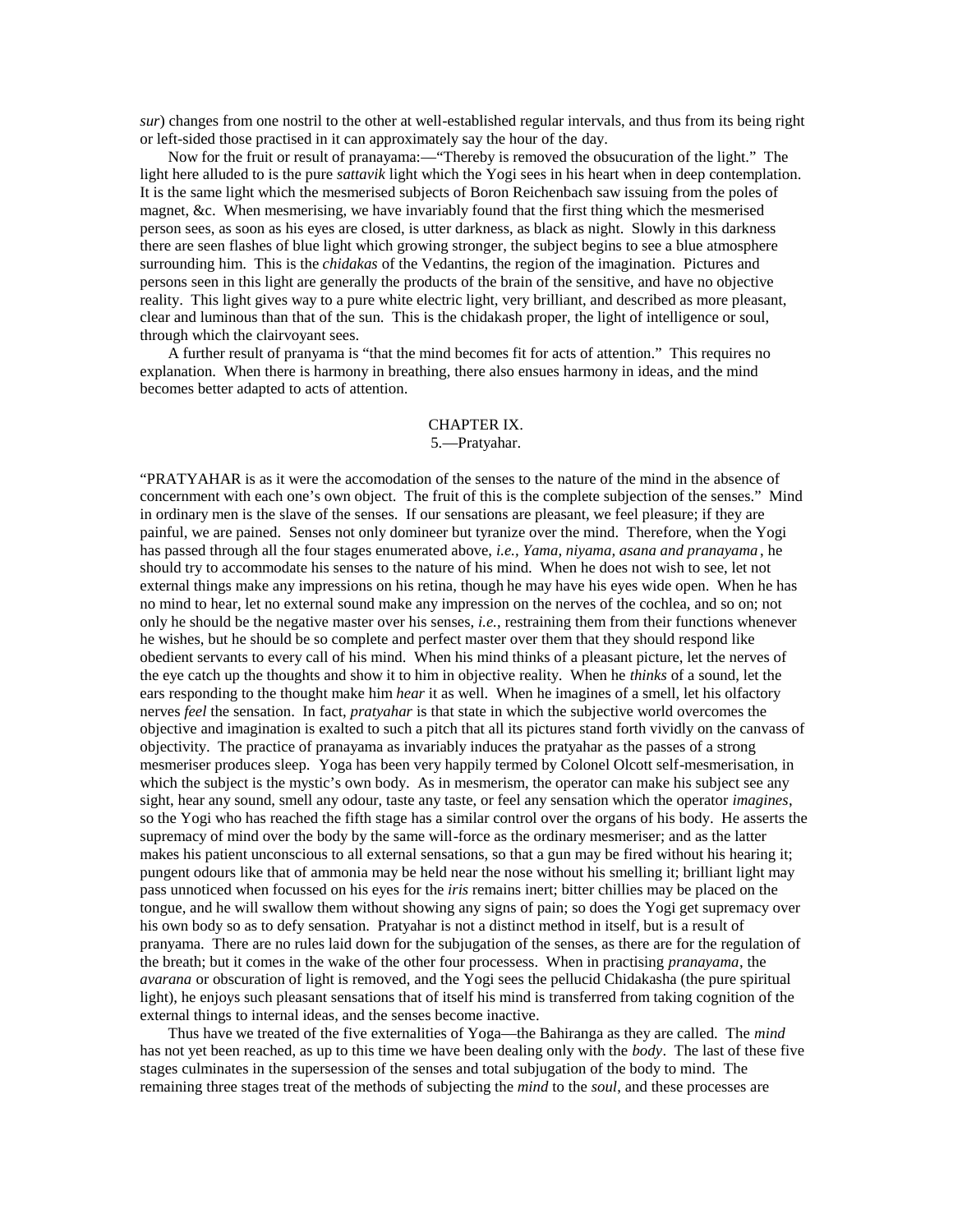*sur*) changes from one nostril to the other at well-established regular intervals, and thus from its being right or left-sided those practised in it can approximately say the hour of the day.

Now for the fruit or result of pranayama:—"Thereby is removed the obsucuration of the light." The light here alluded to is the pure *sattavik* light which the Yogi sees in his heart when in deep contemplation. It is the same light which the mesmerised subjects of Boron Reichenbach saw issuing from the poles of magnet, &c. When mesmerising, we have invariably found that the first thing which the mesmerised person sees, as soon as his eyes are closed, is utter darkness, as black as night. Slowly in this darkness there are seen flashes of blue light which growing stronger, the subject begins to see a blue atmosphere surrounding him. This is the *chidakas* of the Vedantins, the region of the imagination. Pictures and persons seen in this light are generally the products of the brain of the sensitive, and have no objective reality. This light gives way to a pure white electric light, very brilliant, and described as more pleasant, clear and luminous than that of the sun. This is the chidakash proper, the light of intelligence or soul, through which the clairvoyant sees.

A further result of pranyama is "that the mind becomes fit for acts of attention." This requires no explanation. When there is harmony in breathing, there also ensues harmony in ideas, and the mind becomes better adapted to acts of attention.

## CHAPTER IX.
### 5.—Pratyahar.

"PRATYAHAR is as it were the accomodation of the senses to the nature of the mind in the absence of concernment with each one's own object. The fruit of this is the complete subjection of the senses." Mind in ordinary men is the slave of the senses. If our sensations are pleasant, we feel pleasure; if they are painful, we are pained. Senses not only domineer but tyranize over the mind. Therefore, when the Yogi has passed through all the four stages enumerated above, *i.e., Yama, niyama, asana and pranayama*, he should try to accommodate his senses to the nature of his mind. When he does not wish to see, let not external things make any impressions on his retina, though he may have his eyes wide open. When he has no mind to hear, let no external sound make any impression on the nerves of the cochlea, and so on; not only he should be the negative master over his senses, *i.e.*, restraining them from their functions whenever he wishes, but he should be so complete and perfect master over them that they should respond like obedient servants to every call of his mind. When his mind thinks of a pleasant picture, let the nerves of the eye catch up the thoughts and show it to him in objective reality. When he *thinks* of a sound, let the ears responding to the thought make him *hear* it as well. When he imagines of a smell, let his olfactory nerves *feel* the sensation. In fact, *pratyahar* is that state in which the subjective world overcomes the objective and imagination is exalted to such a pitch that all its pictures stand forth vividly on the canvass of objectivity. The practice of pranayama as invariably induces the pratyahar as the passes of a strong mesmeriser produces sleep. Yoga has been very happily termed by Colonel Olcott self-mesmerisation, in which the subject is the mystic's own body. As in mesmerism, the operator can make his subject see any sight, hear any sound, smell any odour, taste any taste, or feel any sensation which the operator *imagines*, so the Yogi who has reached the fifth stage has a similar control over the organs of his body. He asserts the supremacy of mind over the body by the same will-force as the ordinary mesmeriser; and as the latter makes his patient unconscious to all external sensations, so that a gun may be fired without his hearing it; pungent odours like that of ammonia may be held near the nose without his smelling it; brilliant light may pass unnoticed when focussed on his eyes for the *iris* remains inert; bitter chillies may be placed on the tongue, and he will swallow them without showing any signs of pain; so does the Yogi get supremacy over his own body so as to defy sensation. Pratyahar is not a distinct method in itself, but is a result of pranyama. There are no rules laid down for the subjugation of the senses, as there are for the regulation of the breath; but it comes in the wake of the other four processess. When in practising *pranayama*, the *avarana* or obscuration of light is removed, and the Yogi sees the pellucid Chidakasha (the pure spiritual light), he enjoys such pleasant sensations that of itself his mind is transferred from taking cognition of the external things to internal ideas, and the senses become inactive.

Thus have we treated of the five externalities of Yoga—the Bahiranga as they are called. The *mind* has not yet been reached, as up to this time we have been dealing only with the *body*. The last of these five stages culminates in the supersession of the senses and total subjugation of the body to mind. The remaining three stages treat of the methods of subjecting the *mind* to the *soul*, and these processes are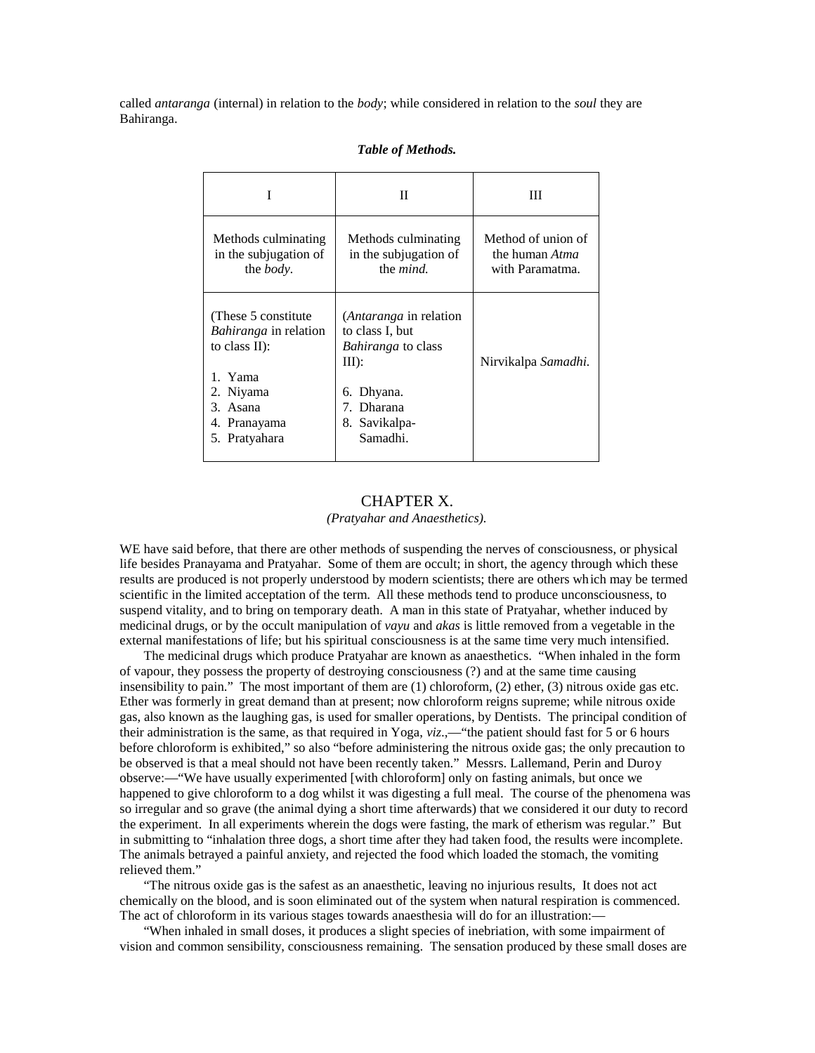called *antaranga* (internal) in relation to the *body*; while considered in relation to the *soul* they are Bahiranga.

***Table of Methods.***

| I | II | III |
|---|---|---|
| Methods culminating in the subjugation of the *body*. | Methods culminating in the subjugation of the *mind.* | Method of union of the human *Atma* with Paramatma. |
| (These 5 constitute *Bahiranga* in relation to class II):<br><br>1. Yama<br>2. Niyama<br>3. Asana<br>4. Pranayama<br>5. Pratyahara | (*Antaranga* in relation to class I, but *Bahiranga* to class III):<br><br>6. Dhyana.<br>7. Dharana<br>8. Savikalpa-Samadhi. | Nirvikalpa *Samadhi.* |

## CHAPTER X.

*(Pratyahar and Anaesthetics).*

WE have said before, that there are other methods of suspending the nerves of consciousness, or physical life besides Pranayama and Pratyahar. Some of them are occult; in short, the agency through which these results are produced is not properly understood by modern scientists; there are others which may be termed scientific in the limited acceptation of the term. All these methods tend to produce unconsciousness, to suspend vitality, and to bring on temporary death. A man in this state of Pratyahar, whether induced by medicinal drugs, or by the occult manipulation of *vayu* and *akas* is little removed from a vegetable in the external manifestations of life; but his spiritual consciousness is at the same time very much intensified.

The medicinal drugs which produce Pratyahar are known as anaesthetics. "When inhaled in the form of vapour, they possess the property of destroying consciousness (?) and at the same time causing insensibility to pain." The most important of them are (1) chloroform, (2) ether, (3) nitrous oxide gas etc. Ether was formerly in great demand than at present; now chloroform reigns supreme; while nitrous oxide gas, also known as the laughing gas, is used for smaller operations, by Dentists. The principal condition of their administration is the same, as that required in Yoga, *viz.*,—"the patient should fast for 5 or 6 hours before chloroform is exhibited," so also "before administering the nitrous oxide gas; the only precaution to be observed is that a meal should not have been recently taken." Messrs. Lallemand, Perin and Duroy observe:—"We have usually experimented [with chloroform] only on fasting animals, but once we happened to give chloroform to a dog whilst it was digesting a full meal. The course of the phenomena was so irregular and so grave (the animal dying a short time afterwards) that we considered it our duty to record the experiment. In all experiments wherein the dogs were fasting, the mark of etherism was regular." But in submitting to "inhalation three dogs, a short time after they had taken food, the results were incomplete. The animals betrayed a painful anxiety, and rejected the food which loaded the stomach, the vomiting relieved them."

"The nitrous oxide gas is the safest as an anaesthetic, leaving no injurious results, It does not act chemically on the blood, and is soon eliminated out of the system when natural respiration is commenced. The act of chloroform in its various stages towards anaesthesia will do for an illustration:—

"When inhaled in small doses, it produces a slight species of inebriation, with some impairment of vision and common sensibility, consciousness remaining. The sensation produced by these small doses are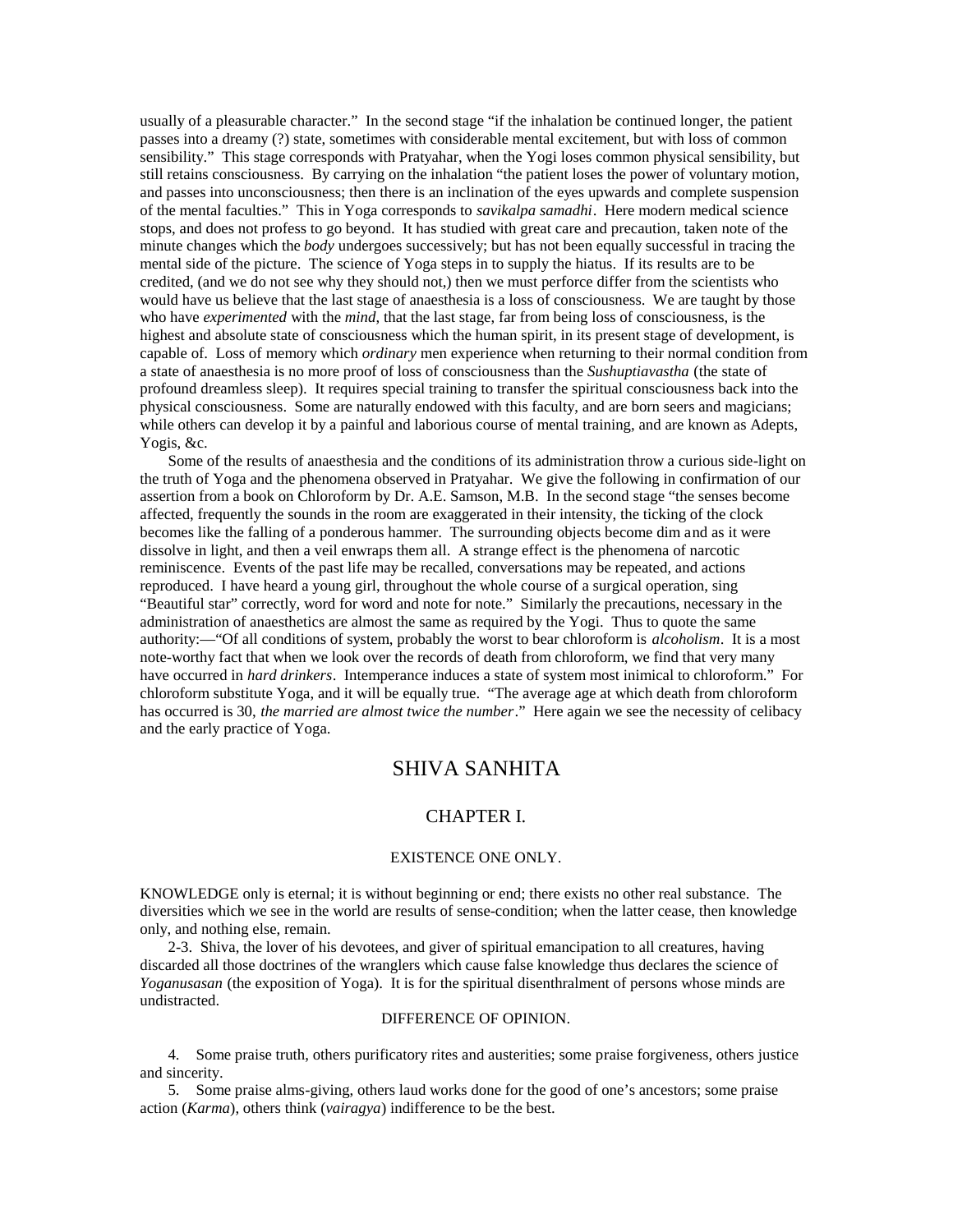usually of a pleasurable character." In the second stage "if the inhalation be continued longer, the patient passes into a dreamy (?) state, sometimes with considerable mental excitement, but with loss of common sensibility." This stage corresponds with Pratyahar, when the Yogi loses common physical sensibility, but still retains consciousness. By carrying on the inhalation "the patient loses the power of voluntary motion, and passes into unconsciousness; then there is an inclination of the eyes upwards and complete suspension of the mental faculties." This in Yoga corresponds to *savikalpa samadhi*. Here modern medical science stops, and does not profess to go beyond. It has studied with great care and precaution, taken note of the minute changes which the *body* undergoes successively; but has not been equally successful in tracing the mental side of the picture. The science of Yoga steps in to supply the hiatus. If its results are to be credited, (and we do not see why they should not,) then we must perforce differ from the scientists who would have us believe that the last stage of anaesthesia is a loss of consciousness. We are taught by those who have *experimented* with the *mind*, that the last stage, far from being loss of consciousness, is the highest and absolute state of consciousness which the human spirit, in its present stage of development, is capable of. Loss of memory which *ordinary* men experience when returning to their normal condition from a state of anaesthesia is no more proof of loss of consciousness than the *Sushuptiavastha* (the state of profound dreamless sleep). It requires special training to transfer the spiritual consciousness back into the physical consciousness. Some are naturally endowed with this faculty, and are born seers and magicians; while others can develop it by a painful and laborious course of mental training, and are known as Adepts, Yogis, &c.

Some of the results of anaesthesia and the conditions of its administration throw a curious side-light on the truth of Yoga and the phenomena observed in Pratyahar. We give the following in confirmation of our assertion from a book on Chloroform by Dr. A.E. Samson, M.B. In the second stage "the senses become affected, frequently the sounds in the room are exaggerated in their intensity, the ticking of the clock becomes like the falling of a ponderous hammer. The surrounding objects become dim and as it were dissolve in light, and then a veil enwraps them all. A strange effect is the phenomena of narcotic reminiscence. Events of the past life may be recalled, conversations may be repeated, and actions reproduced. I have heard a young girl, throughout the whole course of a surgical operation, sing "Beautiful star" correctly, word for word and note for note." Similarly the precautions, necessary in the administration of anaesthetics are almost the same as required by the Yogi. Thus to quote the same authority:—"Of all conditions of system, probably the worst to bear chloroform is *alcoholism*. It is a most note-worthy fact that when we look over the records of death from chloroform, we find that very many have occurred in *hard drinkers*. Intemperance induces a state of system most inimical to chloroform." For chloroform substitute Yoga, and it will be equally true. "The average age at which death from chloroform has occurred is 30, *the married are almost twice the number*." Here again we see the necessity of celibacy and the early practice of Yoga.

# SHIVA SANHITA

## CHAPTER I.

### EXISTENCE ONE ONLY.

KNOWLEDGE only is eternal; it is without beginning or end; there exists no other real substance. The diversities which we see in the world are results of sense-condition; when the latter cease, then knowledge only, and nothing else, remain.

2-3. Shiva, the lover of his devotees, and giver of spiritual emancipation to all creatures, having discarded all those doctrines of the wranglers which cause false knowledge thus declares the science of *Yoganusasan* (the exposition of Yoga). It is for the spiritual disenthralment of persons whose minds are undistracted.

### DIFFERENCE OF OPINION.

4. Some praise truth, others purificatory rites and austerities; some praise forgiveness, others justice and sincerity.

5. Some praise alms-giving, others laud works done for the good of one's ancestors; some praise action (*Karma*), others think (*vairagya*) indifference to be the best.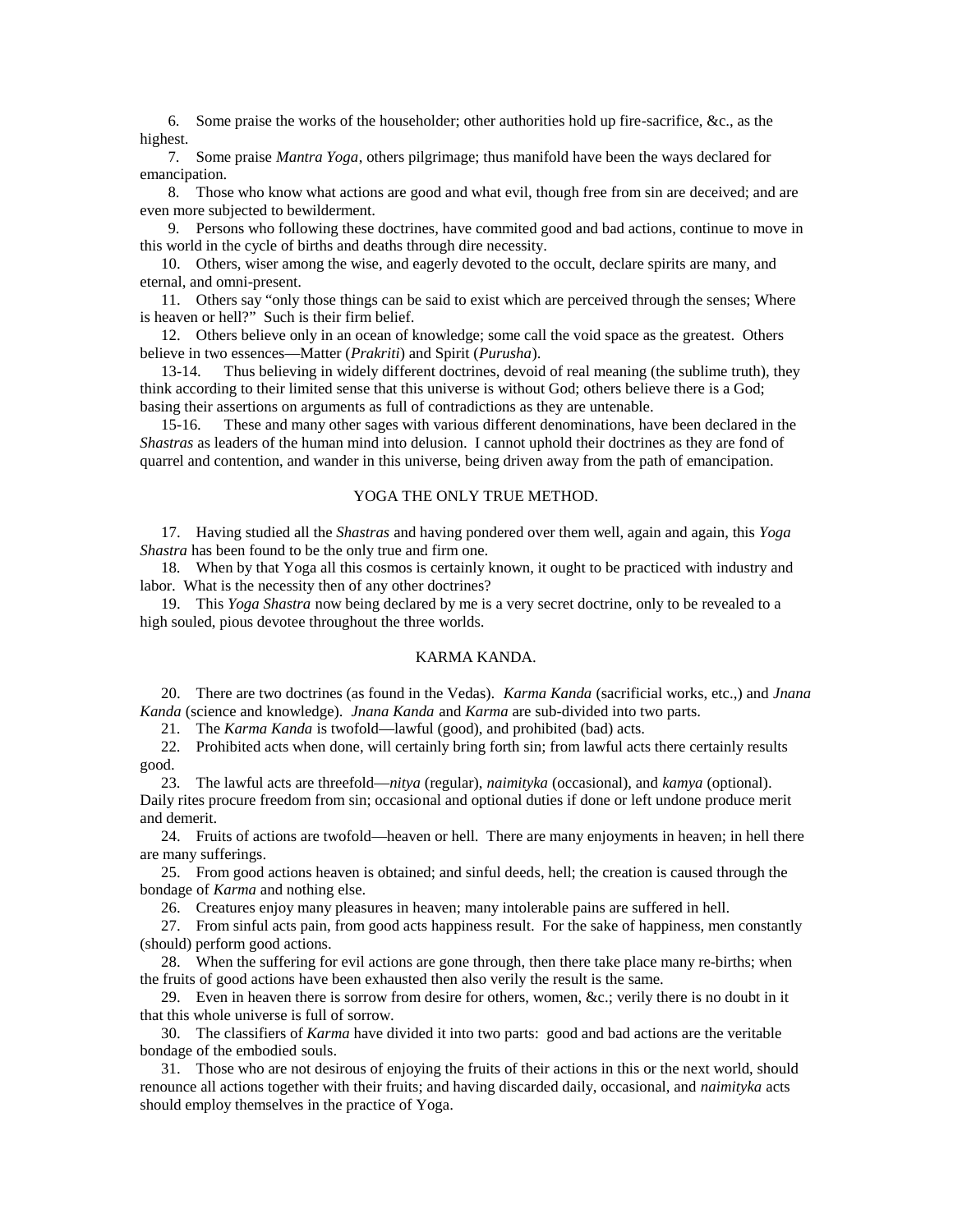6. Some praise the works of the householder; other authorities hold up fire-sacrifice, &c., as the highest.

7. Some praise *Mantra Yoga*, others pilgrimage; thus manifold have been the ways declared for emancipation.

8. Those who know what actions are good and what evil, though free from sin are deceived; and are even more subjected to bewilderment.

9. Persons who following these doctrines, have commited good and bad actions, continue to move in this world in the cycle of births and deaths through dire necessity.

10. Others, wiser among the wise, and eagerly devoted to the occult, declare spirits are many, and eternal, and omni-present.

11. Others say "only those things can be said to exist which are perceived through the senses; Where is heaven or hell?" Such is their firm belief.

12. Others believe only in an ocean of knowledge; some call the void space as the greatest. Others believe in two essences—Matter (*Prakriti*) and Spirit (*Purusha*).

13-14. Thus believing in widely different doctrines, devoid of real meaning (the sublime truth), they think according to their limited sense that this universe is without God; others believe there is a God; basing their assertions on arguments as full of contradictions as they are untenable.

15-16. These and many other sages with various different denominations, have been declared in the *Shastras* as leaders of the human mind into delusion. I cannot uphold their doctrines as they are fond of quarrel and contention, and wander in this universe, being driven away from the path of emancipation.

## YOGA THE ONLY TRUE METHOD.

17. Having studied all the *Shastras* and having pondered over them well, again and again, this *Yoga Shastra* has been found to be the only true and firm one.

18. When by that Yoga all this cosmos is certainly known, it ought to be practiced with industry and labor. What is the necessity then of any other doctrines?

19. This *Yoga Shastra* now being declared by me is a very secret doctrine, only to be revealed to a high souled, pious devotee throughout the three worlds.

## KARMA KANDA.

20. There are two doctrines (as found in the Vedas). *Karma Kanda* (sacrificial works, etc.,) and *Jnana Kanda* (science and knowledge). *Jnana Kanda* and *Karma* are sub-divided into two parts.

21. The *Karma Kanda* is twofold—lawful (good), and prohibited (bad) acts.

22. Prohibited acts when done, will certainly bring forth sin; from lawful acts there certainly results good.

23. The lawful acts are threefold—*nitya* (regular), *naimityka* (occasional), and *kamya* (optional). Daily rites procure freedom from sin; occasional and optional duties if done or left undone produce merit and demerit.

24. Fruits of actions are twofold—heaven or hell. There are many enjoyments in heaven; in hell there are many sufferings.

25. From good actions heaven is obtained; and sinful deeds, hell; the creation is caused through the bondage of *Karma* and nothing else.

26. Creatures enjoy many pleasures in heaven; many intolerable pains are suffered in hell.

27. From sinful acts pain, from good acts happiness result. For the sake of happiness, men constantly (should) perform good actions.

28. When the suffering for evil actions are gone through, then there take place many re-births; when the fruits of good actions have been exhausted then also verily the result is the same.

29. Even in heaven there is sorrow from desire for others, women, &c.; verily there is no doubt in it that this whole universe is full of sorrow.

30. The classifiers of *Karma* have divided it into two parts: good and bad actions are the veritable bondage of the embodied souls.

31. Those who are not desirous of enjoying the fruits of their actions in this or the next world, should renounce all actions together with their fruits; and having discarded daily, occasional, and *naimityka* acts should employ themselves in the practice of Yoga.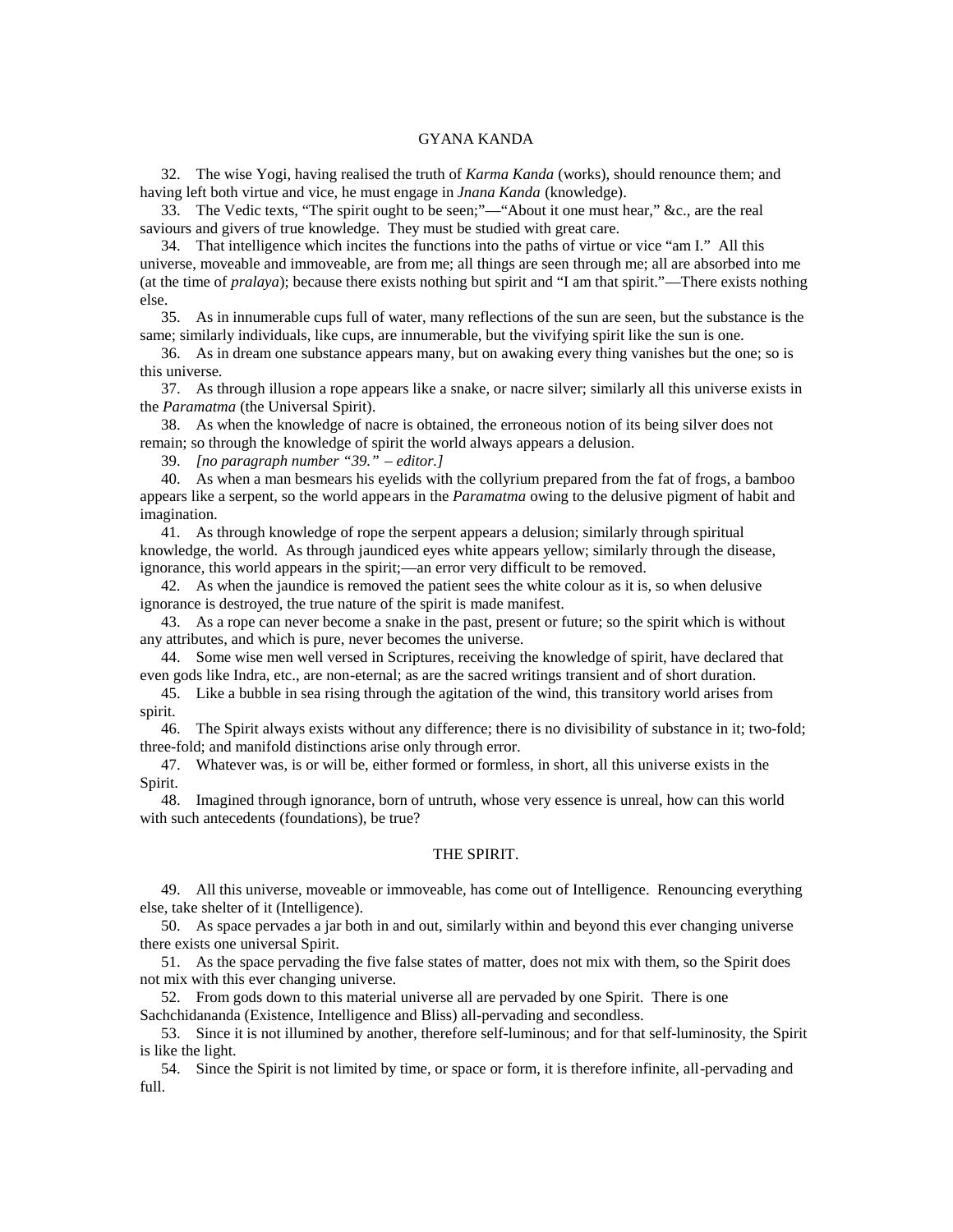## GYANA KANDA

32. The wise Yogi, having realised the truth of *Karma Kanda* (works), should renounce them; and having left both virtue and vice, he must engage in *Jnana Kanda* (knowledge).

33. The Vedic texts, "The spirit ought to be seen;"—"About it one must hear," &c., are the real saviours and givers of true knowledge. They must be studied with great care.

34. That intelligence which incites the functions into the paths of virtue or vice "am I." All this universe, moveable and immoveable, are from me; all things are seen through me; all are absorbed into me (at the time of *pralaya*); because there exists nothing but spirit and "I am that spirit."—There exists nothing else.

35. As in innumerable cups full of water, many reflections of the sun are seen, but the substance is the same; similarly individuals, like cups, are innumerable, but the vivifying spirit like the sun is one.

36. As in dream one substance appears many, but on awaking every thing vanishes but the one; so is this universe.

37. As through illusion a rope appears like a snake, or nacre silver; similarly all this universe exists in the *Paramatma* (the Universal Spirit).

38. As when the knowledge of nacre is obtained, the erroneous notion of its being silver does not remain; so through the knowledge of spirit the world always appears a delusion.

39. *[no paragraph number "39." – editor.]*

40. As when a man besmears his eyelids with the collyrium prepared from the fat of frogs, a bamboo appears like a serpent, so the world appears in the *Paramatma* owing to the delusive pigment of habit and imagination.

41. As through knowledge of rope the serpent appears a delusion; similarly through spiritual knowledge, the world. As through jaundiced eyes white appears yellow; similarly through the disease, ignorance, this world appears in the spirit;—an error very difficult to be removed.

42. As when the jaundice is removed the patient sees the white colour as it is, so when delusive ignorance is destroyed, the true nature of the spirit is made manifest.

43. As a rope can never become a snake in the past, present or future; so the spirit which is without any attributes, and which is pure, never becomes the universe.

44. Some wise men well versed in Scriptures, receiving the knowledge of spirit, have declared that even gods like Indra, etc., are non-eternal; as are the sacred writings transient and of short duration.

45. Like a bubble in sea rising through the agitation of the wind, this transitory world arises from spirit.

46. The Spirit always exists without any difference; there is no divisibility of substance in it; two-fold; three-fold; and manifold distinctions arise only through error.

47. Whatever was, is or will be, either formed or formless, in short, all this universe exists in the Spirit.

48. Imagined through ignorance, born of untruth, whose very essence is unreal, how can this world with such antecedents (foundations), be true?

## THE SPIRIT.

49. All this universe, moveable or immoveable, has come out of Intelligence. Renouncing everything else, take shelter of it (Intelligence).

50. As space pervades a jar both in and out, similarly within and beyond this ever changing universe there exists one universal Spirit.

51. As the space pervading the five false states of matter, does not mix with them, so the Spirit does not mix with this ever changing universe.

52. From gods down to this material universe all are pervaded by one Spirit. There is one Sachchidananda (Existence, Intelligence and Bliss) all-pervading and secondless.

53. Since it is not illumined by another, therefore self-luminous; and for that self-luminosity, the Spirit is like the light.

54. Since the Spirit is not limited by time, or space or form, it is therefore infinite, all-pervading and full.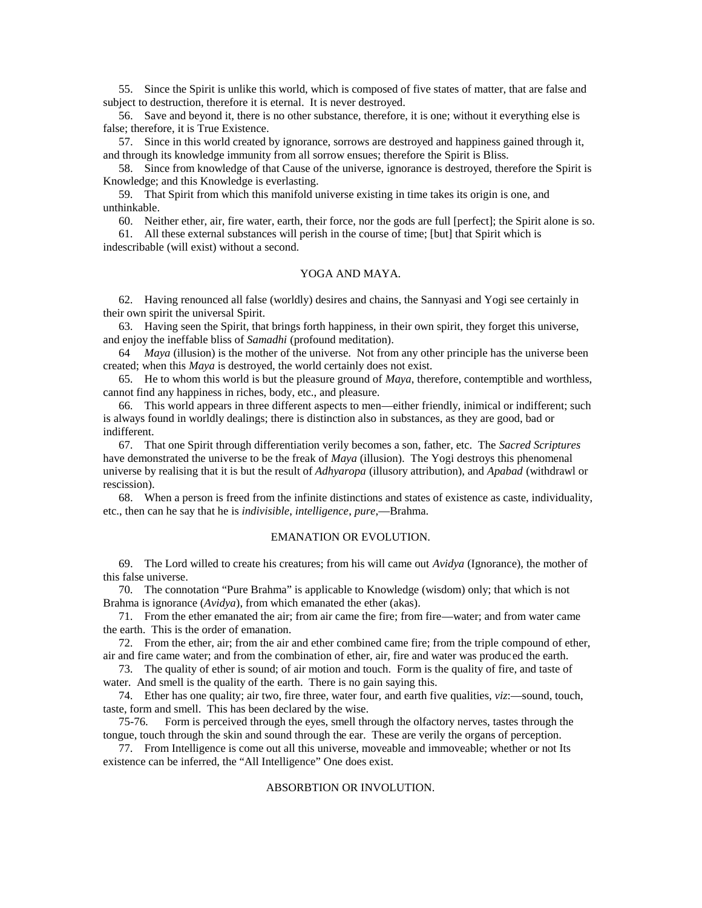55. Since the Spirit is unlike this world, which is composed of five states of matter, that are false and subject to destruction, therefore it is eternal. It is never destroyed.

56. Save and beyond it, there is no other substance, therefore, it is one; without it everything else is false; therefore, it is True Existence.

57. Since in this world created by ignorance, sorrows are destroyed and happiness gained through it, and through its knowledge immunity from all sorrow ensues; therefore the Spirit is Bliss.

58. Since from knowledge of that Cause of the universe, ignorance is destroyed, therefore the Spirit is Knowledge; and this Knowledge is everlasting.

59. That Spirit from which this manifold universe existing in time takes its origin is one, and unthinkable.

60. Neither ether, air, fire water, earth, their force, nor the gods are full [perfect]; the Spirit alone is so.

61. All these external substances will perish in the course of time; [but] that Spirit which is indescribable (will exist) without a second.

## YOGA AND MAYA.

62. Having renounced all false (worldly) desires and chains, the Sannyasi and Yogi see certainly in their own spirit the universal Spirit.

63. Having seen the Spirit, that brings forth happiness, in their own spirit, they forget this universe, and enjoy the ineffable bliss of *Samadhi* (profound meditation).

64 *Maya* (illusion) is the mother of the universe. Not from any other principle has the universe been created; when this *Maya* is destroyed, the world certainly does not exist.

65. He to whom this world is but the pleasure ground of *Maya*, therefore, contemptible and worthless, cannot find any happiness in riches, body, etc., and pleasure.

66. This world appears in three different aspects to men—either friendly, inimical or indifferent; such is always found in worldly dealings; there is distinction also in substances, as they are good, bad or indifferent.

67. That one Spirit through differentiation verily becomes a son, father, etc. The *Sacred Scriptures* have demonstrated the universe to be the freak of *Maya* (illusion). The Yogi destroys this phenomenal universe by realising that it is but the result of *Adhyaropa* (illusory attribution), and *Apabad* (withdrawl or rescission).

68. When a person is freed from the infinite distinctions and states of existence as caste, individuality, etc., then can he say that he is *indivisible*, *intelligence*, *pure*,—Brahma.

## EMANATION OR EVOLUTION.

69. The Lord willed to create his creatures; from his will came out *Avidya* (Ignorance), the mother of this false universe.

70. The connotation "Pure Brahma" is applicable to Knowledge (wisdom) only; that which is not Brahma is ignorance (*Avidya*), from which emanated the ether (akas).

71. From the ether emanated the air; from air came the fire; from fire—water; and from water came the earth. This is the order of emanation.

72. From the ether, air; from the air and ether combined came fire; from the triple compound of ether, air and fire came water; and from the combination of ether, air, fire and water was produced the earth.

73. The quality of ether is sound; of air motion and touch. Form is the quality of fire, and taste of water. And smell is the quality of the earth. There is no gain saying this.

74. Ether has one quality; air two, fire three, water four, and earth five qualities, *viz*:—sound, touch, taste, form and smell. This has been declared by the wise.

75-76. Form is perceived through the eyes, smell through the olfactory nerves, tastes through the tongue, touch through the skin and sound through the ear. These are verily the organs of perception.

77. From Intelligence is come out all this universe, moveable and immoveable; whether or not Its existence can be inferred, the "All Intelligence" One does exist.

## ABSORBTION OR INVOLUTION.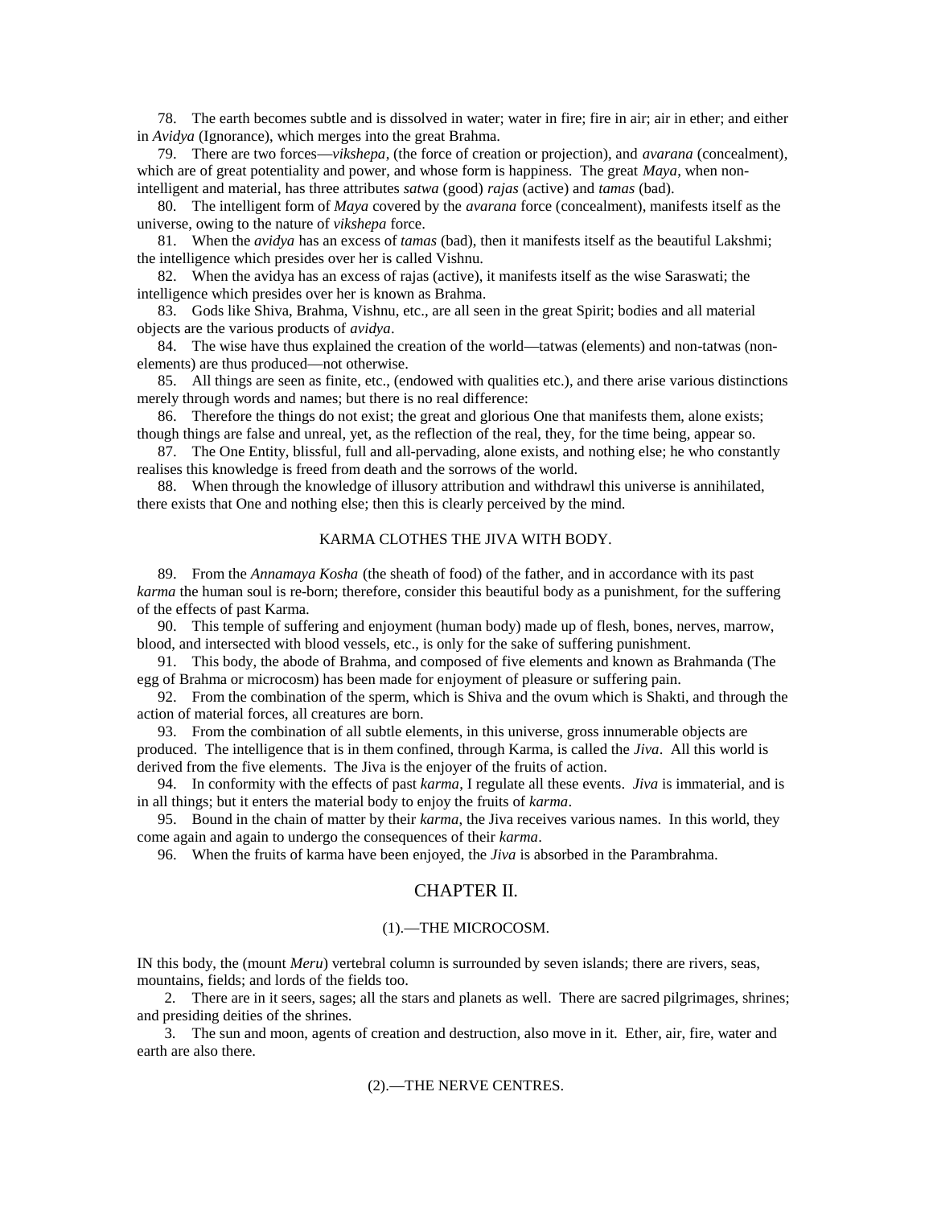78. The earth becomes subtle and is dissolved in water; water in fire; fire in air; air in ether; and either in *Avidya* (Ignorance), which merges into the great Brahma.

79. There are two forces—*vikshepa*, (the force of creation or projection), and *avarana* (concealment), which are of great potentiality and power, and whose form is happiness. The great *Maya*, when non-intelligent and material, has three attributes *satwa* (good) *rajas* (active) and *tamas* (bad).

80. The intelligent form of *Maya* covered by the *avarana* force (concealment), manifests itself as the universe, owing to the nature of *vikshepa* force.

81. When the *avidya* has an excess of *tamas* (bad), then it manifests itself as the beautiful Lakshmi; the intelligence which presides over her is called Vishnu.

82. When the avidya has an excess of rajas (active), it manifests itself as the wise Saraswati; the intelligence which presides over her is known as Brahma.

83. Gods like Shiva, Brahma, Vishnu, etc., are all seen in the great Spirit; bodies and all material objects are the various products of *avidya*.

84. The wise have thus explained the creation of the world—tatwas (elements) and non-tatwas (non-elements) are thus produced—not otherwise.

85. All things are seen as finite, etc., (endowed with qualities etc.), and there arise various distinctions merely through words and names; but there is no real difference:

86. Therefore the things do not exist; the great and glorious One that manifests them, alone exists; though things are false and unreal, yet, as the reflection of the real, they, for the time being, appear so.

87. The One Entity, blissful, full and all-pervading, alone exists, and nothing else; he who constantly realises this knowledge is freed from death and the sorrows of the world.

88. When through the knowledge of illusory attribution and withdrawl this universe is annihilated, there exists that One and nothing else; then this is clearly perceived by the mind.

### KARMA CLOTHES THE JIVA WITH BODY.

89. From the *Annamaya Kosha* (the sheath of food) of the father, and in accordance with its past *karma* the human soul is re-born; therefore, consider this beautiful body as a punishment, for the suffering of the effects of past Karma.

90. This temple of suffering and enjoyment (human body) made up of flesh, bones, nerves, marrow, blood, and intersected with blood vessels, etc., is only for the sake of suffering punishment.

91. This body, the abode of Brahma, and composed of five elements and known as Brahmanda (The egg of Brahma or microcosm) has been made for enjoyment of pleasure or suffering pain.

92. From the combination of the sperm, which is Shiva and the ovum which is Shakti, and through the action of material forces, all creatures are born.

93. From the combination of all subtle elements, in this universe, gross innumerable objects are produced. The intelligence that is in them confined, through Karma, is called the *Jiva*. All this world is derived from the five elements. The Jiva is the enjoyer of the fruits of action.

94. In conformity with the effects of past *karma*, I regulate all these events. *Jiva* is immaterial, and is in all things; but it enters the material body to enjoy the fruits of *karma*.

95. Bound in the chain of matter by their *karma*, the Jiva receives various names. In this world, they come again and again to undergo the consequences of their *karma*.

96. When the fruits of karma have been enjoyed, the *Jiva* is absorbed in the Parambrahma.

## CHAPTER II.

### (1).—THE MICROCOSM.

IN this body, the (mount *Meru*) vertebral column is surrounded by seven islands; there are rivers, seas, mountains, fields; and lords of the fields too.

2. There are in it seers, sages; all the stars and planets as well. There are sacred pilgrimages, shrines; and presiding deities of the shrines.

3. The sun and moon, agents of creation and destruction, also move in it. Ether, air, fire, water and earth are also there.

### (2).—THE NERVE CENTRES.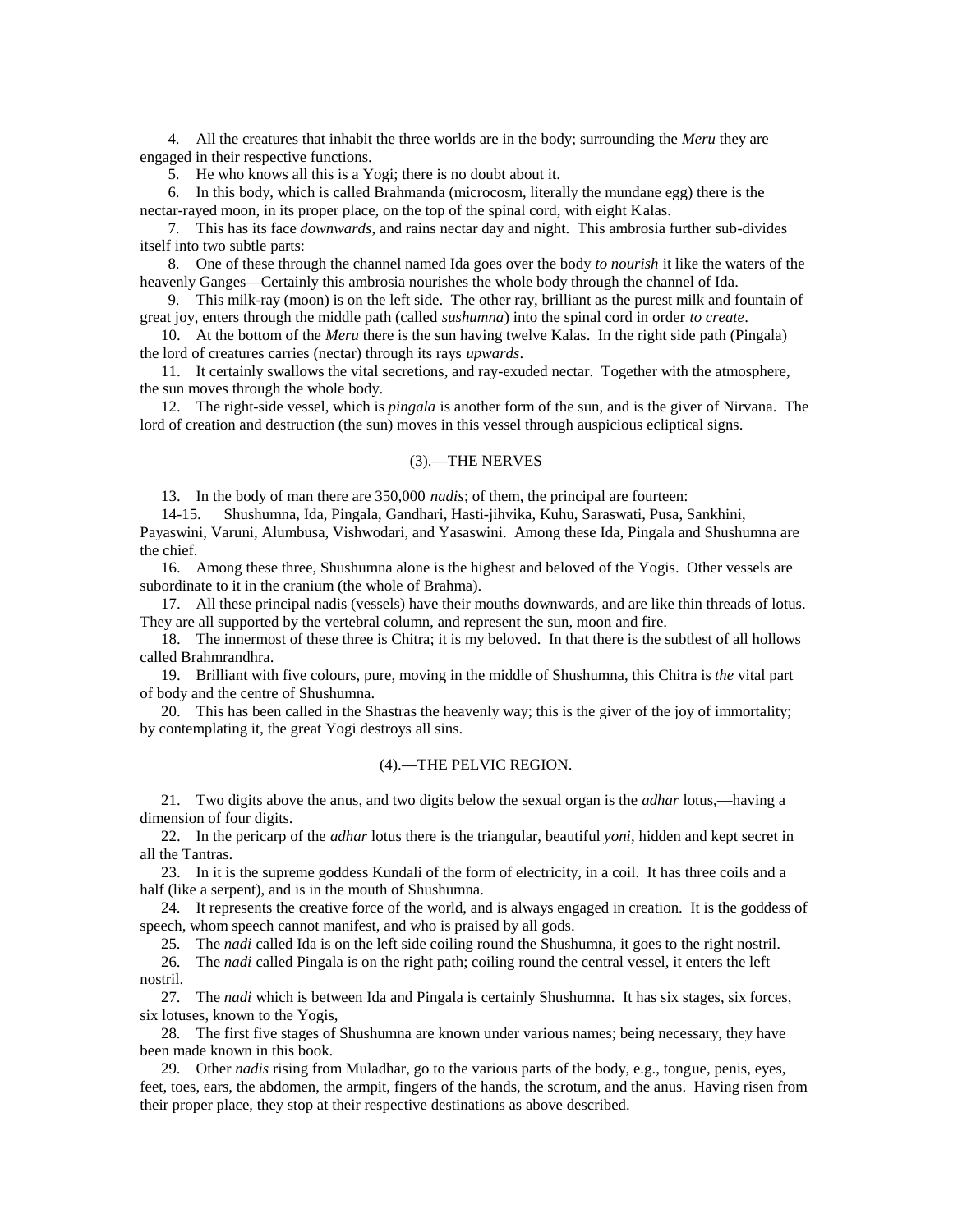4. All the creatures that inhabit the three worlds are in the body; surrounding the *Meru* they are engaged in their respective functions.

5. He who knows all this is a Yogi; there is no doubt about it.

6. In this body, which is called Brahmanda (microcosm, literally the mundane egg) there is the nectar-rayed moon, in its proper place, on the top of the spinal cord, with eight Kalas.

7. This has its face *downwards*, and rains nectar day and night. This ambrosia further sub-divides itself into two subtle parts:

8. One of these through the channel named Ida goes over the body *to nourish* it like the waters of the heavenly Ganges—Certainly this ambrosia nourishes the whole body through the channel of Ida.

9. This milk-ray (moon) is on the left side. The other ray, brilliant as the purest milk and fountain of great joy, enters through the middle path (called *sushumna*) into the spinal cord in order *to create*.

10. At the bottom of the *Meru* there is the sun having twelve Kalas. In the right side path (Pingala) the lord of creatures carries (nectar) through its rays *upwards*.

11. It certainly swallows the vital secretions, and ray-exuded nectar. Together with the atmosphere, the sun moves through the whole body.

12. The right-side vessel, which is *pingala* is another form of the sun, and is the giver of Nirvana. The lord of creation and destruction (the sun) moves in this vessel through auspicious ecliptical signs.

### (3).—THE NERVES

13. In the body of man there are 350,000 *nadis*; of them, the principal are fourteen:

14-15. Shushumna, Ida, Pingala, Gandhari, Hasti-jihvika, Kuhu, Saraswati, Pusa, Sankhini, Payaswini, Varuni, Alumbusa, Vishwodari, and Yasaswini. Among these Ida, Pingala and Shushumna are the chief.

16. Among these three, Shushumna alone is the highest and beloved of the Yogis. Other vessels are subordinate to it in the cranium (the whole of Brahma).

17. All these principal nadis (vessels) have their mouths downwards, and are like thin threads of lotus. They are all supported by the vertebral column, and represent the sun, moon and fire.

18. The innermost of these three is Chitra; it is my beloved. In that there is the subtlest of all hollows called Brahmrandhra.

19. Brilliant with five colours, pure, moving in the middle of Shushumna, this Chitra is *the* vital part of body and the centre of Shushumna.

20. This has been called in the Shastras the heavenly way; this is the giver of the joy of immortality; by contemplating it, the great Yogi destroys all sins.

### (4).—THE PELVIC REGION.

21. Two digits above the anus, and two digits below the sexual organ is the *adhar* lotus,—having a dimension of four digits.

22. In the pericarp of the *adhar* lotus there is the triangular, beautiful *yoni*, hidden and kept secret in all the Tantras.

23. In it is the supreme goddess Kundali of the form of electricity, in a coil. It has three coils and a half (like a serpent), and is in the mouth of Shushumna.

24. It represents the creative force of the world, and is always engaged in creation. It is the goddess of speech, whom speech cannot manifest, and who is praised by all gods.

25. The *nadi* called Ida is on the left side coiling round the Shushumna, it goes to the right nostril.

26. The *nadi* called Pingala is on the right path; coiling round the central vessel, it enters the left nostril.

27. The *nadi* which is between Ida and Pingala is certainly Shushumna. It has six stages, six forces, six lotuses, known to the Yogis,

28. The first five stages of Shushumna are known under various names; being necessary, they have been made known in this book.

29. Other *nadis* rising from Muladhar, go to the various parts of the body, e.g., tongue, penis, eyes, feet, toes, ears, the abdomen, the armpit, fingers of the hands, the scrotum, and the anus. Having risen from their proper place, they stop at their respective destinations as above described.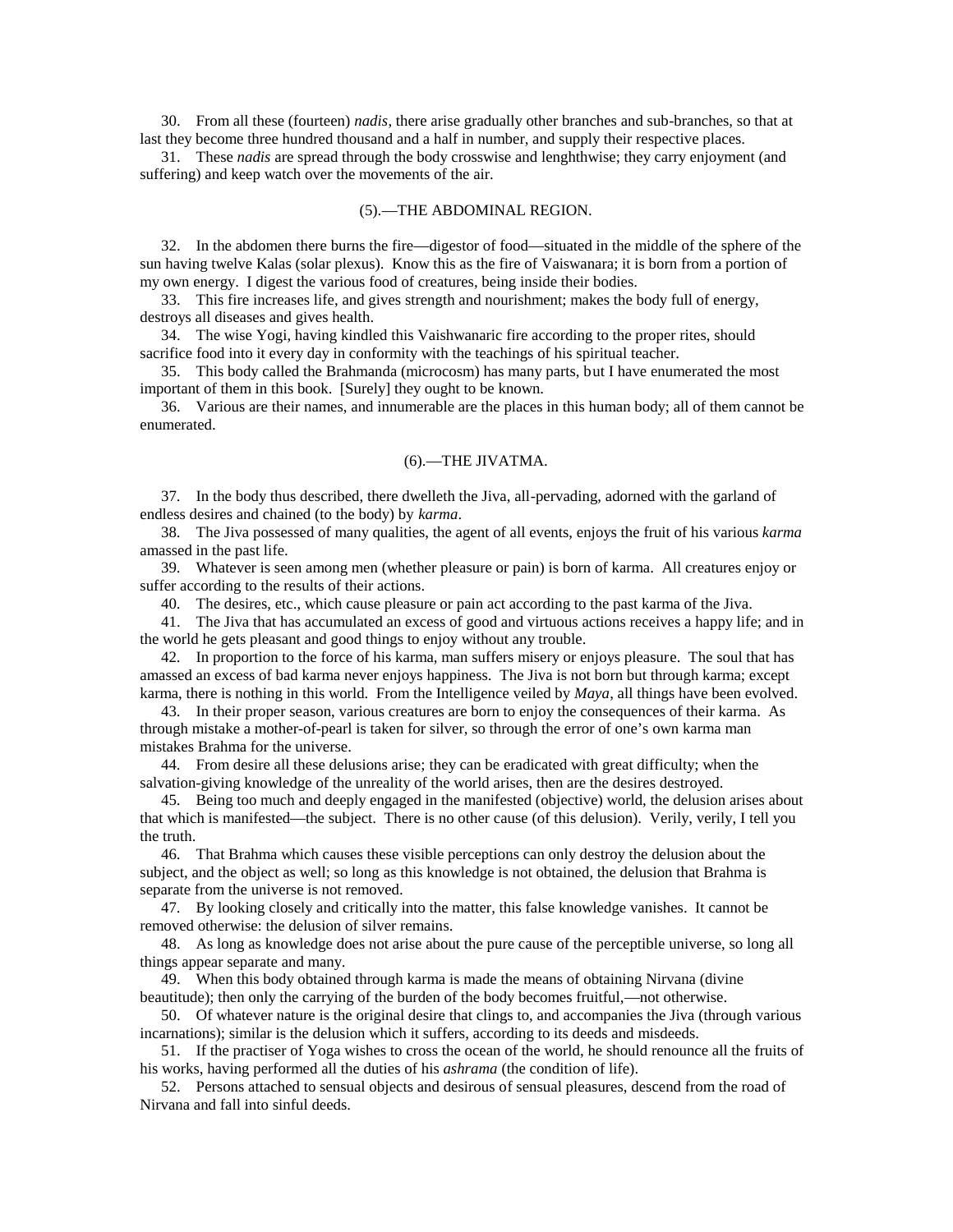30. From all these (fourteen) *nadis*, there arise gradually other branches and sub-branches, so that at last they become three hundred thousand and a half in number, and supply their respective places.

31. These *nadis* are spread through the body crosswise and lenghthwise; they carry enjoyment (and suffering) and keep watch over the movements of the air.

### (5).—THE ABDOMINAL REGION.

32. In the abdomen there burns the fire—digestor of food—situated in the middle of the sphere of the sun having twelve Kalas (solar plexus). Know this as the fire of Vaiswanara; it is born from a portion of my own energy. I digest the various food of creatures, being inside their bodies.

33. This fire increases life, and gives strength and nourishment; makes the body full of energy, destroys all diseases and gives health.

34. The wise Yogi, having kindled this Vaishwanaric fire according to the proper rites, should sacrifice food into it every day in conformity with the teachings of his spiritual teacher.

35. This body called the Brahmanda (microcosm) has many parts, but I have enumerated the most important of them in this book. [Surely] they ought to be known.

36. Various are their names, and innumerable are the places in this human body; all of them cannot be enumerated.

### (6).—THE JIVATMA.

37. In the body thus described, there dwelleth the Jiva, all-pervading, adorned with the garland of endless desires and chained (to the body) by *karma*.

38. The Jiva possessed of many qualities, the agent of all events, enjoys the fruit of his various *karma* amassed in the past life.

39. Whatever is seen among men (whether pleasure or pain) is born of karma. All creatures enjoy or suffer according to the results of their actions.

40. The desires, etc., which cause pleasure or pain act according to the past karma of the Jiva.

41. The Jiva that has accumulated an excess of good and virtuous actions receives a happy life; and in the world he gets pleasant and good things to enjoy without any trouble.

42. In proportion to the force of his karma, man suffers misery or enjoys pleasure. The soul that has amassed an excess of bad karma never enjoys happiness. The Jiva is not born but through karma; except karma, there is nothing in this world. From the Intelligence veiled by *Maya*, all things have been evolved.

43. In their proper season, various creatures are born to enjoy the consequences of their karma. As through mistake a mother-of-pearl is taken for silver, so through the error of one's own karma man mistakes Brahma for the universe.

44. From desire all these delusions arise; they can be eradicated with great difficulty; when the salvation-giving knowledge of the unreality of the world arises, then are the desires destroyed.

45. Being too much and deeply engaged in the manifested (objective) world, the delusion arises about that which is manifested—the subject. There is no other cause (of this delusion). Verily, verily, I tell you the truth.

46. That Brahma which causes these visible perceptions can only destroy the delusion about the subject, and the object as well; so long as this knowledge is not obtained, the delusion that Brahma is separate from the universe is not removed.

47. By looking closely and critically into the matter, this false knowledge vanishes. It cannot be removed otherwise: the delusion of silver remains.

48. As long as knowledge does not arise about the pure cause of the perceptible universe, so long all things appear separate and many.

49. When this body obtained through karma is made the means of obtaining Nirvana (divine beautitude); then only the carrying of the burden of the body becomes fruitful,—not otherwise.

50. Of whatever nature is the original desire that clings to, and accompanies the Jiva (through various incarnations); similar is the delusion which it suffers, according to its deeds and misdeeds.

51. If the practiser of Yoga wishes to cross the ocean of the world, he should renounce all the fruits of his works, having performed all the duties of his *ashrama* (the condition of life).

52. Persons attached to sensual objects and desirous of sensual pleasures, descend from the road of Nirvana and fall into sinful deeds.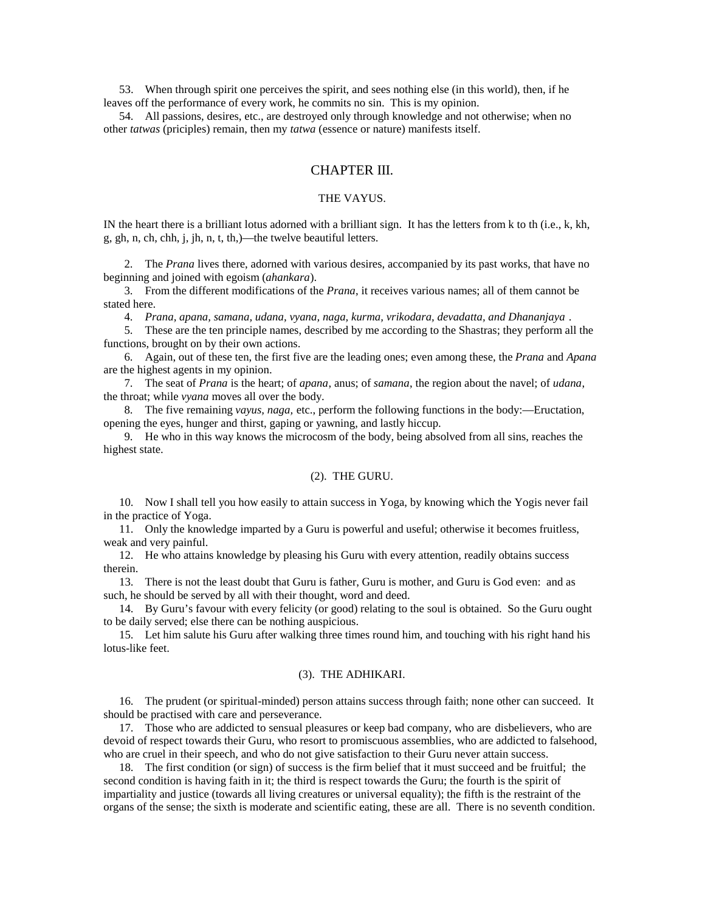53. When through spirit one perceives the spirit, and sees nothing else (in this world), then, if he leaves off the performance of every work, he commits no sin. This is my opinion.

54. All passions, desires, etc., are destroyed only through knowledge and not otherwise; when no other *tatwas* (priciples) remain, then my *tatwa* (essence or nature) manifests itself.

## CHAPTER III.

### THE VAYUS.

IN the heart there is a brilliant lotus adorned with a brilliant sign. It has the letters from k to th (i.e., k, kh, g, gh, n, ch, chh, j, jh, n, t, th,)—the twelve beautiful letters.

2. The *Prana* lives there, adorned with various desires, accompanied by its past works, that have no beginning and joined with egoism (*ahankara*).

3. From the different modifications of the *Prana*, it receives various names; all of them cannot be stated here.

4. *Prana, apana, samana, udana, vyana, naga, kurma, vrikodara, devadatta, and Dhananjaya* .

5. These are the ten principle names, described by me according to the Shastras; they perform all the functions, brought on by their own actions.

6. Again, out of these ten, the first five are the leading ones; even among these, the *Prana* and *Apana* are the highest agents in my opinion.

7. The seat of *Prana* is the heart; of *apana*, anus; of *samana*, the region about the navel; of *udana*, the throat; while *vyana* moves all over the body.

8. The five remaining *vayus, naga,* etc., perform the following functions in the body:—Eructation, opening the eyes, hunger and thirst, gaping or yawning, and lastly hiccup.

9. He who in this way knows the microcosm of the body, being absolved from all sins, reaches the highest state.

### (2). THE GURU.

10. Now I shall tell you how easily to attain success in Yoga, by knowing which the Yogis never fail in the practice of Yoga.

11. Only the knowledge imparted by a Guru is powerful and useful; otherwise it becomes fruitless, weak and very painful.

12. He who attains knowledge by pleasing his Guru with every attention, readily obtains success therein.

13. There is not the least doubt that Guru is father, Guru is mother, and Guru is God even: and as such, he should be served by all with their thought, word and deed.

14. By Guru's favour with every felicity (or good) relating to the soul is obtained. So the Guru ought to be daily served; else there can be nothing auspicious.

15. Let him salute his Guru after walking three times round him, and touching with his right hand his lotus-like feet.

### (3). THE ADHIKARI.

16. The prudent (or spiritual-minded) person attains success through faith; none other can succeed. It should be practised with care and perseverance.

17. Those who are addicted to sensual pleasures or keep bad company, who are disbelievers, who are devoid of respect towards their Guru, who resort to promiscuous assemblies, who are addicted to falsehood, who are cruel in their speech, and who do not give satisfaction to their Guru never attain success.

18. The first condition (or sign) of success is the firm belief that it must succeed and be fruitful; the second condition is having faith in it; the third is respect towards the Guru; the fourth is the spirit of impartiality and justice (towards all living creatures or universal equality); the fifth is the restraint of the organs of the sense; the sixth is moderate and scientific eating, these are all. There is no seventh condition.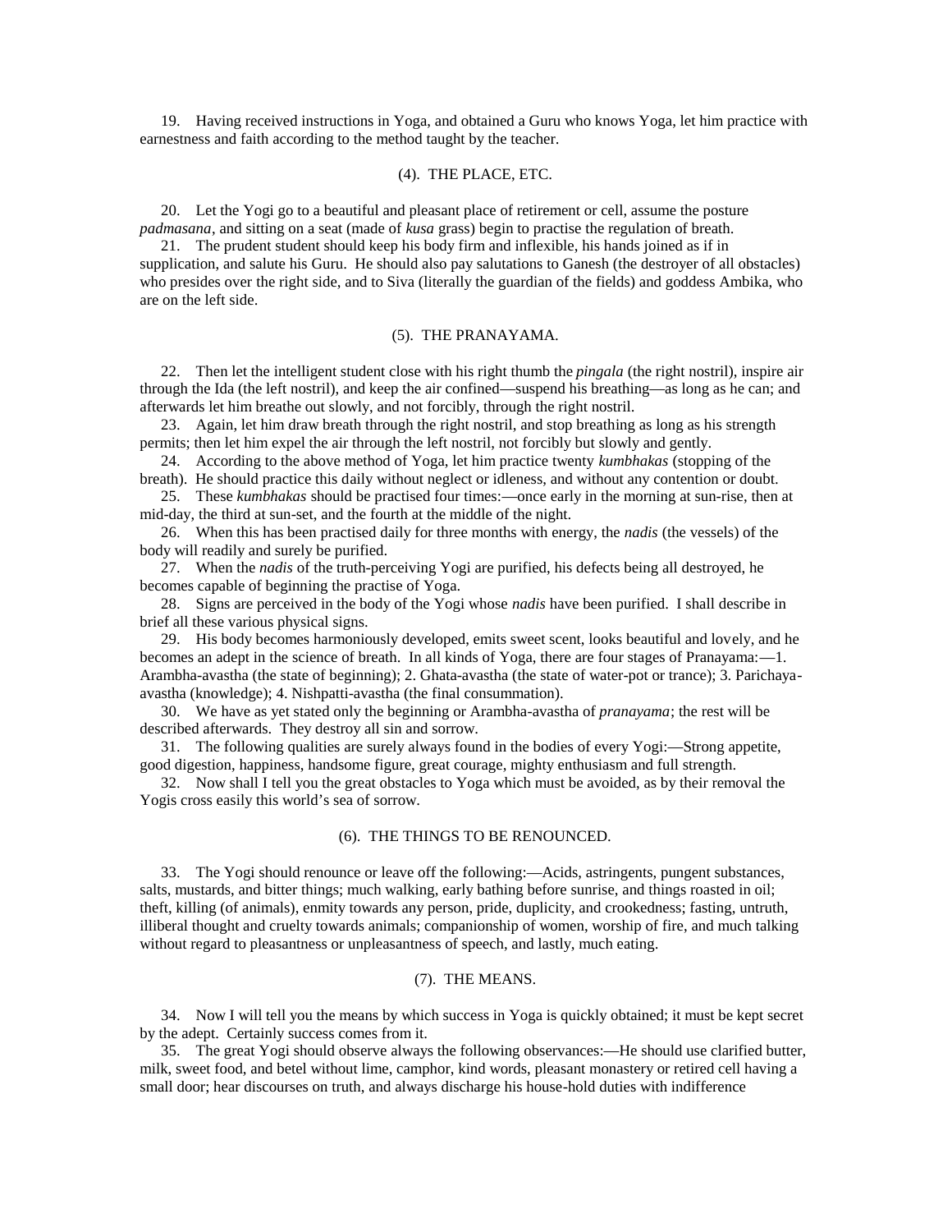19. Having received instructions in Yoga, and obtained a Guru who knows Yoga, let him practice with earnestness and faith according to the method taught by the teacher.

### (4). THE PLACE, ETC.

20. Let the Yogi go to a beautiful and pleasant place of retirement or cell, assume the posture *padmasana*, and sitting on a seat (made of *kusa* grass) begin to practise the regulation of breath.

21. The prudent student should keep his body firm and inflexible, his hands joined as if in supplication, and salute his Guru. He should also pay salutations to Ganesh (the destroyer of all obstacles) who presides over the right side, and to Siva (literally the guardian of the fields) and goddess Ambika, who are on the left side.

### (5). THE PRANAYAMA.

22. Then let the intelligent student close with his right thumb the *pingala* (the right nostril), inspire air through the Ida (the left nostril), and keep the air confined—suspend his breathing—as long as he can; and afterwards let him breathe out slowly, and not forcibly, through the right nostril.

23. Again, let him draw breath through the right nostril, and stop breathing as long as his strength permits; then let him expel the air through the left nostril, not forcibly but slowly and gently.

24. According to the above method of Yoga, let him practice twenty *kumbhakas* (stopping of the breath). He should practice this daily without neglect or idleness, and without any contention or doubt.

25. These *kumbhakas* should be practised four times:—once early in the morning at sun-rise, then at mid-day, the third at sun-set, and the fourth at the middle of the night.

26. When this has been practised daily for three months with energy, the *nadis* (the vessels) of the body will readily and surely be purified.

27. When the *nadis* of the truth-perceiving Yogi are purified, his defects being all destroyed, he becomes capable of beginning the practise of Yoga.

28. Signs are perceived in the body of the Yogi whose *nadis* have been purified. I shall describe in brief all these various physical signs.

29. His body becomes harmoniously developed, emits sweet scent, looks beautiful and lovely, and he becomes an adept in the science of breath. In all kinds of Yoga, there are four stages of Pranayama:—1. Arambha-avastha (the state of beginning); 2. Ghata-avastha (the state of water-pot or trance); 3. Parichaya-avastha (knowledge); 4. Nishpatti-avastha (the final consummation).

30. We have as yet stated only the beginning or Arambha-avastha of *pranayama*; the rest will be described afterwards. They destroy all sin and sorrow.

31. The following qualities are surely always found in the bodies of every Yogi:—Strong appetite, good digestion, happiness, handsome figure, great courage, mighty enthusiasm and full strength.

32. Now shall I tell you the great obstacles to Yoga which must be avoided, as by their removal the Yogis cross easily this world's sea of sorrow.

### (6). THE THINGS TO BE RENOUNCED.

33. The Yogi should renounce or leave off the following:—Acids, astringents, pungent substances, salts, mustards, and bitter things; much walking, early bathing before sunrise, and things roasted in oil; theft, killing (of animals), enmity towards any person, pride, duplicity, and crookedness; fasting, untruth, illiberal thought and cruelty towards animals; companionship of women, worship of fire, and much talking without regard to pleasantness or unpleasantness of speech, and lastly, much eating.

### (7). THE MEANS.

34. Now I will tell you the means by which success in Yoga is quickly obtained; it must be kept secret by the adept. Certainly success comes from it.

35. The great Yogi should observe always the following observances:—He should use clarified butter, milk, sweet food, and betel without lime, camphor, kind words, pleasant monastery or retired cell having a small door; hear discourses on truth, and always discharge his house-hold duties with indifference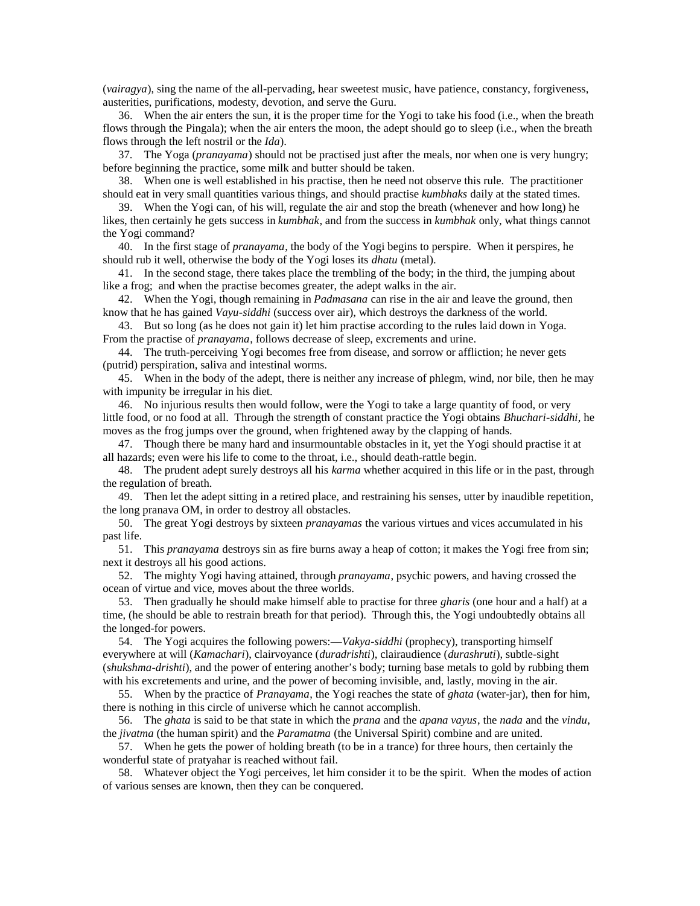(*vairagya*), sing the name of the all-pervading, hear sweetest music, have patience, constancy, forgiveness, austerities, purifications, modesty, devotion, and serve the Guru.

36. When the air enters the sun, it is the proper time for the Yogi to take his food (i.e., when the breath flows through the Pingala); when the air enters the moon, the adept should go to sleep (i.e., when the breath flows through the left nostril or the *Ida*).

37. The Yoga (*pranayama*) should not be practised just after the meals, nor when one is very hungry; before beginning the practice, some milk and butter should be taken.

38. When one is well established in his practise, then he need not observe this rule. The practitioner should eat in very small quantities various things, and should practise *kumbhaks* daily at the stated times.

39. When the Yogi can, of his will, regulate the air and stop the breath (whenever and how long) he likes, then certainly he gets success in *kumbhak*, and from the success in *kumbhak* only, what things cannot the Yogi command?

40. In the first stage of *pranayama*, the body of the Yogi begins to perspire. When it perspires, he should rub it well, otherwise the body of the Yogi loses its *dhatu* (metal).

41. In the second stage, there takes place the trembling of the body; in the third, the jumping about like a frog; and when the practise becomes greater, the adept walks in the air.

42. When the Yogi, though remaining in *Padmasana* can rise in the air and leave the ground, then know that he has gained *Vayu-siddhi* (success over air), which destroys the darkness of the world.

43. But so long (as he does not gain it) let him practise according to the rules laid down in Yoga. From the practise of *pranayama*, follows decrease of sleep, excrements and urine.

44. The truth-perceiving Yogi becomes free from disease, and sorrow or affliction; he never gets (putrid) perspiration, saliva and intestinal worms.

45. When in the body of the adept, there is neither any increase of phlegm, wind, nor bile, then he may with impunity be irregular in his diet.

46. No injurious results then would follow, were the Yogi to take a large quantity of food, or very little food, or no food at all. Through the strength of constant practice the Yogi obtains *Bhuchari-siddhi*, he moves as the frog jumps over the ground, when frightened away by the clapping of hands.

47. Though there be many hard and insurmountable obstacles in it, yet the Yogi should practise it at all hazards; even were his life to come to the throat, i.e., should death-rattle begin.

48. The prudent adept surely destroys all his *karma* whether acquired in this life or in the past, through the regulation of breath.

49. Then let the adept sitting in a retired place, and restraining his senses, utter by inaudible repetition, the long pranava OM, in order to destroy all obstacles.

50. The great Yogi destroys by sixteen *pranayamas* the various virtues and vices accumulated in his past life.

51. This *pranayama* destroys sin as fire burns away a heap of cotton; it makes the Yogi free from sin; next it destroys all his good actions.

52. The mighty Yogi having attained, through *pranayama*, psychic powers, and having crossed the ocean of virtue and vice, moves about the three worlds.

53. Then gradually he should make himself able to practise for three *gharis* (one hour and a half) at a time, (he should be able to restrain breath for that period). Through this, the Yogi undoubtedly obtains all the longed-for powers.

54. The Yogi acquires the following powers:—*Vakya-siddhi* (prophecy), transporting himself everywhere at will (*Kamachari*), clairvoyance (*duradrishti*), clairaudience (*durashruti*), subtle-sight (*shukshma-drishti*), and the power of entering another's body; turning base metals to gold by rubbing them with his excretements and urine, and the power of becoming invisible, and, lastly, moving in the air.

55. When by the practice of *Pranayama*, the Yogi reaches the state of *ghata* (water-jar), then for him, there is nothing in this circle of universe which he cannot accomplish.

56. The *ghata* is said to be that state in which the *prana* and the *apana vayus*, the *nada* and the *vindu*, the *jivatma* (the human spirit) and the *Paramatma* (the Universal Spirit) combine and are united.

57. When he gets the power of holding breath (to be in a trance) for three hours, then certainly the wonderful state of pratyahar is reached without fail.

58. Whatever object the Yogi perceives, let him consider it to be the spirit. When the modes of action of various senses are known, then they can be conquered.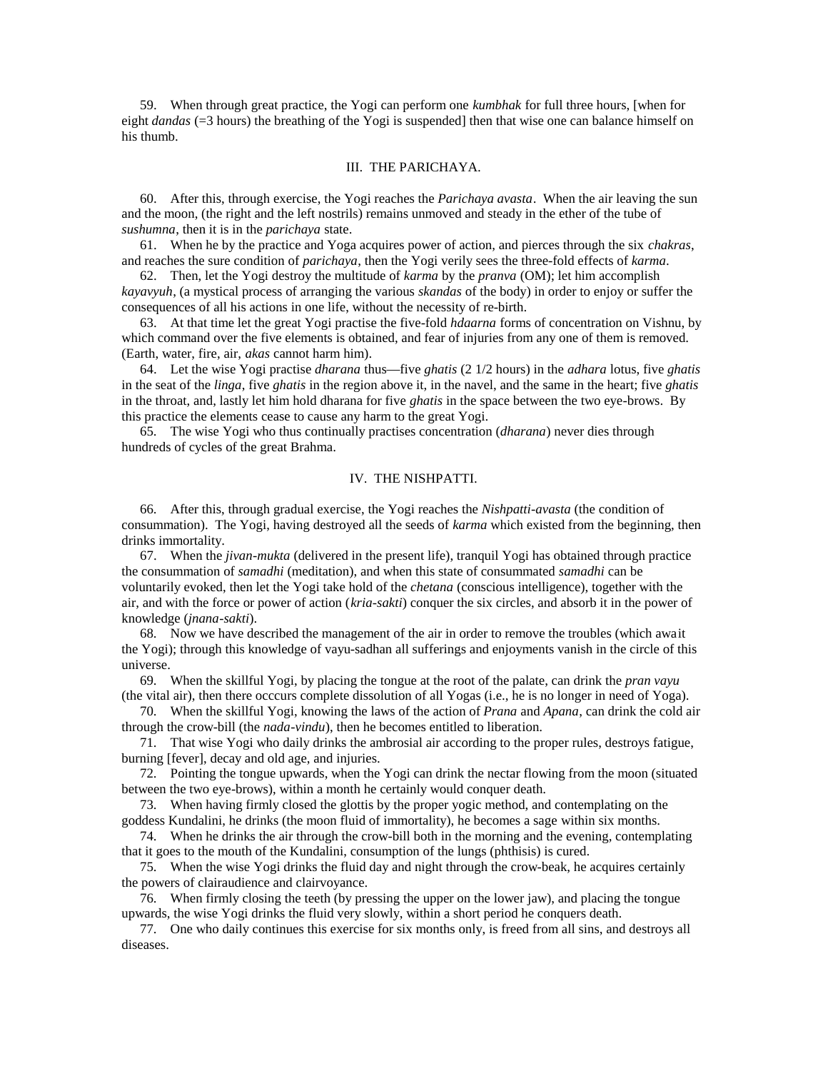59. When through great practice, the Yogi can perform one *kumbhak* for full three hours, [when for eight *dandas* (=3 hours) the breathing of the Yogi is suspended] then that wise one can balance himself on his thumb.

## III. THE PARICHAYA.

60. After this, through exercise, the Yogi reaches the *Parichaya avasta*. When the air leaving the sun and the moon, (the right and the left nostrils) remains unmoved and steady in the ether of the tube of *sushumna*, then it is in the *parichaya* state.

61. When he by the practice and Yoga acquires power of action, and pierces through the six *chakras*, and reaches the sure condition of *parichaya*, then the Yogi verily sees the three-fold effects of *karma*.

62. Then, let the Yogi destroy the multitude of *karma* by the *pranva* (OM); let him accomplish *kayavyuh*, (a mystical process of arranging the various *skandas* of the body) in order to enjoy or suffer the consequences of all his actions in one life, without the necessity of re-birth.

63. At that time let the great Yogi practise the five-fold *hdaarna* forms of concentration on Vishnu, by which command over the five elements is obtained, and fear of injuries from any one of them is removed. (Earth, water, fire, air, *akas* cannot harm him).

64. Let the wise Yogi practise *dharana* thus—five *ghatis* (2 1/2 hours) in the *adhara* lotus, five *ghatis* in the seat of the *linga*, five *ghatis* in the region above it, in the navel, and the same in the heart; five *ghatis* in the throat, and, lastly let him hold dharana for five *ghatis* in the space between the two eye-brows. By this practice the elements cease to cause any harm to the great Yogi.

65. The wise Yogi who thus continually practises concentration (*dharana*) never dies through hundreds of cycles of the great Brahma.

## IV. THE NISHPATTI.

66. After this, through gradual exercise, the Yogi reaches the *Nishpatti-avasta* (the condition of consummation). The Yogi, having destroyed all the seeds of *karma* which existed from the beginning, then drinks immortality.

67. When the *jivan-mukta* (delivered in the present life), tranquil Yogi has obtained through practice the consummation of *samadhi* (meditation), and when this state of consummated *samadhi* can be voluntarily evoked, then let the Yogi take hold of the *chetana* (conscious intelligence), together with the air, and with the force or power of action (*kria-sakti*) conquer the six circles, and absorb it in the power of knowledge (*jnana-sakti*).

68. Now we have described the management of the air in order to remove the troubles (which await the Yogi); through this knowledge of vayu-sadhan all sufferings and enjoyments vanish in the circle of this universe.

69. When the skillful Yogi, by placing the tongue at the root of the palate, can drink the *pran vayu* (the vital air), then there occcurs complete dissolution of all Yogas (i.e., he is no longer in need of Yoga).

70. When the skillful Yogi, knowing the laws of the action of *Prana* and *Apana*, can drink the cold air through the crow-bill (the *nada-vindu*), then he becomes entitled to liberation.

71. That wise Yogi who daily drinks the ambrosial air according to the proper rules, destroys fatigue, burning [fever], decay and old age, and injuries.

72. Pointing the tongue upwards, when the Yogi can drink the nectar flowing from the moon (situated between the two eye-brows), within a month he certainly would conquer death.

73. When having firmly closed the glottis by the proper yogic method, and contemplating on the goddess Kundalini, he drinks (the moon fluid of immortality), he becomes a sage within six months.

74. When he drinks the air through the crow-bill both in the morning and the evening, contemplating that it goes to the mouth of the Kundalini, consumption of the lungs (phthisis) is cured.

75. When the wise Yogi drinks the fluid day and night through the crow-beak, he acquires certainly the powers of clairaudience and clairvoyance.

76. When firmly closing the teeth (by pressing the upper on the lower jaw), and placing the tongue upwards, the wise Yogi drinks the fluid very slowly, within a short period he conquers death.

77. One who daily continues this exercise for six months only, is freed from all sins, and destroys all diseases.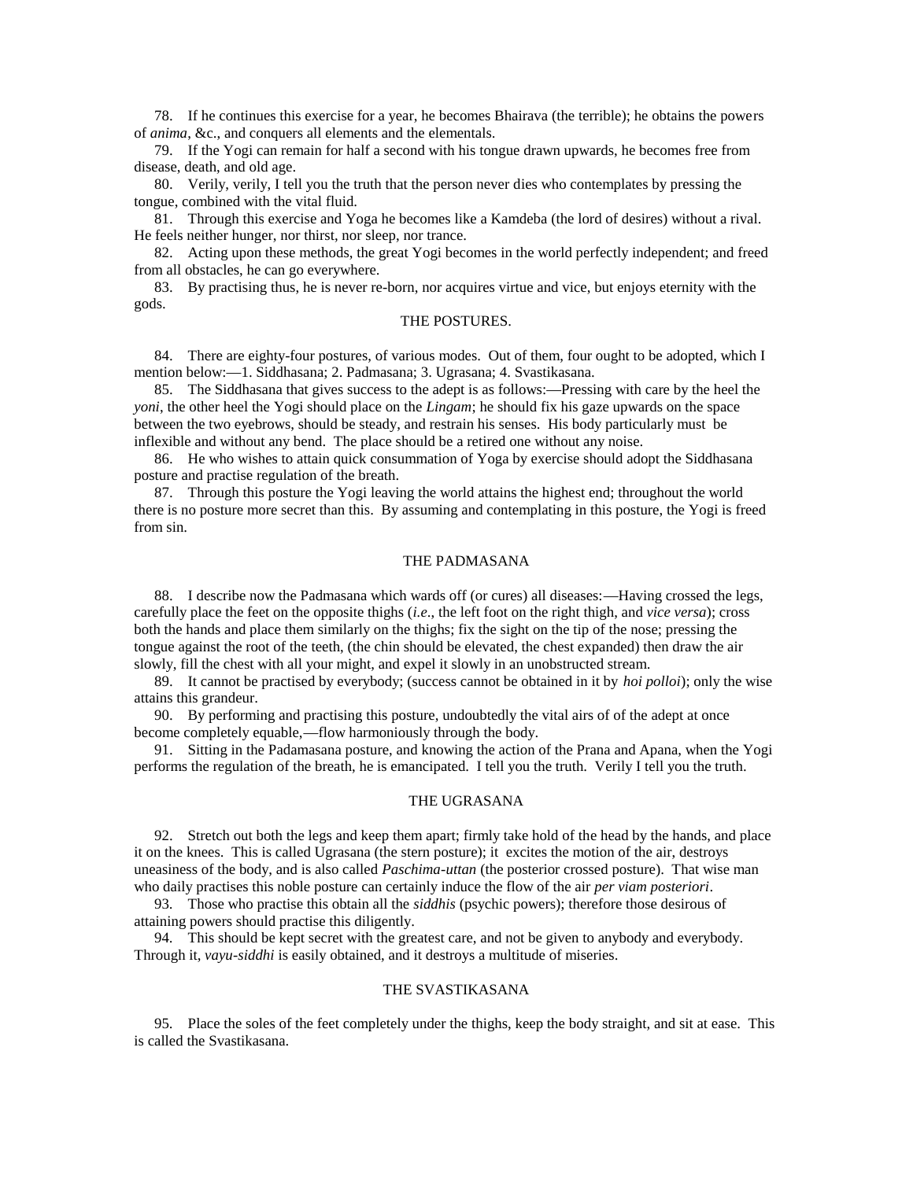78. If he continues this exercise for a year, he becomes Bhairava (the terrible); he obtains the powers of *anima*, &c., and conquers all elements and the elementals.

79. If the Yogi can remain for half a second with his tongue drawn upwards, he becomes free from disease, death, and old age.

80. Verily, verily, I tell you the truth that the person never dies who contemplates by pressing the tongue, combined with the vital fluid.

81. Through this exercise and Yoga he becomes like a Kamdeba (the lord of desires) without a rival. He feels neither hunger, nor thirst, nor sleep, nor trance.

82. Acting upon these methods, the great Yogi becomes in the world perfectly independent; and freed from all obstacles, he can go everywhere.

83. By practising thus, he is never re-born, nor acquires virtue and vice, but enjoys eternity with the gods.

## THE POSTURES.

84. There are eighty-four postures, of various modes. Out of them, four ought to be adopted, which I mention below:—1. Siddhasana; 2. Padmasana; 3. Ugrasana; 4. Svastikasana.

85. The Siddhasana that gives success to the adept is as follows:—Pressing with care by the heel the *yoni*, the other heel the Yogi should place on the *Lingam*; he should fix his gaze upwards on the space between the two eyebrows, should be steady, and restrain his senses. His body particularly must be inflexible and without any bend. The place should be a retired one without any noise.

86. He who wishes to attain quick consummation of Yoga by exercise should adopt the Siddhasana posture and practise regulation of the breath.

87. Through this posture the Yogi leaving the world attains the highest end; throughout the world there is no posture more secret than this. By assuming and contemplating in this posture, the Yogi is freed from sin.

## THE PADMASANA

88. I describe now the Padmasana which wards off (or cures) all diseases:—Having crossed the legs, carefully place the feet on the opposite thighs (*i.e*., the left foot on the right thigh, and *vice versa*); cross both the hands and place them similarly on the thighs; fix the sight on the tip of the nose; pressing the tongue against the root of the teeth, (the chin should be elevated, the chest expanded) then draw the air slowly, fill the chest with all your might, and expel it slowly in an unobstructed stream.

89. It cannot be practised by everybody; (success cannot be obtained in it by *hoi polloi*); only the wise attains this grandeur.

90. By performing and practising this posture, undoubtedly the vital airs of of the adept at once become completely equable,—flow harmoniously through the body.

91. Sitting in the Padamasana posture, and knowing the action of the Prana and Apana, when the Yogi performs the regulation of the breath, he is emancipated. I tell you the truth. Verily I tell you the truth.

## THE UGRASANA

92. Stretch out both the legs and keep them apart; firmly take hold of the head by the hands, and place it on the knees. This is called Ugrasana (the stern posture); it excites the motion of the air, destroys uneasiness of the body, and is also called *Paschima-uttan* (the posterior crossed posture). That wise man who daily practises this noble posture can certainly induce the flow of the air *per viam posteriori*.

93. Those who practise this obtain all the *siddhis* (psychic powers); therefore those desirous of attaining powers should practise this diligently.

94. This should be kept secret with the greatest care, and not be given to anybody and everybody. Through it, *vayu-siddhi* is easily obtained, and it destroys a multitude of miseries.

## THE SVASTIKASANA

95. Place the soles of the feet completely under the thighs, keep the body straight, and sit at ease. This is called the Svastikasana.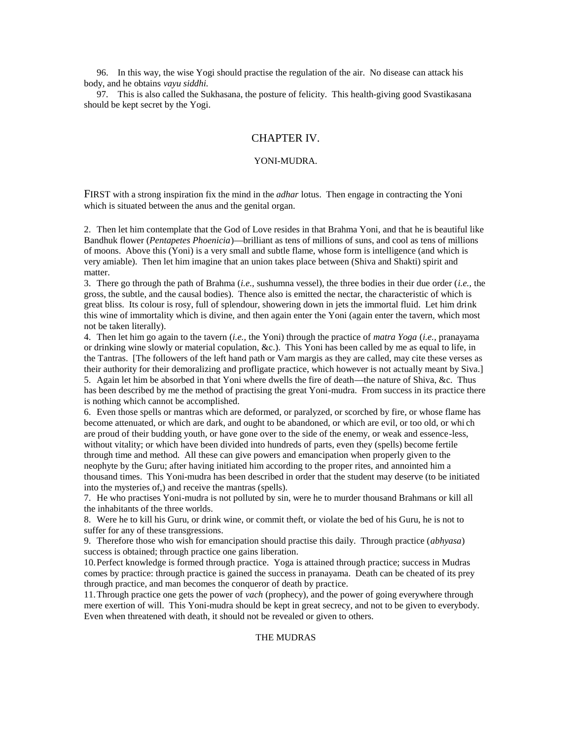96. In this way, the wise Yogi should practise the regulation of the air. No disease can attack his body, and he obtains *vayu siddhi.*

97. This is also called the Sukhasana, the posture of felicity. This health-giving good Svastikasana should be kept secret by the Yogi.

## CHAPTER IV.

### YONI-MUDRA.

FIRST with a strong inspiration fix the mind in the *adhar* lotus. Then engage in contracting the Yoni which is situated between the anus and the genital organ.

2. Then let him contemplate that the God of Love resides in that Brahma Yoni, and that he is beautiful like Bandhuk flower (*Pentapetes Phoenicia*)—brilliant as tens of millions of suns, and cool as tens of millions of moons. Above this (Yoni) is a very small and subtle flame, whose form is intelligence (and which is very amiable). Then let him imagine that an union takes place between (Shiva and Shakti) spirit and matter.

3. There go through the path of Brahma (*i.e.,* sushumna vessel), the three bodies in their due order (*i.e.,* the gross, the subtle, and the causal bodies). Thence also is emitted the nectar, the characteristic of which is great bliss. Its colour is rosy, full of splendour, showering down in jets the immortal fluid. Let him drink this wine of immortality which is divine, and then again enter the Yoni (again enter the tavern, which most not be taken literally).

4. Then let him go again to the tavern (*i.e.,* the Yoni) through the practice of *matra Yoga* (*i.e.,* pranayama or drinking wine slowly or material copulation, &c.). This Yoni has been called by me as equal to life, in the Tantras. [The followers of the left hand path or Vam margis as they are called, may cite these verses as their authority for their demoralizing and profligate practice, which however is not actually meant by Siva.]

5. Again let him be absorbed in that Yoni where dwells the fire of death—the nature of Shiva, &c. Thus has been described by me the method of practising the great Yoni-mudra. From success in its practice there is nothing which cannot be accomplished.

6. Even those spells or mantras which are deformed, or paralyzed, or scorched by fire, or whose flame has become attenuated, or which are dark, and ought to be abandoned, or which are evil, or too old, or which are proud of their budding youth, or have gone over to the side of the enemy, or weak and essence-less, without vitality; or which have been divided into hundreds of parts, even they (spells) become fertile through time and method. All these can give powers and emancipation when properly given to the neophyte by the Guru; after having initiated him according to the proper rites, and annointed him a thousand times. This Yoni-mudra has been described in order that the student may deserve (to be initiated into the mysteries of,) and receive the mantras (spells).

7. He who practises Yoni-mudra is not polluted by sin, were he to murder thousand Brahmans or kill all the inhabitants of the three worlds.

8. Were he to kill his Guru, or drink wine, or commit theft, or violate the bed of his Guru, he is not to suffer for any of these transgressions.

9. Therefore those who wish for emancipation should practise this daily. Through practice (*abhyasa*) success is obtained; through practice one gains liberation.

10. Perfect knowledge is formed through practice. Yoga is attained through practice; success in Mudras comes by practice: through practice is gained the success in pranayama. Death can be cheated of its prey through practice, and man becomes the conqueror of death by practice.

11. Through practice one gets the power of *vach* (prophecy), and the power of going everywhere through mere exertion of will. This Yoni-mudra should be kept in great secrecy, and not to be given to everybody. Even when threatened with death, it should not be revealed or given to others.

### THE MUDRAS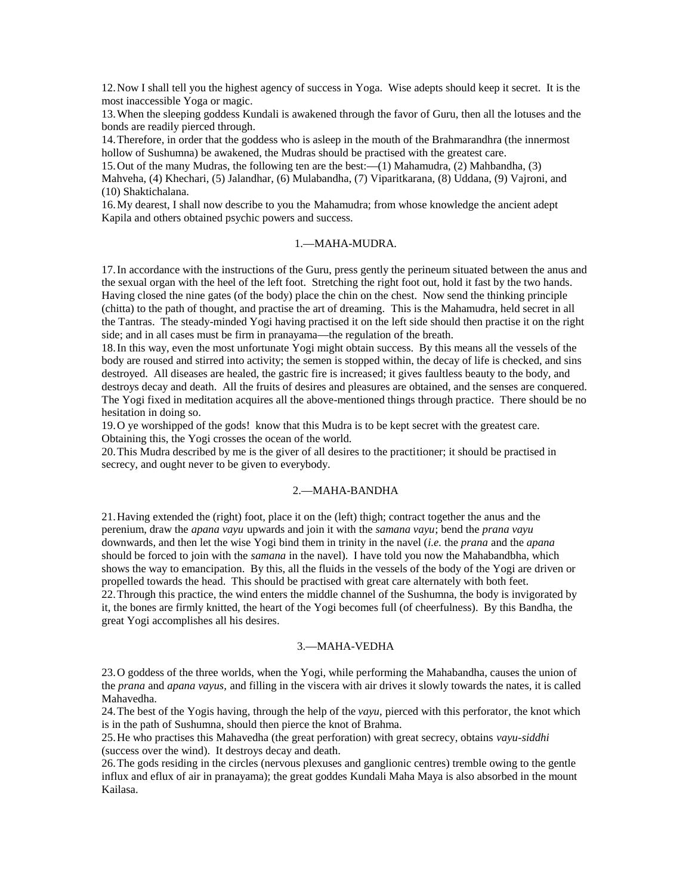12. Now I shall tell you the highest agency of success in Yoga. Wise adepts should keep it secret. It is the most inaccessible Yoga or magic.
13. When the sleeping goddess Kundali is awakened through the favor of Guru, then all the lotuses and the bonds are readily pierced through.
14. Therefore, in order that the goddess who is asleep in the mouth of the Brahmarandhra (the innermost hollow of Sushumna) be awakened, the Mudras should be practised with the greatest care.
15. Out of the many Mudras, the following ten are the best:—(1) Mahamudra, (2) Mahbandha, (3) Mahveha, (4) Khechari, (5) Jalandhar, (6) Mulabandha, (7) Viparitkarana, (8) Uddana, (9) Vajroni, and (10) Shaktichalana.
16. My dearest, I shall now describe to you the Mahamudra; from whose knowledge the ancient adept Kapila and others obtained psychic powers and success.

## 1.—MAHA-MUDRA.

17. In accordance with the instructions of the Guru, press gently the perineum situated between the anus and the sexual organ with the heel of the left foot. Stretching the right foot out, hold it fast by the two hands. Having closed the nine gates (of the body) place the chin on the chest. Now send the thinking principle (chitta) to the path of thought, and practise the art of dreaming. This is the Mahamudra, held secret in all the Tantras. The steady-minded Yogi having practised it on the left side should then practise it on the right side; and in all cases must be firm in pranayama—the regulation of the breath.
18. In this way, even the most unfortunate Yogi might obtain success. By this means all the vessels of the body are roused and stirred into activity; the semen is stopped within, the decay of life is checked, and sins destroyed. All diseases are healed, the gastric fire is increased; it gives faultless beauty to the body, and destroys decay and death. All the fruits of desires and pleasures are obtained, and the senses are conquered. The Yogi fixed in meditation acquires all the above-mentioned things through practice. There should be no hesitation in doing so.
19. O ye worshipped of the gods! know that this Mudra is to be kept secret with the greatest care. Obtaining this, the Yogi crosses the ocean of the world.
20. This Mudra described by me is the giver of all desires to the practitioner; it should be practised in secrecy, and ought never to be given to everybody.

## 2.—MAHA-BANDHA

21. Having extended the (right) foot, place it on the (left) thigh; contract together the anus and the perenium, draw the *apana vayu* upwards and join it with the *samana vayu*; bend the *prana vayu* downwards, and then let the wise Yogi bind them in trinity in the navel (*i.e.* the *prana* and the *apana* should be forced to join with the *samana* in the navel). I have told you now the Mahabandbha, which shows the way to emancipation. By this, all the fluids in the vessels of the body of the Yogi are driven or propelled towards the head. This should be practised with great care alternately with both feet.
22. Through this practice, the wind enters the middle channel of the Sushumna, the body is invigorated by it, the bones are firmly knitted, the heart of the Yogi becomes full (of cheerfulness). By this Bandha, the great Yogi accomplishes all his desires.

## 3.—MAHA-VEDHA

23. O goddess of the three worlds, when the Yogi, while performing the Mahabandha, causes the union of the *prana* and *apana vayus,* and filling in the viscera with air drives it slowly towards the nates, it is called Mahavedha.
24. The best of the Yogis having, through the help of the *vayu,* pierced with this perforator, the knot which is in the path of Sushumna, should then pierce the knot of Brahma.
25. He who practises this Mahavedha (the great perforation) with great secrecy, obtains *vayu-siddhi* (success over the wind). It destroys decay and death.
26. The gods residing in the circles (nervous plexuses and ganglionic centres) tremble owing to the gentle influx and eflux of air in pranayama); the great goddes Kundali Maha Maya is also absorbed in the mount Kailasa.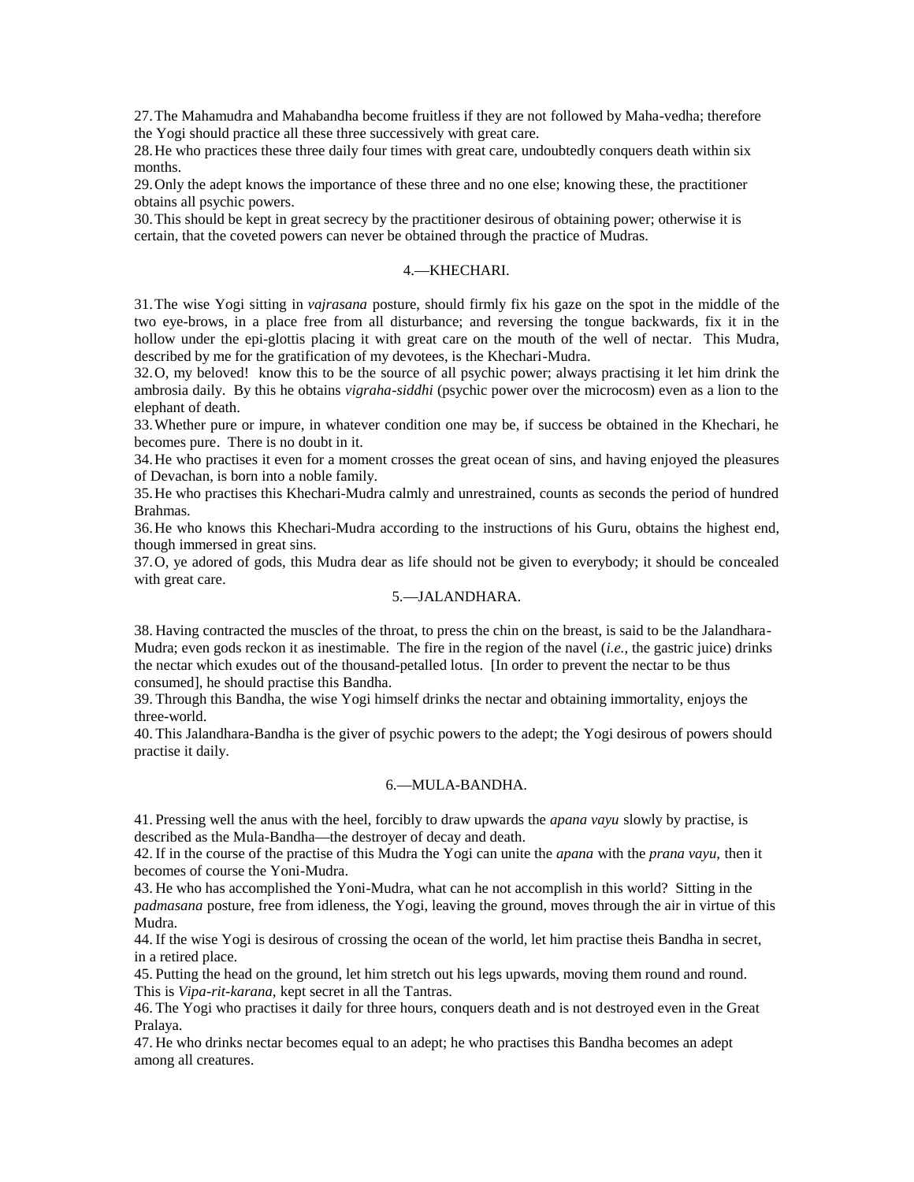27. The Mahamudra and Mahabandha become fruitless if they are not followed by Maha-vedha; therefore the Yogi should practice all these three successively with great care.

28. He who practices these three daily four times with great care, undoubtedly conquers death within six months.

29. Only the adept knows the importance of these three and no one else; knowing these, the practitioner obtains all psychic powers.

30. This should be kept in great secrecy by the practitioner desirous of obtaining power; otherwise it is certain, that the coveted powers can never be obtained through the practice of Mudras.

## 4.—KHECHARI.

31. The wise Yogi sitting in *vajrasana* posture, should firmly fix his gaze on the spot in the middle of the two eye-brows, in a place free from all disturbance; and reversing the tongue backwards, fix it in the hollow under the epi-glottis placing it with great care on the mouth of the well of nectar. This Mudra, described by me for the gratification of my devotees, is the Khechari-Mudra.

32. O, my beloved! know this to be the source of all psychic power; always practising it let him drink the ambrosia daily. By this he obtains *vigraha-siddhi* (psychic power over the microcosm) even as a lion to the elephant of death.

33. Whether pure or impure, in whatever condition one may be, if success be obtained in the Khechari, he becomes pure. There is no doubt in it.

34. He who practises it even for a moment crosses the great ocean of sins, and having enjoyed the pleasures of Devachan, is born into a noble family.

35. He who practises this Khechari-Mudra calmly and unrestrained, counts as seconds the period of hundred Brahmas.

36. He who knows this Khechari-Mudra according to the instructions of his Guru, obtains the highest end, though immersed in great sins.

37. O, ye adored of gods, this Mudra dear as life should not be given to everybody; it should be concealed with great care.

## 5.—JALANDHARA.

38. Having contracted the muscles of the throat, to press the chin on the breast, is said to be the Jalandhara-Mudra; even gods reckon it as inestimable. The fire in the region of the navel (*i.e.,* the gastric juice) drinks the nectar which exudes out of the thousand-petalled lotus. [In order to prevent the nectar to be thus consumed], he should practise this Bandha.

39. Through this Bandha, the wise Yogi himself drinks the nectar and obtaining immortality, enjoys the three-world.

40. This Jalandhara-Bandha is the giver of psychic powers to the adept; the Yogi desirous of powers should practise it daily.

## 6.—MULA-BANDHA.

41. Pressing well the anus with the heel, forcibly to draw upwards the *apana vayu* slowly by practise, is described as the Mula-Bandha—the destroyer of decay and death.

42. If in the course of the practise of this Mudra the Yogi can unite the *apana* with the *prana vayu,* then it becomes of course the Yoni-Mudra.

43. He who has accomplished the Yoni-Mudra, what can he not accomplish in this world? Sitting in the *padmasana* posture, free from idleness, the Yogi, leaving the ground, moves through the air in virtue of this Mudra.

44. If the wise Yogi is desirous of crossing the ocean of the world, let him practise theis Bandha in secret, in a retired place.

45. Putting the head on the ground, let him stretch out his legs upwards, moving them round and round. This is *Vipa-rit-karana,* kept secret in all the Tantras.

46. The Yogi who practises it daily for three hours, conquers death and is not destroyed even in the Great Pralaya.

47. He who drinks nectar becomes equal to an adept; he who practises this Bandha becomes an adept among all creatures.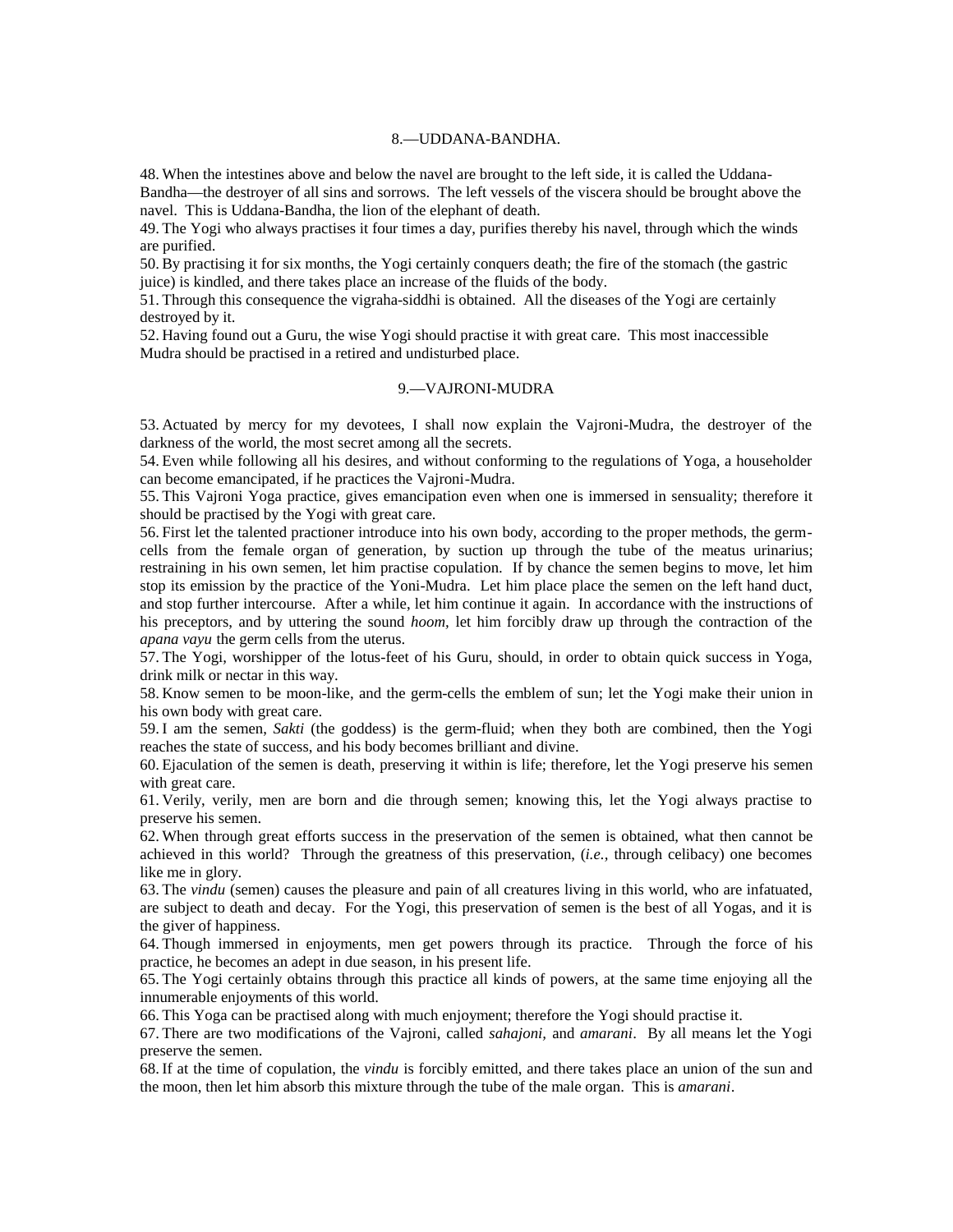## 8.—UDDANA-BANDHA.

48. When the intestines above and below the navel are brought to the left side, it is called the Uddana-Bandha—the destroyer of all sins and sorrows. The left vessels of the viscera should be brought above the navel. This is Uddana-Bandha, the lion of the elephant of death.

49. The Yogi who always practises it four times a day, purifies thereby his navel, through which the winds are purified.

50. By practising it for six months, the Yogi certainly conquers death; the fire of the stomach (the gastric juice) is kindled, and there takes place an increase of the fluids of the body.

51. Through this consequence the vigraha-siddhi is obtained. All the diseases of the Yogi are certainly destroyed by it.

52. Having found out a Guru, the wise Yogi should practise it with great care. This most inaccessible Mudra should be practised in a retired and undisturbed place.

## 9.—VAJRONI-MUDRA

53. Actuated by mercy for my devotees, I shall now explain the Vajroni-Mudra, the destroyer of the darkness of the world, the most secret among all the secrets.

54. Even while following all his desires, and without conforming to the regulations of Yoga, a householder can become emancipated, if he practices the Vajroni-Mudra.

55. This Vajroni Yoga practice, gives emancipation even when one is immersed in sensuality; therefore it should be practised by the Yogi with great care.

56. First let the talented practioner introduce into his own body, according to the proper methods, the germ-cells from the female organ of generation, by suction up through the tube of the meatus urinarius; restraining in his own semen, let him practise copulation. If by chance the semen begins to move, let him stop its emission by the practice of the Yoni-Mudra. Let him place place the semen on the left hand duct, and stop further intercourse. After a while, let him continue it again. In accordance with the instructions of his preceptors, and by uttering the sound *hoom,* let him forcibly draw up through the contraction of the *apana vayu* the germ cells from the uterus.

57. The Yogi, worshipper of the lotus-feet of his Guru, should, in order to obtain quick success in Yoga, drink milk or nectar in this way.

58. Know semen to be moon-like, and the germ-cells the emblem of sun; let the Yogi make their union in his own body with great care.

59. I am the semen, *Sakti* (the goddess) is the germ-fluid; when they both are combined, then the Yogi reaches the state of success, and his body becomes brilliant and divine.

60. Ejaculation of the semen is death, preserving it within is life; therefore, let the Yogi preserve his semen with great care.

61. Verily, verily, men are born and die through semen; knowing this, let the Yogi always practise to preserve his semen.

62. When through great efforts success in the preservation of the semen is obtained, what then cannot be achieved in this world? Through the greatness of this preservation, (*i.e.,* through celibacy) one becomes like me in glory.

63. The *vindu* (semen) causes the pleasure and pain of all creatures living in this world, who are infatuated, are subject to death and decay. For the Yogi, this preservation of semen is the best of all Yogas, and it is the giver of happiness.

64. Though immersed in enjoyments, men get powers through its practice. Through the force of his practice, he becomes an adept in due season, in his present life.

65. The Yogi certainly obtains through this practice all kinds of powers, at the same time enjoying all the innumerable enjoyments of this world.

66. This Yoga can be practised along with much enjoyment; therefore the Yogi should practise it.

67. There are two modifications of the Vajroni, called *sahajoni,* and *amarani*. By all means let the Yogi preserve the semen.

68. If at the time of copulation, the *vindu* is forcibly emitted, and there takes place an union of the sun and the moon, then let him absorb this mixture through the tube of the male organ. This is *amarani*.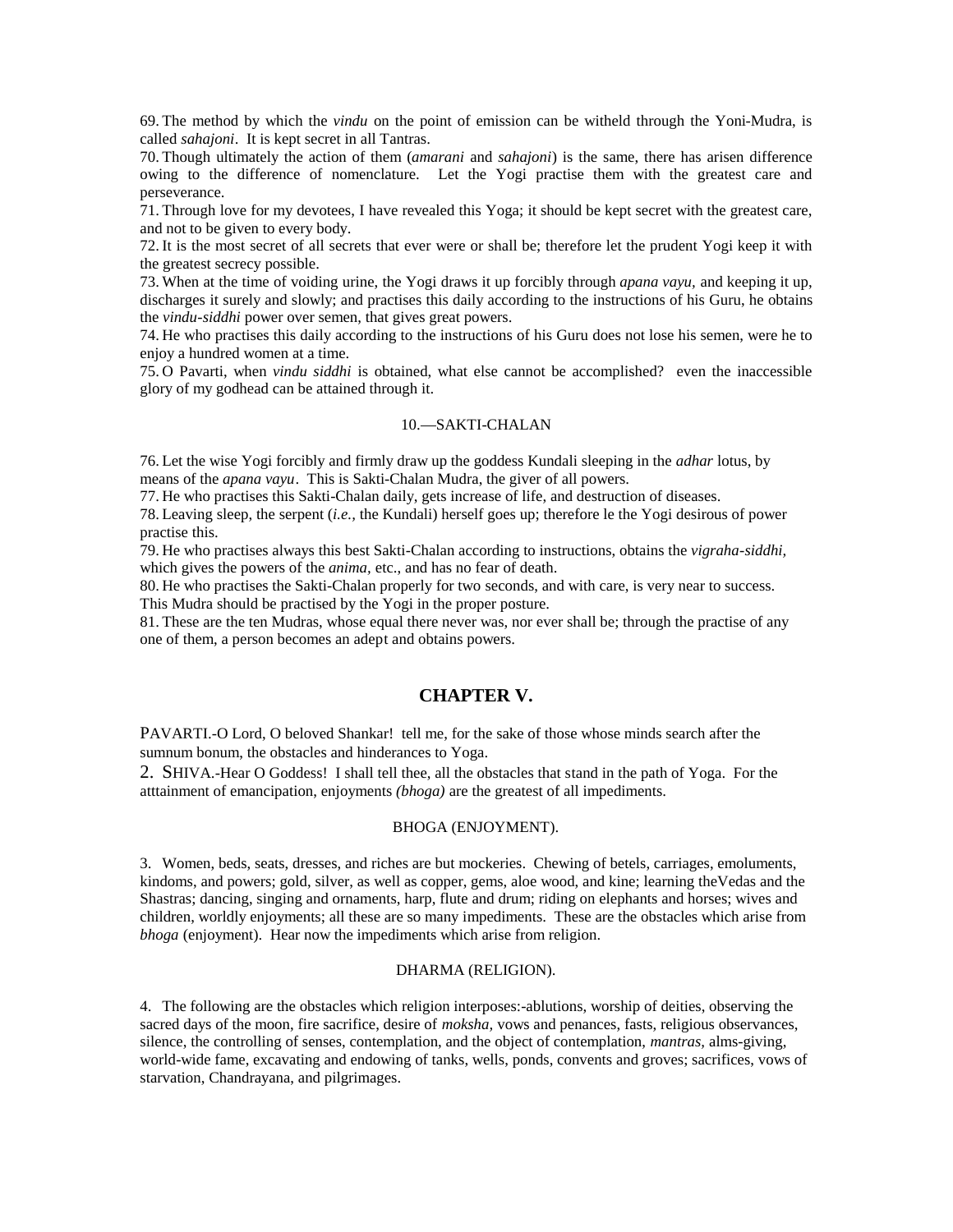69. The method by which the *vindu* on the point of emission can be witheld through the Yoni-Mudra, is called *sahajoni*. It is kept secret in all Tantras.

70. Though ultimately the action of them (*amarani* and *sahajoni*) is the same, there has arisen difference owing to the difference of nomenclature. Let the Yogi practise them with the greatest care and perseverance.

71. Through love for my devotees, I have revealed this Yoga; it should be kept secret with the greatest care, and not to be given to every body.

72. It is the most secret of all secrets that ever were or shall be; therefore let the prudent Yogi keep it with the greatest secrecy possible.

73. When at the time of voiding urine, the Yogi draws it up forcibly through *apana vayu*, and keeping it up, discharges it surely and slowly; and practises this daily according to the instructions of his Guru, he obtains the *vindu-siddhi* power over semen, that gives great powers.

74. He who practises this daily according to the instructions of his Guru does not lose his semen, were he to enjoy a hundred women at a time.

75. O Pavarti, when *vindu siddhi* is obtained, what else cannot be accomplished? even the inaccessible glory of my godhead can be attained through it.

### 10.—SAKTI-CHALAN

76. Let the wise Yogi forcibly and firmly draw up the goddess Kundali sleeping in the *adhar* lotus, by means of the *apana vayu*. This is Sakti-Chalan Mudra, the giver of all powers.

77. He who practises this Sakti-Chalan daily, gets increase of life, and destruction of diseases.

78. Leaving sleep, the serpent (*i.e.,* the Kundali) herself goes up; therefore le the Yogi desirous of power practise this.

79. He who practises always this best Sakti-Chalan according to instructions, obtains the *vigraha-siddhi,* which gives the powers of the *anima,* etc., and has no fear of death.

80. He who practises the Sakti-Chalan properly for two seconds, and with care, is very near to success. This Mudra should be practised by the Yogi in the proper posture.

81. These are the ten Mudras, whose equal there never was, nor ever shall be; through the practise of any one of them, a person becomes an adept and obtains powers.

## CHAPTER V.

PAVARTI.-O Lord, O beloved Shankar! tell me, for the sake of those whose minds search after the sumnum bonum, the obstacles and hinderances to Yoga.

2. SHIVA.-Hear O Goddess! I shall tell thee, all the obstacles that stand in the path of Yoga. For the atttainment of emancipation, enjoyments *(bhoga)* are the greatest of all impediments.

### BHOGA (ENJOYMENT).

3. Women, beds, seats, dresses, and riches are but mockeries. Chewing of betels, carriages, emoluments, kindoms, and powers; gold, silver, as well as copper, gems, aloe wood, and kine; learning theVedas and the Shastras; dancing, singing and ornaments, harp, flute and drum; riding on elephants and horses; wives and children, worldly enjoyments; all these are so many impediments. These are the obstacles which arise from *bhoga* (enjoyment). Hear now the impediments which arise from religion.

### DHARMA (RELIGION).

4. The following are the obstacles which religion interposes:-ablutions, worship of deities, observing the sacred days of the moon, fire sacrifice, desire of *moksha,* vows and penances, fasts, religious observances, silence, the controlling of senses, contemplation, and the object of contemplation, *mantras,* alms-giving, world-wide fame, excavating and endowing of tanks, wells, ponds, convents and groves; sacrifices, vows of starvation, Chandrayana, and pilgrimages.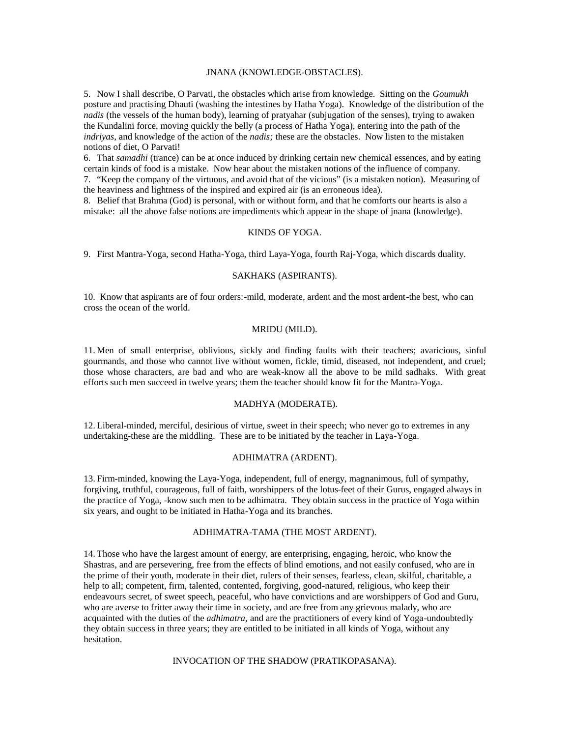## JNANA (KNOWLEDGE-OBSTACLES).

5. Now I shall describe, O Parvati, the obstacles which arise from knowledge. Sitting on the *Goumukh* posture and practising Dhauti (washing the intestines by Hatha Yoga). Knowledge of the distribution of the *nadis* (the vessels of the human body), learning of pratyahar (subjugation of the senses), trying to awaken the Kundalini force, moving quickly the belly (a process of Hatha Yoga), entering into the path of the *indriyas,* and knowledge of the action of the *nadis;* these are the obstacles. Now listen to the mistaken notions of diet, O Parvati!

6. That *samadhi* (trance) can be at once induced by drinking certain new chemical essences, and by eating certain kinds of food is a mistake. Now hear about the mistaken notions of the influence of company.

7. "Keep the company of the virtuous, and avoid that of the vicious" (is a mistaken notion). Measuring of the heaviness and lightness of the inspired and expired air (is an erroneous idea).

8. Belief that Brahma (God) is personal, with or without form, and that he comforts our hearts is also a mistake: all the above false notions are impediments which appear in the shape of jnana (knowledge).

## KINDS OF YOGA.

9. First Mantra-Yoga, second Hatha-Yoga, third Laya-Yoga, fourth Raj-Yoga, which discards duality.

## SAKHAKS (ASPIRANTS).

10. Know that aspirants are of four orders:-mild, moderate, ardent and the most ardent-the best, who can cross the ocean of the world.

## MRIDU (MILD).

11. Men of small enterprise, oblivious, sickly and finding faults with their teachers; avaricious, sinful gourmands, and those who cannot live without women, fickle, timid, diseased, not independent, and cruel; those whose characters, are bad and who are weak-know all the above to be mild sadhaks. With great efforts such men succeed in twelve years; them the teacher should know fit for the Mantra-Yoga.

## MADHYA (MODERATE).

12. Liberal-minded, merciful, desirious of virtue, sweet in their speech; who never go to extremes in any undertaking-these are the middling. These are to be initiated by the teacher in Laya-Yoga.

## ADHIMATRA (ARDENT).

13. Firm-minded, knowing the Laya-Yoga, independent, full of energy, magnanimous, full of sympathy, forgiving, truthful, courageous, full of faith, worshippers of the lotus-feet of their Gurus, engaged always in the practice of Yoga, -know such men to be adhimatra. They obtain success in the practice of Yoga within six years, and ought to be initiated in Hatha-Yoga and its branches.

## ADHIMATRA-TAMA (THE MOST ARDENT).

14. Those who have the largest amount of energy, are enterprising, engaging, heroic, who know the Shastras, and are persevering, free from the effects of blind emotions, and not easily confused, who are in the prime of their youth, moderate in their diet, rulers of their senses, fearless, clean, skilful, charitable, a help to all; competent, firm, talented, contented, forgiving, good-natured, religious, who keep their endeavours secret, of sweet speech, peaceful, who have convictions and are worshippers of God and Guru, who are averse to fritter away their time in society, and are free from any grievous malady, who are acquainted with the duties of the *adhimatra,* and are the practitioners of every kind of Yoga-undoubtedly they obtain success in three years; they are entitled to be initiated in all kinds of Yoga, without any hesitation.

## INVOCATION OF THE SHADOW (PRATIKOPASANA).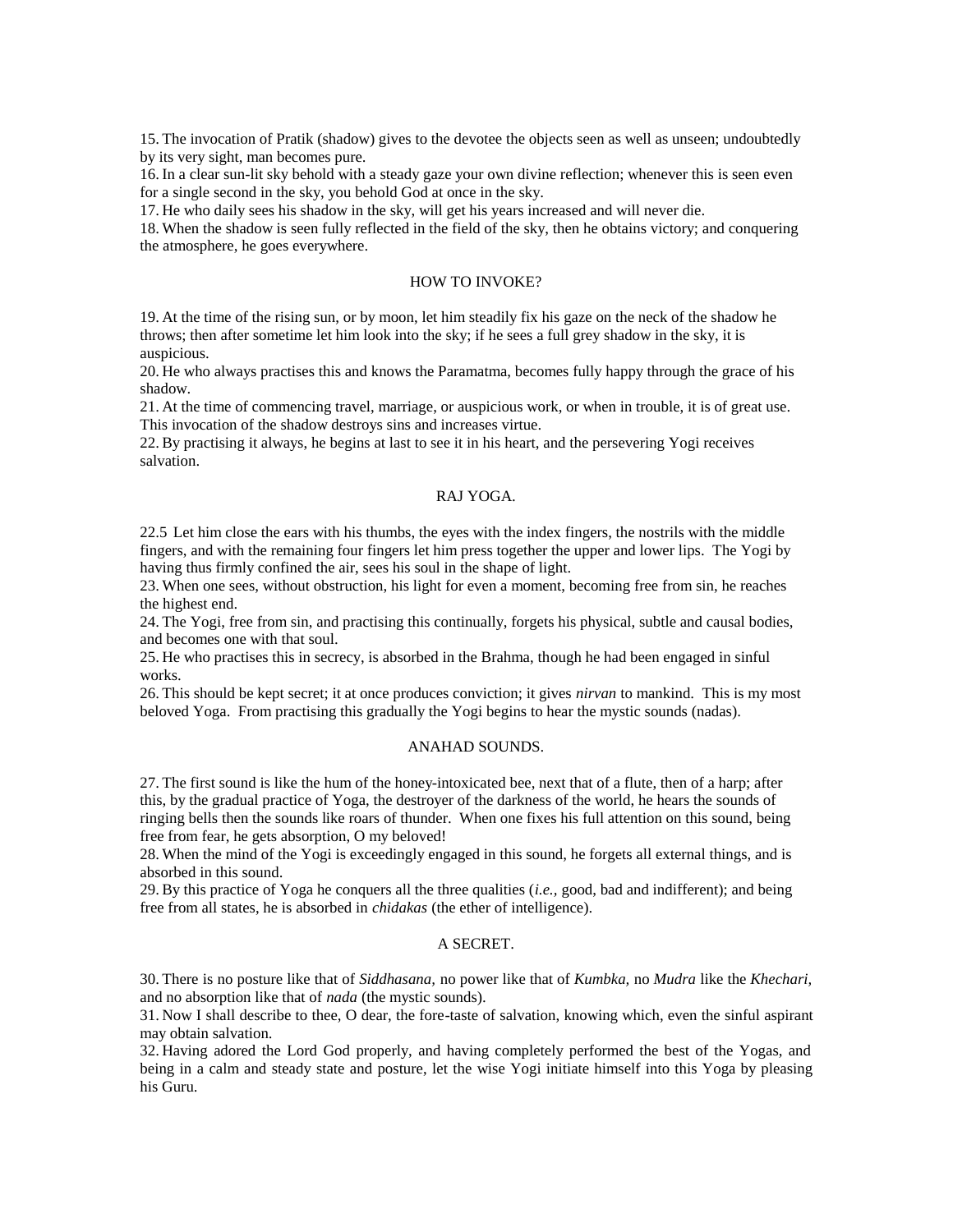15. The invocation of Pratik (shadow) gives to the devotee the objects seen as well as unseen; undoubtedly by its very sight, man becomes pure.

16. In a clear sun-lit sky behold with a steady gaze your own divine reflection; whenever this is seen even for a single second in the sky, you behold God at once in the sky.

17. He who daily sees his shadow in the sky, will get his years increased and will never die.

18. When the shadow is seen fully reflected in the field of the sky, then he obtains victory; and conquering the atmosphere, he goes everywhere.

## HOW TO INVOKE?

19. At the time of the rising sun, or by moon, let him steadily fix his gaze on the neck of the shadow he throws; then after sometime let him look into the sky; if he sees a full grey shadow in the sky, it is auspicious.

20. He who always practises this and knows the Paramatma, becomes fully happy through the grace of his shadow.

21. At the time of commencing travel, marriage, or auspicious work, or when in trouble, it is of great use. This invocation of the shadow destroys sins and increases virtue.

22. By practising it always, he begins at last to see it in his heart, and the persevering Yogi receives salvation.

## RAJ YOGA.

22.5 Let him close the ears with his thumbs, the eyes with the index fingers, the nostrils with the middle fingers, and with the remaining four fingers let him press together the upper and lower lips. The Yogi by having thus firmly confined the air, sees his soul in the shape of light.

23. When one sees, without obstruction, his light for even a moment, becoming free from sin, he reaches the highest end.

24. The Yogi, free from sin, and practising this continually, forgets his physical, subtle and causal bodies, and becomes one with that soul.

25. He who practises this in secrecy, is absorbed in the Brahma, though he had been engaged in sinful works.

26. This should be kept secret; it at once produces conviction; it gives *nirvan* to mankind. This is my most beloved Yoga. From practising this gradually the Yogi begins to hear the mystic sounds (nadas).

## ANAHAD SOUNDS.

27. The first sound is like the hum of the honey-intoxicated bee, next that of a flute, then of a harp; after this, by the gradual practice of Yoga, the destroyer of the darkness of the world, he hears the sounds of ringing bells then the sounds like roars of thunder. When one fixes his full attention on this sound, being free from fear, he gets absorption, O my beloved!

28. When the mind of the Yogi is exceedingly engaged in this sound, he forgets all external things, and is absorbed in this sound.

29. By this practice of Yoga he conquers all the three qualities (*i.e.*, good, bad and indifferent); and being free from all states, he is absorbed in *chidakas* (the ether of intelligence).

## A SECRET.

30. There is no posture like that of *Siddhasana,* no power like that of *Kumbka,* no *Mudra* like the *Khechari,* and no absorption like that of *nada* (the mystic sounds).

31. Now I shall describe to thee, O dear, the fore-taste of salvation, knowing which, even the sinful aspirant may obtain salvation.

32. Having adored the Lord God properly, and having completely performed the best of the Yogas, and being in a calm and steady state and posture, let the wise Yogi initiate himself into this Yoga by pleasing his Guru.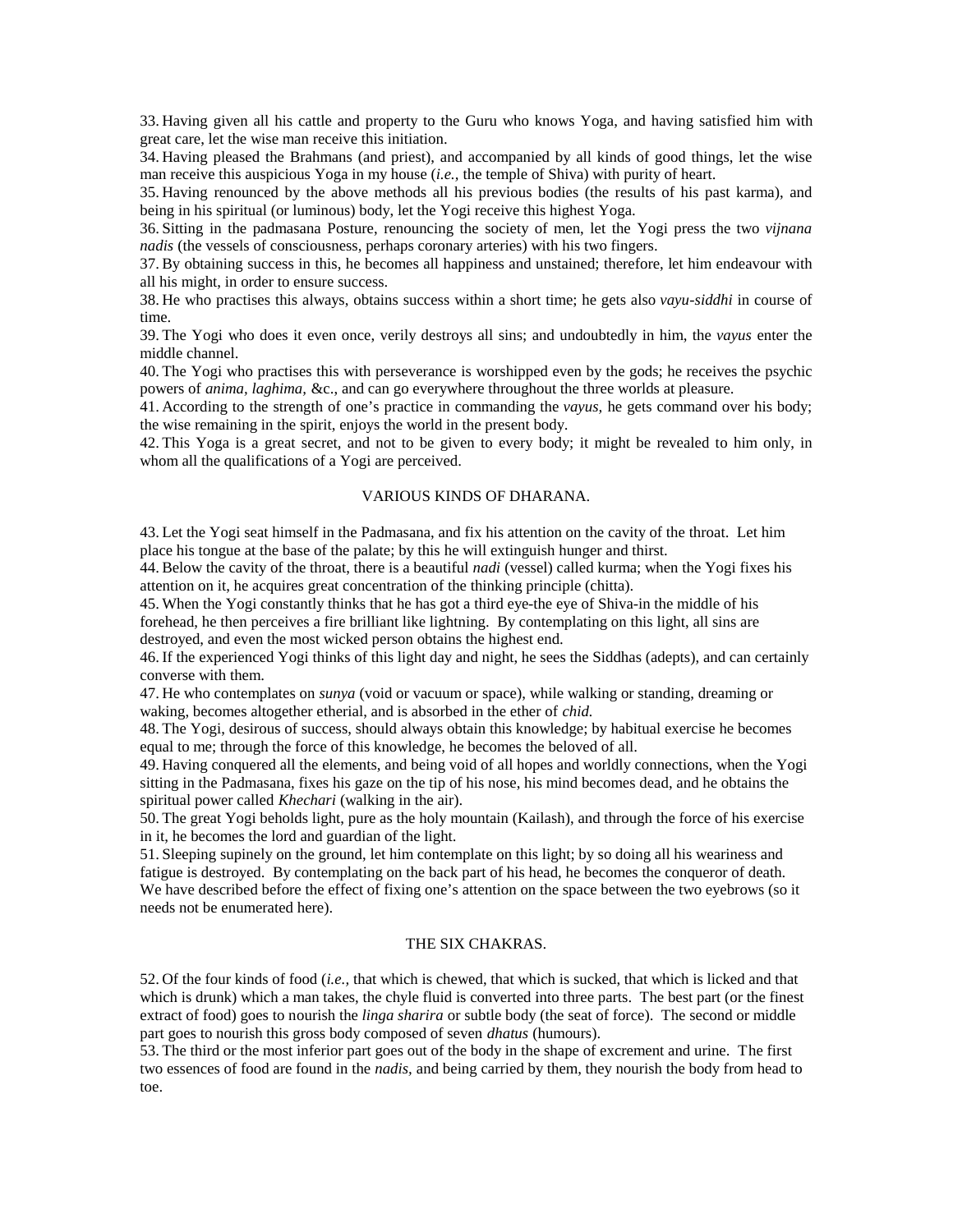33. Having given all his cattle and property to the Guru who knows Yoga, and having satisfied him with great care, let the wise man receive this initiation.

34. Having pleased the Brahmans (and priest), and accompanied by all kinds of good things, let the wise man receive this auspicious Yoga in my house (*i.e.,* the temple of Shiva) with purity of heart.

35. Having renounced by the above methods all his previous bodies (the results of his past karma), and being in his spiritual (or luminous) body, let the Yogi receive this highest Yoga.

36. Sitting in the padmasana Posture, renouncing the society of men, let the Yogi press the two *vijnana nadis* (the vessels of consciousness, perhaps coronary arteries) with his two fingers.

37. By obtaining success in this, he becomes all happiness and unstained; therefore, let him endeavour with all his might, in order to ensure success.

38. He who practises this always, obtains success within a short time; he gets also *vayu-siddhi* in course of time.

39. The Yogi who does it even once, verily destroys all sins; and undoubtedly in him, the *vayus* enter the middle channel.

40. The Yogi who practises this with perseverance is worshipped even by the gods; he receives the psychic powers of *anima, laghima,* &c., and can go everywhere throughout the three worlds at pleasure.

41. According to the strength of one's practice in commanding the *vayus,* he gets command over his body; the wise remaining in the spirit, enjoys the world in the present body.

42. This Yoga is a great secret, and not to be given to every body; it might be revealed to him only, in whom all the qualifications of a Yogi are perceived.

## VARIOUS KINDS OF DHARANA.

43. Let the Yogi seat himself in the Padmasana, and fix his attention on the cavity of the throat. Let him place his tongue at the base of the palate; by this he will extinguish hunger and thirst.

44. Below the cavity of the throat, there is a beautiful *nadi* (vessel) called kurma; when the Yogi fixes his attention on it, he acquires great concentration of the thinking principle (chitta).

45. When the Yogi constantly thinks that he has got a third eye-the eye of Shiva-in the middle of his forehead, he then perceives a fire brilliant like lightning. By contemplating on this light, all sins are destroyed, and even the most wicked person obtains the highest end.

46. If the experienced Yogi thinks of this light day and night, he sees the Siddhas (adepts), and can certainly converse with them.

47. He who contemplates on *sunya* (void or vacuum or space), while walking or standing, dreaming or waking, becomes altogether etherial, and is absorbed in the ether of *chid.*

48. The Yogi, desirous of success, should always obtain this knowledge; by habitual exercise he becomes equal to me; through the force of this knowledge, he becomes the beloved of all.

49. Having conquered all the elements, and being void of all hopes and worldly connections, when the Yogi sitting in the Padmasana, fixes his gaze on the tip of his nose, his mind becomes dead, and he obtains the spiritual power called *Khechari* (walking in the air).

50. The great Yogi beholds light, pure as the holy mountain (Kailash), and through the force of his exercise in it, he becomes the lord and guardian of the light.

51. Sleeping supinely on the ground, let him contemplate on this light; by so doing all his weariness and fatigue is destroyed. By contemplating on the back part of his head, he becomes the conqueror of death. We have described before the effect of fixing one's attention on the space between the two eyebrows (so it needs not be enumerated here).

## THE SIX CHAKRAS.

52. Of the four kinds of food (*i.e.,* that which is chewed, that which is sucked, that which is licked and that which is drunk) which a man takes, the chyle fluid is converted into three parts. The best part (or the finest extract of food) goes to nourish the *linga sharira* or subtle body (the seat of force). The second or middle part goes to nourish this gross body composed of seven *dhatus* (humours).

53. The third or the most inferior part goes out of the body in the shape of excrement and urine. The first two essences of food are found in the *nadis,* and being carried by them, they nourish the body from head to toe.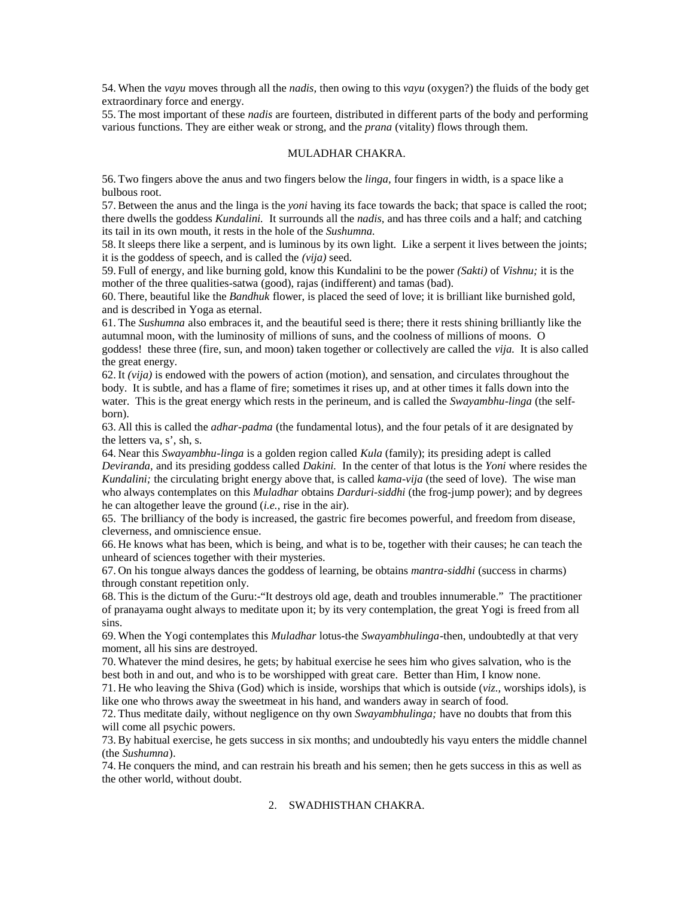54. When the *vayu* moves through all the *nadis,* then owing to this *vayu* (oxygen?) the fluids of the body get extraordinary force and energy.
55. The most important of these *nadis* are fourteen, distributed in different parts of the body and performing various functions. They are either weak or strong, and the *prana* (vitality) flows through them.

## MULADHAR CHAKRA.

56. Two fingers above the anus and two fingers below the *linga,* four fingers in width, is a space like a bulbous root.
57. Between the anus and the linga is the *yoni* having its face towards the back; that space is called the root; there dwells the goddess *Kundalini.* It surrounds all the *nadis,* and has three coils and a half; and catching its tail in its own mouth, it rests in the hole of the *Sushumna.*
58. It sleeps there like a serpent, and is luminous by its own light. Like a serpent it lives between the joints; it is the goddess of speech, and is called the *(vija)* seed.
59. Full of energy, and like burning gold, know this Kundalini to be the power *(Sakti)* of *Vishnu;* it is the mother of the three qualities-satwa (good), rajas (indifferent) and tamas (bad).
60. There, beautiful like the *Bandhuk* flower, is placed the seed of love; it is brilliant like burnished gold, and is described in Yoga as eternal.
61. The *Sushumna* also embraces it, and the beautiful seed is there; there it rests shining brilliantly like the autumnal moon, with the luminosity of millions of suns, and the coolness of millions of moons. O goddess! these three (fire, sun, and moon) taken together or collectively are called the *vija.* It is also called the great energy.
62. It *(vija)* is endowed with the powers of action (motion), and sensation, and circulates throughout the body. It is subtle, and has a flame of fire; sometimes it rises up, and at other times it falls down into the water. This is the great energy which rests in the perineum, and is called the *Swayambhu-linga* (the self-born).
63. All this is called the *adhar-padma* (the fundamental lotus), and the four petals of it are designated by the letters va, s', sh, s.
64. Near this *Swayambhu-linga* is a golden region called *Kula* (family); its presiding adept is called *Deviranda,* and its presiding goddess called *Dakini.* In the center of that lotus is the *Yoni* where resides the *Kundalini;* the circulating bright energy above that, is called *kama-vija* (the seed of love). The wise man who always contemplates on this *Muladhar* obtains *Darduri-siddhi* (the frog-jump power); and by degrees he can altogether leave the ground (*i.e.,* rise in the air).
65. The brilliancy of the body is increased, the gastric fire becomes powerful, and freedom from disease, cleverness, and omniscience ensue.
66. He knows what has been, which is being, and what is to be, together with their causes; he can teach the unheard of sciences together with their mysteries.
67. On his tongue always dances the goddess of learning, be obtains *mantra-siddhi* (success in charms) through constant repetition only.
68. This is the dictum of the Guru:-"It destroys old age, death and troubles innumerable." The practitioner of pranayama ought always to meditate upon it; by its very contemplation, the great Yogi is freed from all sins.
69. When the Yogi contemplates this *Muladhar* lotus-the *Swayambhulinga*-then, undoubtedly at that very moment, all his sins are destroyed.
70. Whatever the mind desires, he gets; by habitual exercise he sees him who gives salvation, who is the best both in and out, and who is to be worshipped with great care. Better than Him, I know none.
71. He who leaving the Shiva (God) which is inside, worships that which is outside (*viz.,* worships idols), is like one who throws away the sweetmeat in his hand, and wanders away in search of food.
72. Thus meditate daily, without negligence on thy own *Swayambhulinga;* have no doubts that from this will come all psychic powers.
73. By habitual exercise, he gets success in six months; and undoubtedly his vayu enters the middle channel (the *Sushumna*).
74. He conquers the mind, and can restrain his breath and his semen; then he gets success in this as well as the other world, without doubt.

## 2. SWADHISTHAN CHAKRA.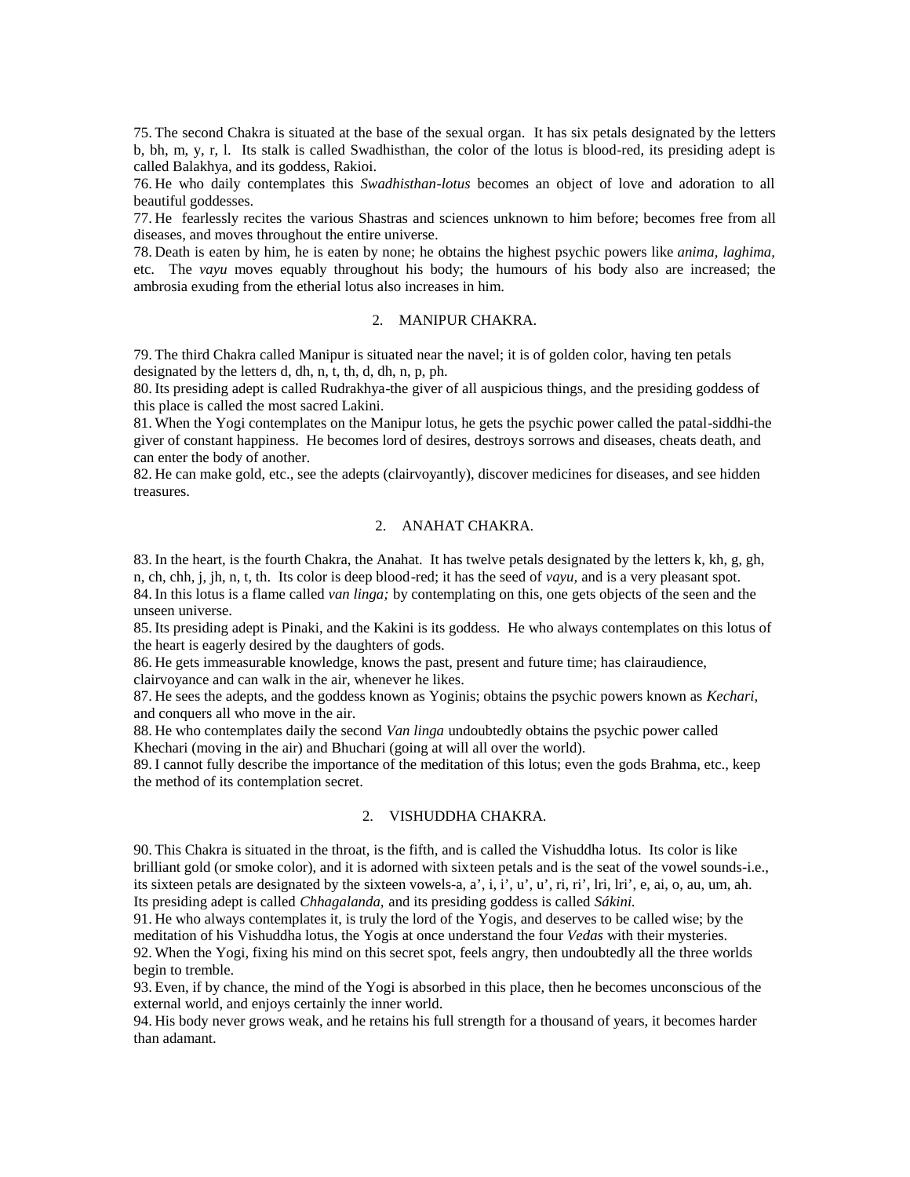75. The second Chakra is situated at the base of the sexual organ. It has six petals designated by the letters b, bh, m, y, r, l. Its stalk is called Swadhisthan, the color of the lotus is blood-red, its presiding adept is called Balakhya, and its goddess, Rakioi.

76. He who daily contemplates this *Swadhisthan-lotus* becomes an object of love and adoration to all beautiful goddesses.

77. He fearlessly recites the various Shastras and sciences unknown to him before; becomes free from all diseases, and moves throughout the entire universe.

78. Death is eaten by him, he is eaten by none; he obtains the highest psychic powers like *anima, laghima,* etc. The *vayu* moves equably throughout his body; the humours of his body also are increased; the ambrosia exuding from the etherial lotus also increases in him.

## 2. MANIPUR CHAKRA.

79. The third Chakra called Manipur is situated near the navel; it is of golden color, having ten petals designated by the letters d, dh, n, t, th, d, dh, n, p, ph.

80. Its presiding adept is called Rudrakhya-the giver of all auspicious things, and the presiding goddess of this place is called the most sacred Lakini.

81. When the Yogi contemplates on the Manipur lotus, he gets the psychic power called the patal-siddhi-the giver of constant happiness. He becomes lord of desires, destroys sorrows and diseases, cheats death, and can enter the body of another.

82. He can make gold, etc., see the adepts (clairvoyantly), discover medicines for diseases, and see hidden treasures.

## 2. ANAHAT CHAKRA.

83. In the heart, is the fourth Chakra, the Anahat. It has twelve petals designated by the letters k, kh, g, gh, n, ch, chh, j, jh, n, t, th. Its color is deep blood-red; it has the seed of *vayu,* and is a very pleasant spot.

84. In this lotus is a flame called *van linga;* by contemplating on this, one gets objects of the seen and the unseen universe.

85. Its presiding adept is Pinaki, and the Kakini is its goddess. He who always contemplates on this lotus of the heart is eagerly desired by the daughters of gods.

86. He gets immeasurable knowledge, knows the past, present and future time; has clairaudience, clairvoyance and can walk in the air, whenever he likes.

87. He sees the adepts, and the goddess known as Yoginis; obtains the psychic powers known as *Kechari,* and conquers all who move in the air.

88. He who contemplates daily the second *Van linga* undoubtedly obtains the psychic power called Khechari (moving in the air) and Bhuchari (going at will all over the world).

89. I cannot fully describe the importance of the meditation of this lotus; even the gods Brahma, etc., keep the method of its contemplation secret.

## 2. VISHUDDHA CHAKRA.

90. This Chakra is situated in the throat, is the fifth, and is called the Vishuddha lotus. Its color is like brilliant gold (or smoke color), and it is adorned with sixteen petals and is the seat of the vowel sounds-i.e., its sixteen petals are designated by the sixteen vowels-a, a', i, i', u', u', ri, ri', lri, lri', e, ai, o, au, um, ah. Its presiding adept is called *Chhagalanda,* and its presiding goddess is called *Sákini.*

91. He who always contemplates it, is truly the lord of the Yogis, and deserves to be called wise; by the meditation of his Vishuddha lotus, the Yogis at once understand the four *Vedas* with their mysteries.

92. When the Yogi, fixing his mind on this secret spot, feels angry, then undoubtedly all the three worlds begin to tremble.

93. Even, if by chance, the mind of the Yogi is absorbed in this place, then he becomes unconscious of the external world, and enjoys certainly the inner world.

94. His body never grows weak, and he retains his full strength for a thousand of years, it becomes harder than adamant.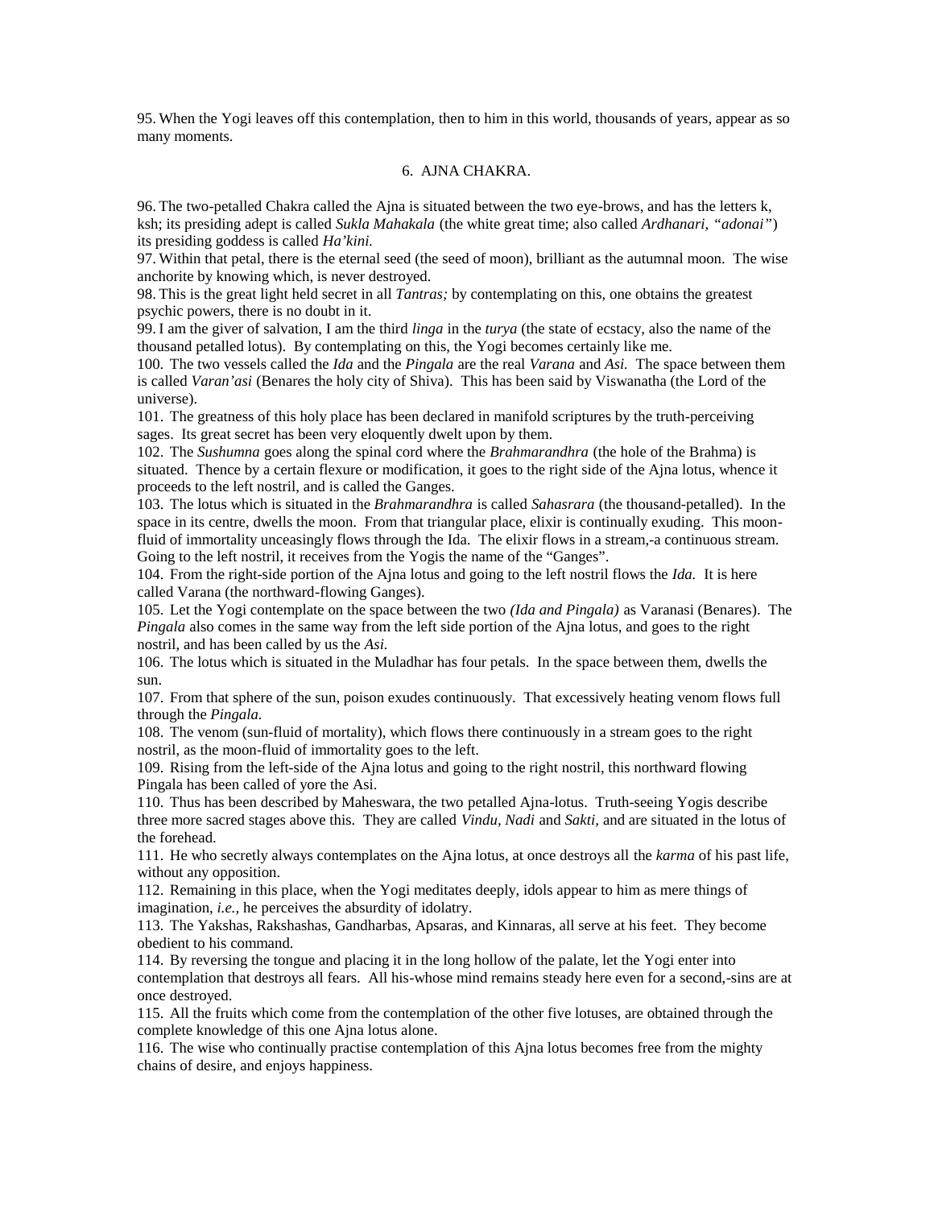95. When the Yogi leaves off this contemplation, then to him in this world, thousands of years, appear as so many moments.

## 6. AJNA CHAKRA.

96. The two-petalled Chakra called the Ajna is situated between the two eye-brows, and has the letters k, ksh; its presiding adept is called *Sukla Mahakala* (the white great time; also called *Ardhanari, "adonai"*) its presiding goddess is called *Ha'kini.*

97. Within that petal, there is the eternal seed (the seed of moon), brilliant as the autumnal moon. The wise anchorite by knowing which, is never destroyed.

98. This is the great light held secret in all *Tantras;* by contemplating on this, one obtains the greatest psychic powers, there is no doubt in it.

99. I am the giver of salvation, I am the third *linga* in the *turya* (the state of ecstacy, also the name of the thousand petalled lotus). By contemplating on this, the Yogi becomes certainly like me.

100. The two vessels called the *Ida* and the *Pingala* are the real *Varana* and *Asi.* The space between them is called *Varan'asi* (Benares the holy city of Shiva). This has been said by Viswanatha (the Lord of the universe).

101. The greatness of this holy place has been declared in manifold scriptures by the truth-perceiving sages. Its great secret has been very eloquently dwelt upon by them.

102. The *Sushumna* goes along the spinal cord where the *Brahmarandhra* (the hole of the Brahma) is situated. Thence by a certain flexure or modification, it goes to the right side of the Ajna lotus, whence it proceeds to the left nostril, and is called the Ganges.

103. The lotus which is situated in the *Brahmarandhra* is called *Sahasrara* (the thousand-petalled). In the space in its centre, dwells the moon. From that triangular place, elixir is continually exuding. This moon-fluid of immortality unceasingly flows through the Ida. The elixir flows in a stream,-a continuous stream. Going to the left nostril, it receives from the Yogis the name of the "Ganges".

104. From the right-side portion of the Ajna lotus and going to the left nostril flows the *Ida.* It is here called Varana (the northward-flowing Ganges).

105. Let the Yogi contemplate on the space between the two *(Ida and Pingala)* as Varanasi (Benares). The *Pingala* also comes in the same way from the left side portion of the Ajna lotus, and goes to the right nostril, and has been called by us the *Asi.*

106. The lotus which is situated in the Muladhar has four petals. In the space between them, dwells the sun.

107. From that sphere of the sun, poison exudes continuously. That excessively heating venom flows full through the *Pingala.*

108. The venom (sun-fluid of mortality), which flows there continuously in a stream goes to the right nostril, as the moon-fluid of immortality goes to the left.

109. Rising from the left-side of the Ajna lotus and going to the right nostril, this northward flowing Pingala has been called of yore the Asi.

110. Thus has been described by Maheswara, the two petalled Ajna-lotus. Truth-seeing Yogis describe three more sacred stages above this. They are called *Vindu, Nadi* and *Sakti,* and are situated in the lotus of the forehead.

111. He who secretly always contemplates on the Ajna lotus, at once destroys all the *karma* of his past life, without any opposition.

112. Remaining in this place, when the Yogi meditates deeply, idols appear to him as mere things of imagination, *i.e.,* he perceives the absurdity of idolatry.

113. The Yakshas, Rakshashas, Gandharbas, Apsaras, and Kinnaras, all serve at his feet. They become obedient to his command.

114. By reversing the tongue and placing it in the long hollow of the palate, let the Yogi enter into contemplation that destroys all fears. All his-whose mind remains steady here even for a second,-sins are at once destroyed.

115. All the fruits which come from the contemplation of the other five lotuses, are obtained through the complete knowledge of this one Ajna lotus alone.

116. The wise who continually practise contemplation of this Ajna lotus becomes free from the mighty chains of desire, and enjoys happiness.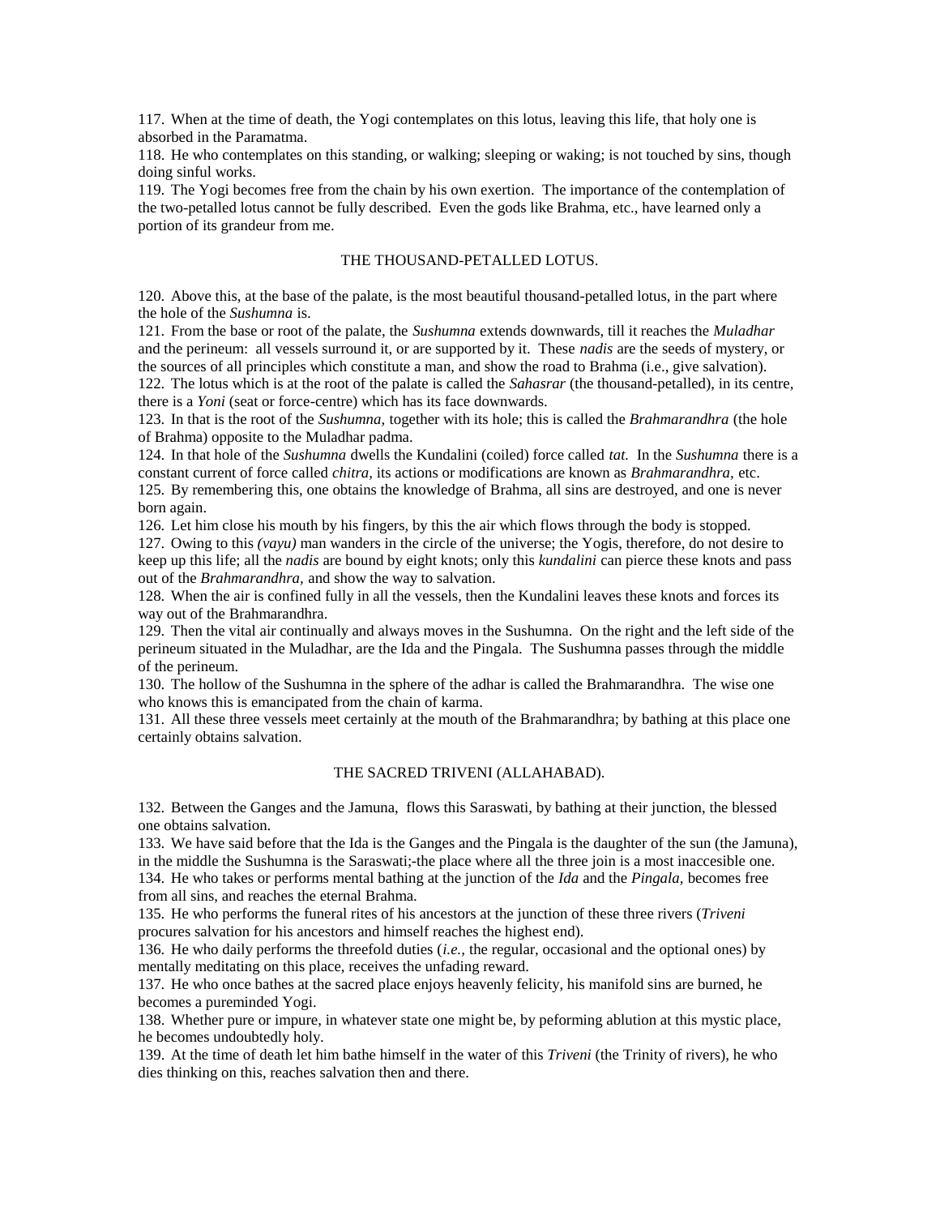117. When at the time of death, the Yogi contemplates on this lotus, leaving this life, that holy one is absorbed in the Paramatma.

118. He who contemplates on this standing, or walking; sleeping or waking; is not touched by sins, though doing sinful works.

119. The Yogi becomes free from the chain by his own exertion. The importance of the contemplation of the two-petalled lotus cannot be fully described. Even the gods like Brahma, etc., have learned only a portion of its grandeur from me.

## THE THOUSAND-PETALLED LOTUS.

120. Above this, at the base of the palate, is the most beautiful thousand-petalled lotus, in the part where the hole of the *Sushumna* is.

121. From the base or root of the palate, the *Sushumna* extends downwards, till it reaches the *Muladhar* and the perineum: all vessels surround it, or are supported by it. These *nadis* are the seeds of mystery, or the sources of all principles which constitute a man, and show the road to Brahma (i.e., give salvation).

122. The lotus which is at the root of the palate is called the *Sahasrar* (the thousand-petalled), in its centre, there is a *Yoni* (seat or force-centre) which has its face downwards.

123. In that is the root of the *Sushumna,* together with its hole; this is called the *Brahmarandhra* (the hole of Brahma) opposite to the Muladhar padma.

124. In that hole of the *Sushumna* dwells the Kundalini (coiled) force called *tat.* In the *Sushumna* there is a constant current of force called *chitra,* its actions or modifications are known as *Brahmarandhra,* etc.

125. By remembering this, one obtains the knowledge of Brahma, all sins are destroyed, and one is never born again.

126. Let him close his mouth by his fingers, by this the air which flows through the body is stopped.

127. Owing to this *(vayu)* man wanders in the circle of the universe; the Yogis, therefore, do not desire to keep up this life; all the *nadis* are bound by eight knots; only this *kundalini* can pierce these knots and pass out of the *Brahmarandhra,* and show the way to salvation.

128. When the air is confined fully in all the vessels, then the Kundalini leaves these knots and forces its way out of the Brahmarandhra.

129. Then the vital air continually and always moves in the Sushumna. On the right and the left side of the perineum situated in the Muladhar, are the Ida and the Pingala. The Sushumna passes through the middle of the perineum.

130. The hollow of the Sushumna in the sphere of the adhar is called the Brahmarandhra. The wise one who knows this is emancipated from the chain of karma.

131. All these three vessels meet certainly at the mouth of the Brahmarandhra; by bathing at this place one certainly obtains salvation.

## THE SACRED TRIVENI (ALLAHABAD).

132. Between the Ganges and the Jamuna, flows this Saraswati, by bathing at their junction, the blessed one obtains salvation.

133. We have said before that the Ida is the Ganges and the Pingala is the daughter of the sun (the Jamuna), in the middle the Sushumna is the Saraswati;-the place where all the three join is a most inaccesible one.

134. He who takes or performs mental bathing at the junction of the *Ida* and the *Pingala,* becomes free from all sins, and reaches the eternal Brahma.

135. He who performs the funeral rites of his ancestors at the junction of these three rivers (*Triveni* procures salvation for his ancestors and himself reaches the highest end).

136. He who daily performs the threefold duties (*i.e.,* the regular, occasional and the optional ones) by mentally meditating on this place, receives the unfading reward.

137. He who once bathes at the sacred place enjoys heavenly felicity, his manifold sins are burned, he becomes a pureminded Yogi.

138. Whether pure or impure, in whatever state one might be, by peforming ablution at this mystic place, he becomes undoubtedly holy.

139. At the time of death let him bathe himself in the water of this *Triveni* (the Trinity of rivers), he who dies thinking on this, reaches salvation then and there.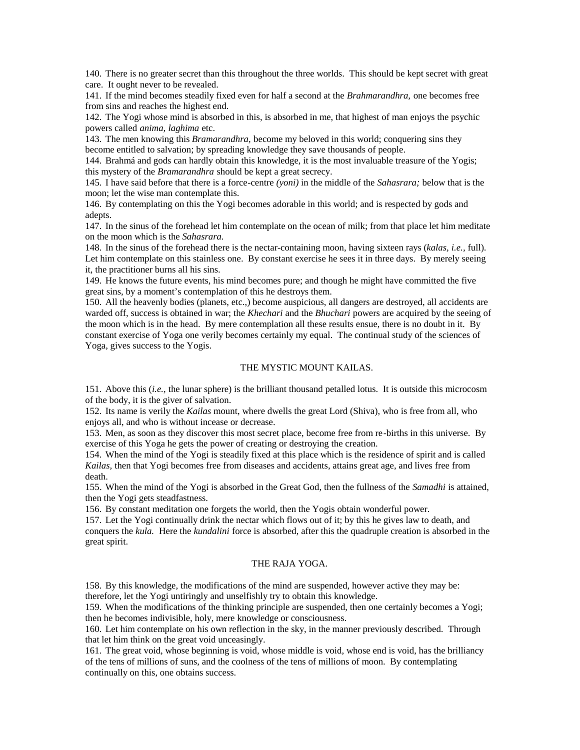140. There is no greater secret than this throughout the three worlds. This should be kept secret with great care. It ought never to be revealed.

141. If the mind becomes steadily fixed even for half a second at the *Brahmarandhra,* one becomes free from sins and reaches the highest end.

142. The Yogi whose mind is absorbed in this, is absorbed in me, that highest of man enjoys the psychic powers called *anima, laghima* etc.

143. The men knowing this *Bramarandhra,* become my beloved in this world; conquering sins they become entitled to salvation; by spreading knowledge they save thousands of people.

144. Brahmá and gods can hardly obtain this knowledge, it is the most invaluable treasure of the Yogis; this mystery of the *Bramarandhra* should be kept a great secrecy.

145. I have said before that there is a force-centre *(yoni)* in the middle of the *Sahasrara;* below that is the moon; let the wise man contemplate this.

146. By contemplating on this the Yogi becomes adorable in this world; and is respected by gods and adepts.

147. In the sinus of the forehead let him contemplate on the ocean of milk; from that place let him meditate on the moon which is the *Sahasrara.*

148. In the sinus of the forehead there is the nectar-containing moon, having sixteen rays (*kalas, i.e.,* full). Let him contemplate on this stainless one. By constant exercise he sees it in three days. By merely seeing it, the practitioner burns all his sins.

149. He knows the future events, his mind becomes pure; and though he might have committed the five great sins, by a moment's contemplation of this he destroys them.

150. All the heavenly bodies (planets, etc.,) become auspicious, all dangers are destroyed, all accidents are warded off, success is obtained in war; the *Khechari* and the *Bhuchari* powers are acquired by the seeing of the moon which is in the head. By mere contemplation all these results ensue, there is no doubt in it. By constant exercise of Yoga one verily becomes certainly my equal. The continual study of the sciences of Yoga, gives success to the Yogis.

## THE MYSTIC MOUNT KAILAS.

151. Above this (*i.e.,* the lunar sphere) is the brilliant thousand petalled lotus. It is outside this microcosm of the body, it is the giver of salvation.

152. Its name is verily the *Kailas* mount, where dwells the great Lord (Shiva), who is free from all, who enjoys all, and who is without increase or decrease.

153. Men, as soon as they discover this most secret place, become free from re-births in this universe. By exercise of this Yoga he gets the power of creating or destroying the creation.

154. When the mind of the Yogi is steadily fixed at this place which is the residence of spirit and is called *Kailas,* then that Yogi becomes free from diseases and accidents, attains great age, and lives free from death.

155. When the mind of the Yogi is absorbed in the Great God, then the fullness of the *Samadhi* is attained, then the Yogi gets steadfastness.

156. By constant meditation one forgets the world, then the Yogis obtain wonderful power.

157. Let the Yogi continually drink the nectar which flows out of it; by this he gives law to death, and conquers the *kula.* Here the *kundalini* force is absorbed, after this the quadruple creation is absorbed in the great spirit.

## THE RAJA YOGA.

158. By this knowledge, the modifications of the mind are suspended, however active they may be: therefore, let the Yogi untiringly and unselfishly try to obtain this knowledge.

159. When the modifications of the thinking principle are suspended, then one certainly becomes a Yogi; then he becomes indivisible, holy, mere knowledge or consciousness.

160. Let him contemplate on his own reflection in the sky, in the manner previously described. Through that let him think on the great void unceasingly.

161. The great void, whose beginning is void, whose middle is void, whose end is void, has the brilliancy of the tens of millions of suns, and the coolness of the tens of millions of moon. By contemplating continually on this, one obtains success.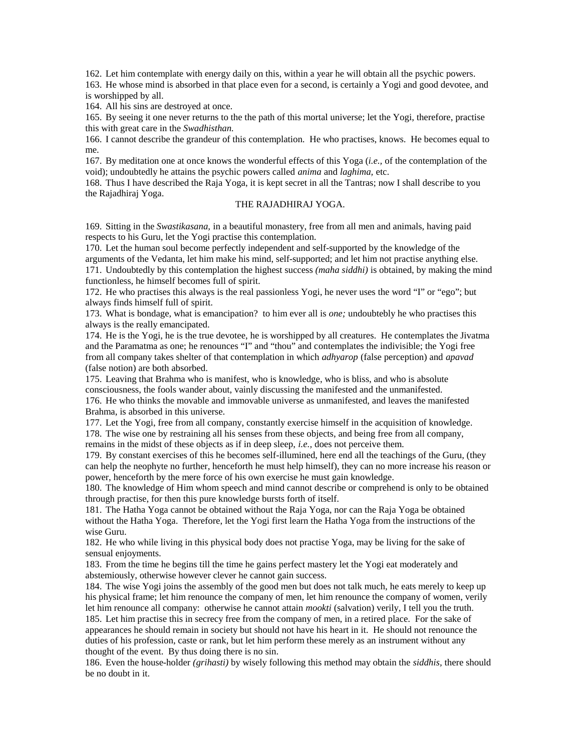162. Let him contemplate with energy daily on this, within a year he will obtain all the psychic powers.
163. He whose mind is absorbed in that place even for a second, is certainly a Yogi and good devotee, and is worshipped by all.
164. All his sins are destroyed at once.
165. By seeing it one never returns to the the path of this mortal universe; let the Yogi, therefore, practise this with great care in the *Swadhisthan.*
166. I cannot describe the grandeur of this contemplation. He who practises, knows. He becomes equal to me.
167. By meditation one at once knows the wonderful effects of this Yoga (*i.e.,* of the contemplation of the void); undoubtedly he attains the psychic powers called *anima* and *laghima,* etc.
168. Thus I have described the Raja Yoga, it is kept secret in all the Tantras; now I shall describe to you the Rajadhiraj Yoga.

## THE RAJADHIRAJ YOGA.

169. Sitting in the *Swastikasana,* in a beautiful monastery, free from all men and animals, having paid respects to his Guru, let the Yogi practise this contemplation.
170. Let the human soul become perfectly independent and self-supported by the knowledge of the arguments of the Vedanta, let him make his mind, self-supported; and let him not practise anything else.
171. Undoubtedly by this contemplation the highest success *(maha siddhi)* is obtained, by making the mind functionless, he himself becomes full of spirit.
172. He who practises this always is the real passionless Yogi, he never uses the word "I" or "ego"; but always finds himself full of spirit.
173. What is bondage, what is emancipation? to him ever all is *one;* undoubtebly he who practises this always is the really emancipated.
174. He is the Yogi, he is the true devotee, he is worshipped by all creatures. He contemplates the Jivatma and the Paramatma as one; he renounces "I" and "thou" and contemplates the indivisible; the Yogi free from all company takes shelter of that contemplation in which *adhyarop* (false perception) and *apavad* (false notion) are both absorbed.
175. Leaving that Brahma who is manifest, who is knowledge, who is bliss, and who is absolute consciousness, the fools wander about, vainly discussing the manifested and the unmanifested.
176. He who thinks the movable and immovable universe as unmanifested, and leaves the manifested Brahma, is absorbed in this universe.
177. Let the Yogi, free from all company, constantly exercise himself in the acquisition of knowledge.
178. The wise one by restraining all his senses from these objects, and being free from all company, remains in the midst of these objects as if in deep sleep, *i.e.,* does not perceive them.
179. By constant exercises of this he becomes self-illumined, here end all the teachings of the Guru, (they can help the neophyte no further, henceforth he must help himself), they can no more increase his reason or power, henceforth by the mere force of his own exercise he must gain knowledge.
180. The knowledge of Him whom speech and mind cannot describe or comprehend is only to be obtained through practise, for then this pure knowledge bursts forth of itself.
181. The Hatha Yoga cannot be obtained without the Raja Yoga, nor can the Raja Yoga be obtained without the Hatha Yoga. Therefore, let the Yogi first learn the Hatha Yoga from the instructions of the wise Guru.
182. He who while living in this physical body does not practise Yoga, may be living for the sake of sensual enjoyments.
183. From the time he begins till the time he gains perfect mastery let the Yogi eat moderately and abstemiously, otherwise however clever he cannot gain success.
184. The wise Yogi joins the assembly of the good men but does not talk much, he eats merely to keep up his physical frame; let him renounce the company of men, let him renounce the company of women, verily let him renounce all company: otherwise he cannot attain *mookti* (salvation) verily, I tell you the truth.
185. Let him practise this in secrecy free from the company of men, in a retired place. For the sake of appearances he should remain in society but should not have his heart in it. He should not renounce the duties of his profession, caste or rank, but let him perform these merely as an instrument without any thought of the event. By thus doing there is no sin.
186. Even the house-holder *(grihasti)* by wisely following this method may obtain the *siddhis,* there should be no doubt in it.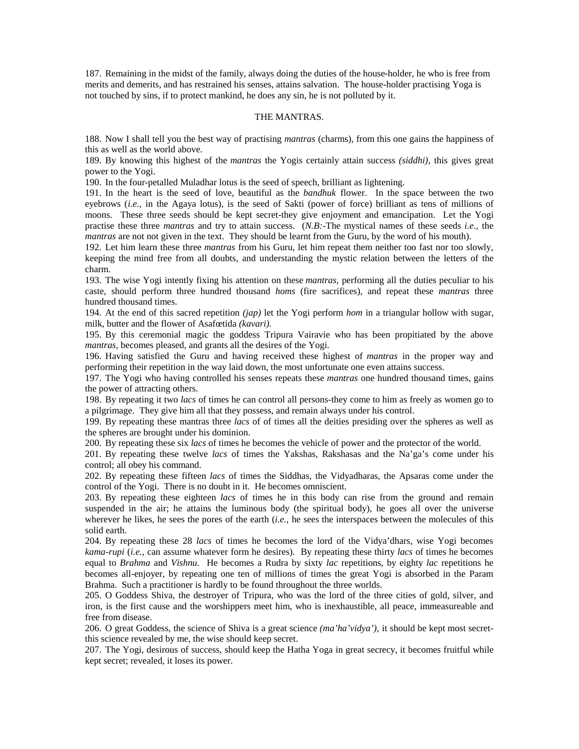187. Remaining in the midst of the family, always doing the duties of the house-holder, he who is free from merits and demerits, and has restrained his senses, attains salvation. The house-holder practising Yoga is not touched by sins, if to protect mankind, he does any sin, he is not polluted by it.

## THE MANTRAS.

188. Now I shall tell you the best way of practising *mantras* (charms), from this one gains the happiness of this as well as the world above.

189. By knowing this highest of the *mantras* the Yogis certainly attain success *(siddhi),* this gives great power to the Yogi.

190. In the four-petalled Muladhar lotus is the seed of speech, brilliant as lightening.

191. In the heart is the seed of love, beautiful as the *bandhuk* flower. In the space between the two eyebrows (*i.e.,* in the Agaya lotus), is the seed of Sakti (power of force) brilliant as tens of millions of moons. These three seeds should be kept secret-they give enjoyment and emancipation. Let the Yogi practise these three *mantras* and try to attain success. (*N.B:*-The mystical names of these seeds *i.e.,* the *mantras* are not not given in the text. They should be learnt from the Guru, by the word of his mouth).

192. Let him learn these three *mantras* from his Guru, let him repeat them neither too fast nor too slowly, keeping the mind free from all doubts, and understanding the mystic relation between the letters of the charm.

193. The wise Yogi intently fixing his attention on these *mantras,* performing all the duties peculiar to his caste, should perform three hundred thousand *homs* (fire sacrifices), and repeat these *mantras* three hundred thousand times.

194. At the end of this sacred repetition *(jap)* let the Yogi perform *hom* in a triangular hollow with sugar, milk, butter and the flower of Asafœtida *(kavari).*

195. By this ceremonial magic the goddess Tripura Vairavie who has been propitiated by the above *mantras,* becomes pleased, and grants all the desires of the Yogi.

196. Having satisfied the Guru and having received these highest of *mantras* in the proper way and performing their repetition in the way laid down, the most unfortunate one even attains success.

197. The Yogi who having controlled his senses repeats these *mantras* one hundred thousand times, gains the power of attracting others.

198. By repeating it two *lacs* of times he can control all persons-they come to him as freely as women go to a pilgrimage. They give him all that they possess, and remain always under his control.

199. By repeating these mantras three *lacs* of of times all the deities presiding over the spheres as well as the spheres are brought under his dominion.

200. By repeating these six *lacs* of times he becomes the vehicle of power and the protector of the world.

201. By repeating these twelve *lacs* of times the Yakshas, Rakshasas and the Na'ga's come under his control; all obey his command.

202. By repeating these fifteen *lacs* of times the Siddhas, the Vidyadharas, the Apsaras come under the control of the Yogi. There is no doubt in it. He becomes omniscient.

203. By repeating these eighteen *lacs* of times he in this body can rise from the ground and remain suspended in the air; he attains the luminous body (the spiritual body), he goes all over the universe wherever he likes, he sees the pores of the earth (*i.e.,* he sees the interspaces between the molecules of this solid earth.

204. By repeating these 28 *lacs* of times he becomes the lord of the Vidya'dhars, wise Yogi becomes *kama-rupi* (*i.e.,* can assume whatever form he desires). By repeating these thirty *lacs* of times he becomes equal to *Brahma* and *Vishnu.* He becomes a Rudra by sixty *lac* repetitions, by eighty *lac* repetitions he becomes all-enjoyer, by repeating one ten of millions of times the great Yogi is absorbed in the Param Brahma. Such a practitioner is hardly to be found throughout the three worlds.

205. O Goddess Shiva, the destroyer of Tripura, who was the lord of the three cities of gold, silver, and iron, is the first cause and the worshippers meet him, who is inexhaustible, all peace, immeasureable and free from disease.

206. O great Goddess, the science of Shiva is a great science *(ma'ha'vidya'),* it should be kept most secret-this science revealed by me, the wise should keep secret.

207. The Yogi, desirous of success, should keep the Hatha Yoga in great secrecy, it becomes fruitful while kept secret; revealed, it loses its power.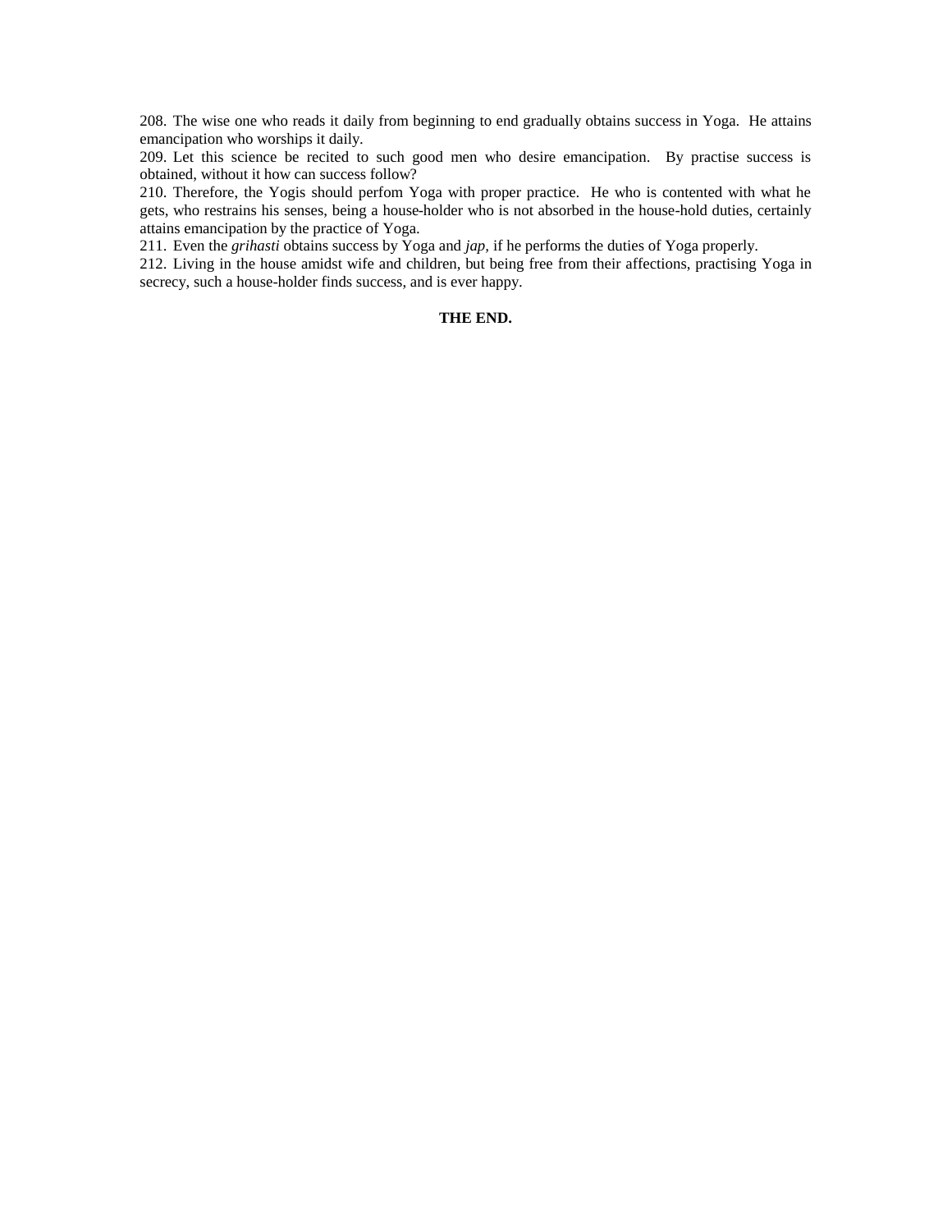208. The wise one who reads it daily from beginning to end gradually obtains success in Yoga. He attains emancipation who worships it daily.

209. Let this science be recited to such good men who desire emancipation. By practise success is obtained, without it how can success follow?

210. Therefore, the Yogis should perfom Yoga with proper practice. He who is contented with what he gets, who restrains his senses, being a house-holder who is not absorbed in the house-hold duties, certainly attains emancipation by the practice of Yoga.

211. Even the *grihasti* obtains success by Yoga and *jap,* if he performs the duties of Yoga properly.

212. Living in the house amidst wife and children, but being free from their affections, practising Yoga in secrecy, such a house-holder finds success, and is ever happy.

**THE END.**